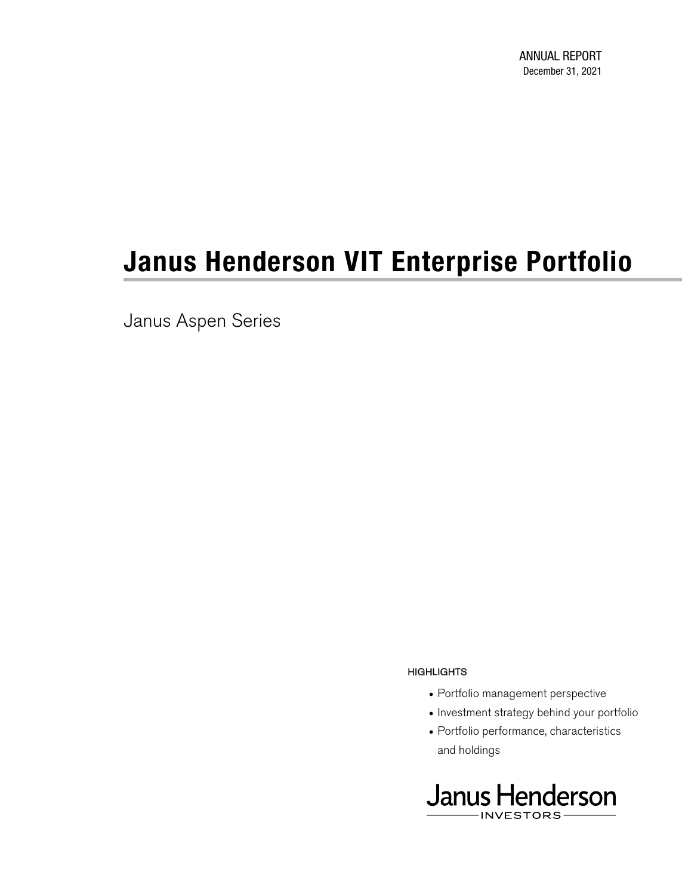ANNUAL REPORT
December 31, 2021

# Janus Henderson VIT Enterprise Portfolio

Janus Aspen Series

HIGHLIGHTS

- Portfolio management perspective
- Investment strategy behind your portfolio
- Portfolio performance, characteristics and holdings

Janus Henderson
INVESTORS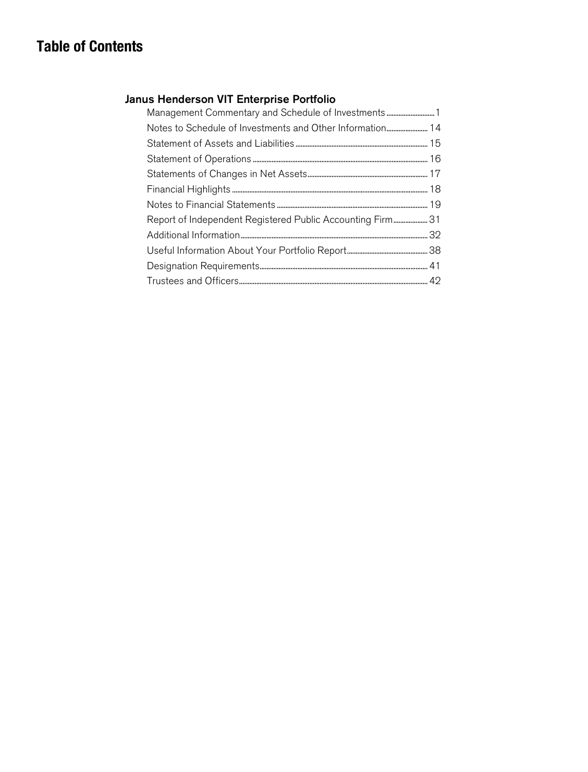# Table of Contents

## Janus Henderson VIT Enterprise Portfolio

| | |
|---|---|
| Management Commentary and Schedule of Investments | 1 |
| Notes to Schedule of Investments and Other Information | 14 |
| Statement of Assets and Liabilities | 15 |
| Statement of Operations | 16 |
| Statements of Changes in Net Assets | 17 |
| Financial Highlights | 18 |
| Notes to Financial Statements | 19 |
| Report of Independent Registered Public Accounting Firm | 31 |
| Additional Information | 32 |
| Useful Information About Your Portfolio Report | 38 |
| Designation Requirements | 41 |
| Trustees and Officers | 42 |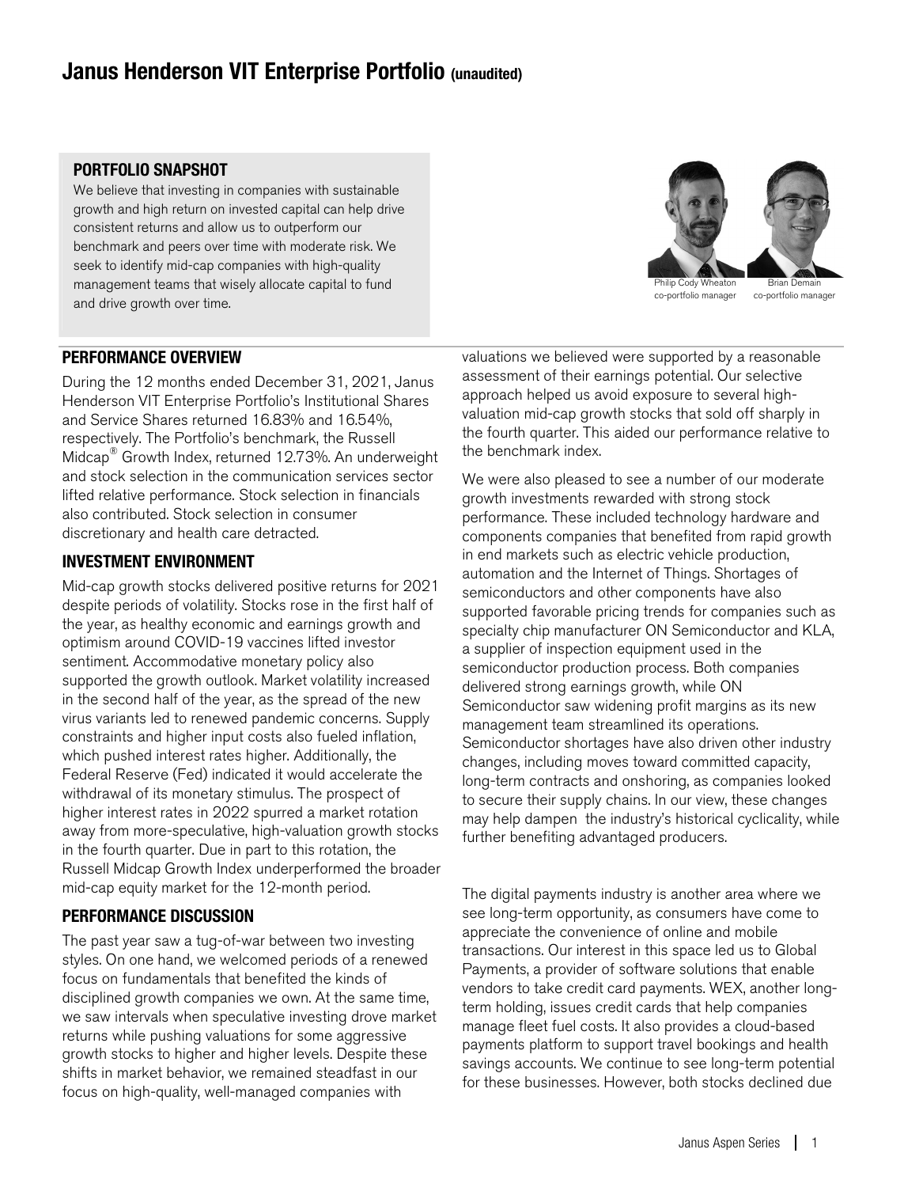# Janus Henderson VIT Enterprise Portfolio (unaudited)

**PORTFOLIO SNAPSHOT**

We believe that investing in companies with sustainable growth and high return on invested capital can help drive consistent returns and allow us to outperform our benchmark and peers over time with moderate risk. We seek to identify mid-cap companies with high-quality management teams that wisely allocate capital to fund and drive growth over time.

Philip Cody Wheaton
co-portfolio manager

Brian Demain
co-portfolio manager

## PERFORMANCE OVERVIEW

During the 12 months ended December 31, 2021, Janus Henderson VIT Enterprise Portfolio's Institutional Shares and Service Shares returned 16.83% and 16.54%, respectively. The Portfolio's benchmark, the Russell Midcap® Growth Index, returned 12.73%. An underweight and stock selection in the communication services sector lifted relative performance. Stock selection in financials also contributed. Stock selection in consumer discretionary and health care detracted.

## INVESTMENT ENVIRONMENT

Mid-cap growth stocks delivered positive returns for 2021 despite periods of volatility. Stocks rose in the first half of the year, as healthy economic and earnings growth and optimism around COVID-19 vaccines lifted investor sentiment. Accommodative monetary policy also supported the growth outlook. Market volatility increased in the second half of the year, as the spread of the new virus variants led to renewed pandemic concerns. Supply constraints and higher input costs also fueled inflation, which pushed interest rates higher. Additionally, the Federal Reserve (Fed) indicated it would accelerate the withdrawal of its monetary stimulus. The prospect of higher interest rates in 2022 spurred a market rotation away from more-speculative, high-valuation growth stocks in the fourth quarter. Due in part to this rotation, the Russell Midcap Growth Index underperformed the broader mid-cap equity market for the 12-month period.

## PERFORMANCE DISCUSSION

The past year saw a tug-of-war between two investing styles. On one hand, we welcomed periods of a renewed focus on fundamentals that benefited the kinds of disciplined growth companies we own. At the same time, we saw intervals when speculative investing drove market returns while pushing valuations for some aggressive growth stocks to higher and higher levels. Despite these shifts in market behavior, we remained steadfast in our focus on high-quality, well-managed companies with valuations we believed were supported by a reasonable assessment of their earnings potential. Our selective approach helped us avoid exposure to several high-valuation mid-cap growth stocks that sold off sharply in the fourth quarter. This aided our performance relative to the benchmark index.

We were also pleased to see a number of our moderate growth investments rewarded with strong stock performance. These included technology hardware and components companies that benefited from rapid growth in end markets such as electric vehicle production, automation and the Internet of Things. Shortages of semiconductors and other components have also supported favorable pricing trends for companies such as specialty chip manufacturer ON Semiconductor and KLA, a supplier of inspection equipment used in the semiconductor production process. Both companies delivered strong earnings growth, while ON Semiconductor saw widening profit margins as its new management team streamlined its operations. Semiconductor shortages have also driven other industry changes, including moves toward committed capacity, long-term contracts and onshoring, as companies looked to secure their supply chains. In our view, these changes may help dampen the industry's historical cyclicality, while further benefiting advantaged producers.

The digital payments industry is another area where we see long-term opportunity, as consumers have come to appreciate the convenience of online and mobile transactions. Our interest in this space led us to Global Payments, a provider of software solutions that enable vendors to take credit card payments. WEX, another long-term holding, issues credit cards that help companies manage fleet fuel costs. It also provides a cloud-based payments platform to support travel bookings and health savings accounts. We continue to see long-term potential for these businesses. However, both stocks declined due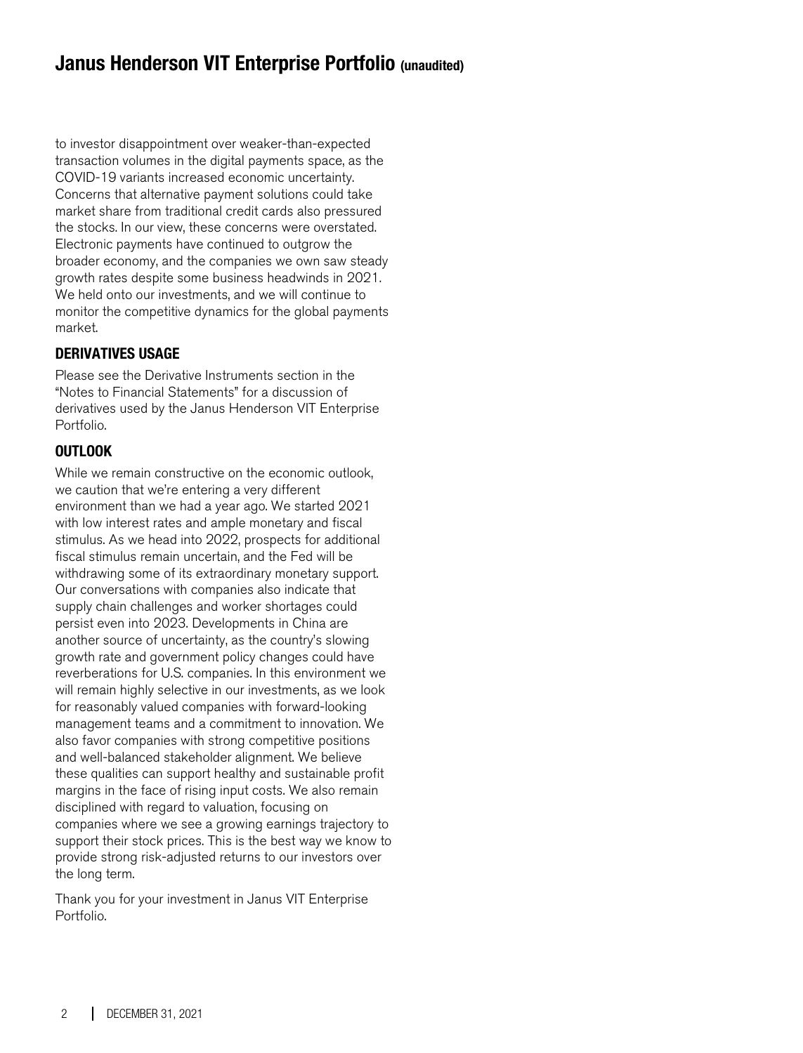to investor disappointment over weaker-than-expected transaction volumes in the digital payments space, as the COVID-19 variants increased economic uncertainty. Concerns that alternative payment solutions could take market share from traditional credit cards also pressured the stocks. In our view, these concerns were overstated. Electronic payments have continued to outgrow the broader economy, and the companies we own saw steady growth rates despite some business headwinds in 2021. We held onto our investments, and we will continue to monitor the competitive dynamics for the global payments market.

## DERIVATIVES USAGE

Please see the Derivative Instruments section in the "Notes to Financial Statements" for a discussion of derivatives used by the Janus Henderson VIT Enterprise Portfolio.

## OUTLOOK

While we remain constructive on the economic outlook, we caution that we're entering a very different environment than we had a year ago. We started 2021 with low interest rates and ample monetary and fiscal stimulus. As we head into 2022, prospects for additional fiscal stimulus remain uncertain, and the Fed will be withdrawing some of its extraordinary monetary support. Our conversations with companies also indicate that supply chain challenges and worker shortages could persist even into 2023. Developments in China are another source of uncertainty, as the country's slowing growth rate and government policy changes could have reverberations for U.S. companies. In this environment we will remain highly selective in our investments, as we look for reasonably valued companies with forward-looking management teams and a commitment to innovation. We also favor companies with strong competitive positions and well-balanced stakeholder alignment. We believe these qualities can support healthy and sustainable profit margins in the face of rising input costs. We also remain disciplined with regard to valuation, focusing on companies where we see a growing earnings trajectory to support their stock prices. This is the best way we know to provide strong risk-adjusted returns to our investors over the long term.

Thank you for your investment in Janus VIT Enterprise Portfolio.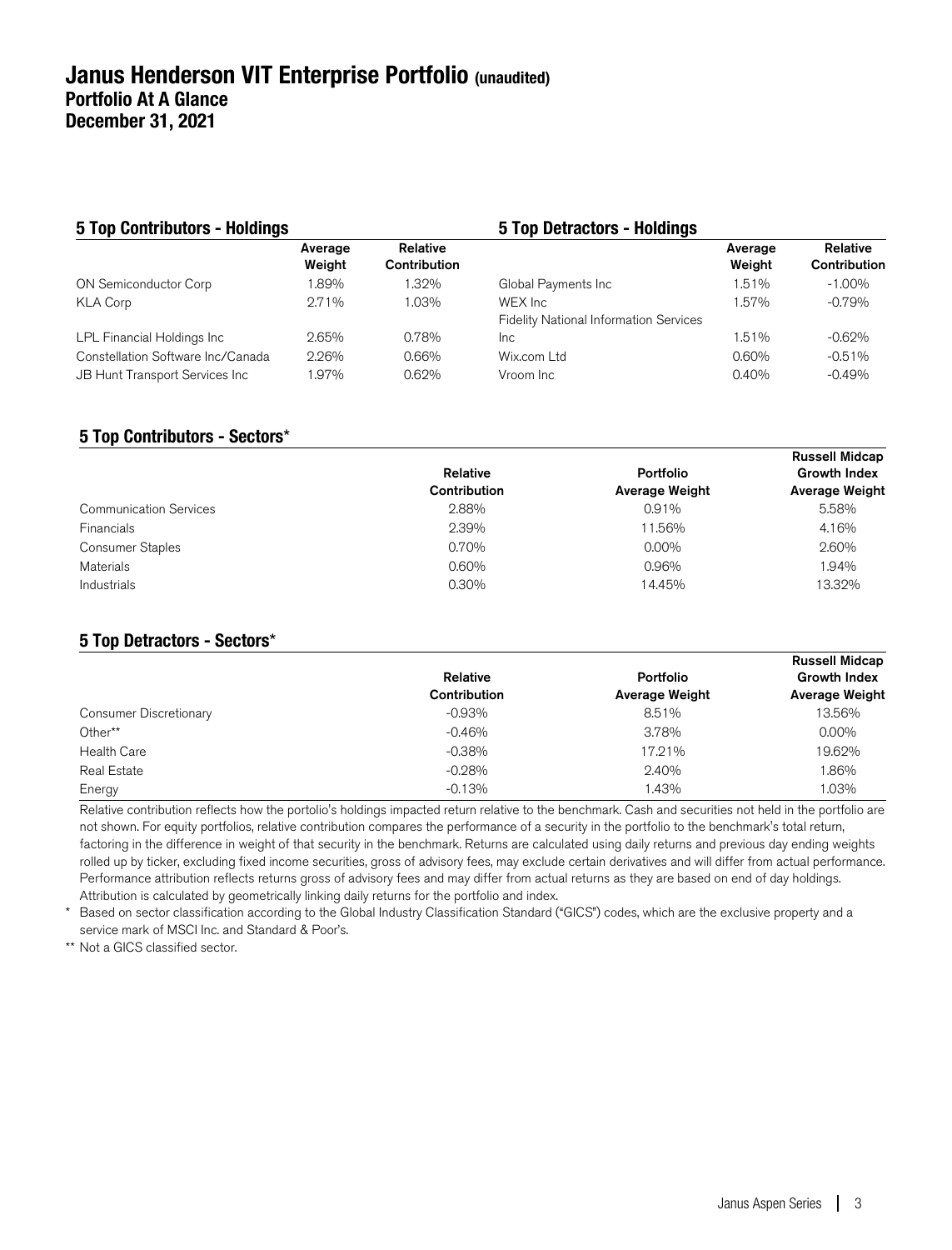# Janus Henderson VIT Enterprise Portfolio (unaudited)

## Portfolio At A Glance

## December 31, 2021

### 5 Top Contributors - Holdings

| | Average Weight | Relative Contribution |
|---|---|---|
| ON Semiconductor Corp | 1.89% | 1.32% |
| KLA Corp | 2.71% | 1.03% |
| LPL Financial Holdings Inc | 2.65% | 0.78% |
| Constellation Software Inc/Canada | 2.26% | 0.66% |
| JB Hunt Transport Services Inc | 1.97% | 0.62% |

### 5 Top Detractors - Holdings

| | Average Weight | Relative Contribution |
|---|---|---|
| Global Payments Inc | 1.51% | -1.00% |
| WEX Inc | 1.57% | -0.79% |
| Fidelity National Information Services Inc | 1.51% | -0.62% |
| Wix.com Ltd | 0.60% | -0.51% |
| Vroom Inc | 0.40% | -0.49% |

### 5 Top Contributors - Sectors*

| | Relative Contribution | Portfolio Average Weight | Russell Midcap Growth Index Average Weight |
|---|---|---|---|
| Communication Services | 2.88% | 0.91% | 5.58% |
| Financials | 2.39% | 11.56% | 4.16% |
| Consumer Staples | 0.70% | 0.00% | 2.60% |
| Materials | 0.60% | 0.96% | 1.94% |
| Industrials | 0.30% | 14.45% | 13.32% |

### 5 Top Detractors - Sectors*

| | Relative Contribution | Portfolio Average Weight | Russell Midcap Growth Index Average Weight |
|---|---|---|---|
| Consumer Discretionary | -0.93% | 8.51% | 13.56% |
| Other** | -0.46% | 3.78% | 0.00% |
| Health Care | -0.38% | 17.21% | 19.62% |
| Real Estate | -0.28% | 2.40% | 1.86% |
| Energy | -0.13% | 1.43% | 1.03% |

Relative contribution reflects how the portolio's holdings impacted return relative to the benchmark. Cash and securities not held in the portfolio are not shown. For equity portfolios, relative contribution compares the performance of a security in the portfolio to the benchmark's total return, factoring in the difference in weight of that security in the benchmark. Returns are calculated using daily returns and previous day ending weights rolled up by ticker, excluding fixed income securities, gross of advisory fees, may exclude certain derivatives and will differ from actual performance. Performance attribution reflects returns gross of advisory fees and may differ from actual returns as they are based on end of day holdings. Attribution is calculated by geometrically linking daily returns for the portfolio and index.

\* Based on sector classification according to the Global Industry Classification Standard ("GICS") codes, which are the exclusive property and a service mark of MSCI Inc. and Standard & Poor's.

** Not a GICS classified sector.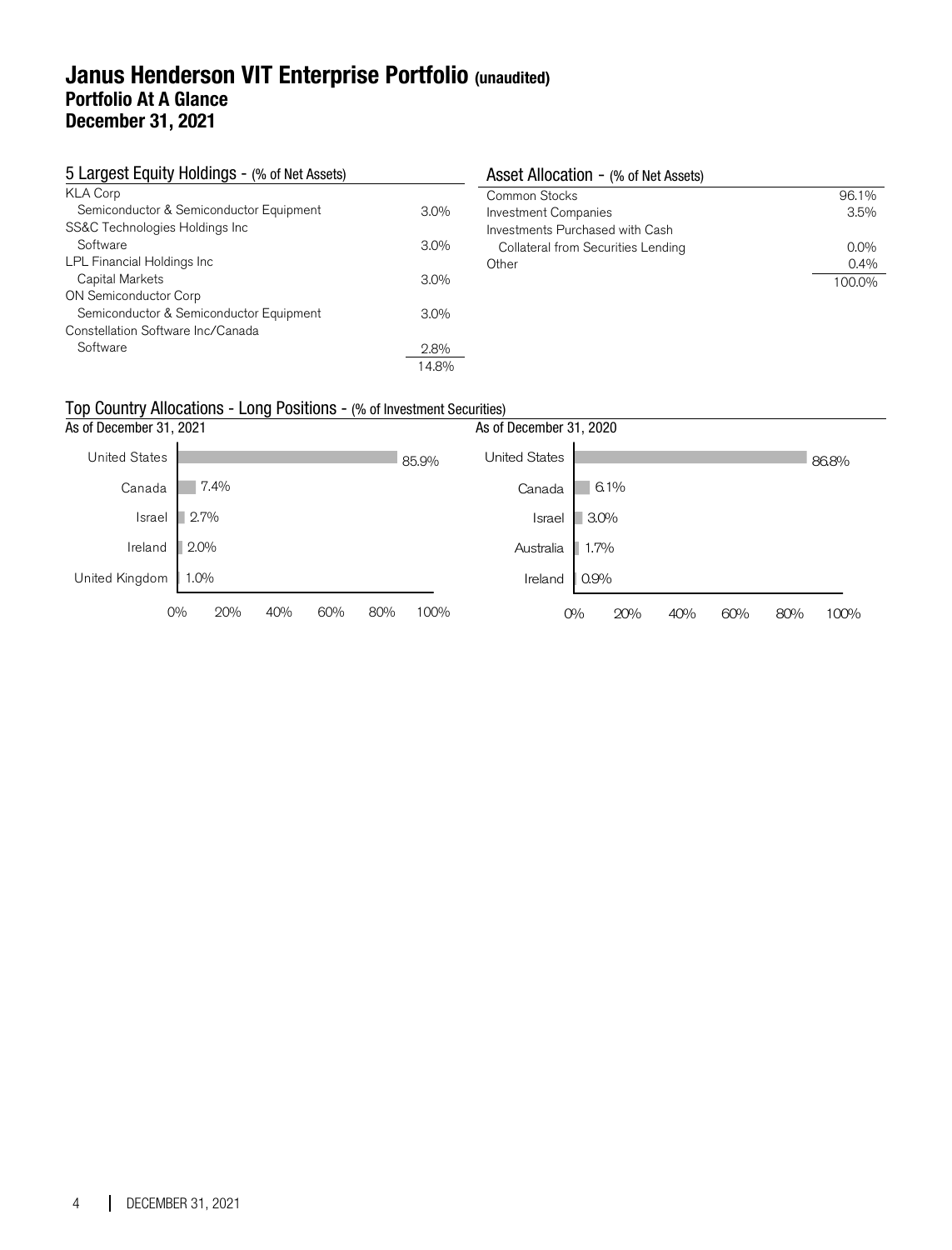# Janus Henderson VIT Enterprise Portfolio (unaudited)
## Portfolio At A Glance
## December 31, 2021

### 5 Largest Equity Holdings - (% of Net Assets)

| | |
|---|---|
| KLA Corp | |
| Semiconductor & Semiconductor Equipment | 3.0% |
| SS&C Technologies Holdings Inc | |
| Software | 3.0% |
| LPL Financial Holdings Inc | |
| Capital Markets | 3.0% |
| ON Semiconductor Corp | |
| Semiconductor & Semiconductor Equipment | 3.0% |
| Constellation Software Inc/Canada | |
| Software | 2.8% |
| | 14.8% |

### Asset Allocation - (% of Net Assets)

| | |
|---|---|
| Common Stocks | 96.1% |
| Investment Companies | 3.5% |
| Investments Purchased with Cash Collateral from Securities Lending | 0.0% |
| Other | 0.4% |
| | 100.0% |

### Top Country Allocations - Long Positions - (% of Investment Securities)

As of December 31, 2021

| Country | % |
|---|---|
| United States | 85.9% |
| Canada | 7.4% |
| Israel | 2.7% |
| Ireland | 2.0% |
| United Kingdom | 1.0% |

As of December 31, 2020

| Country | % |
|---|---|
| United States | 86.8% |
| Canada | 6.1% |
| Israel | 3.0% |
| Australia | 1.7% |
| Ireland | 0.9% |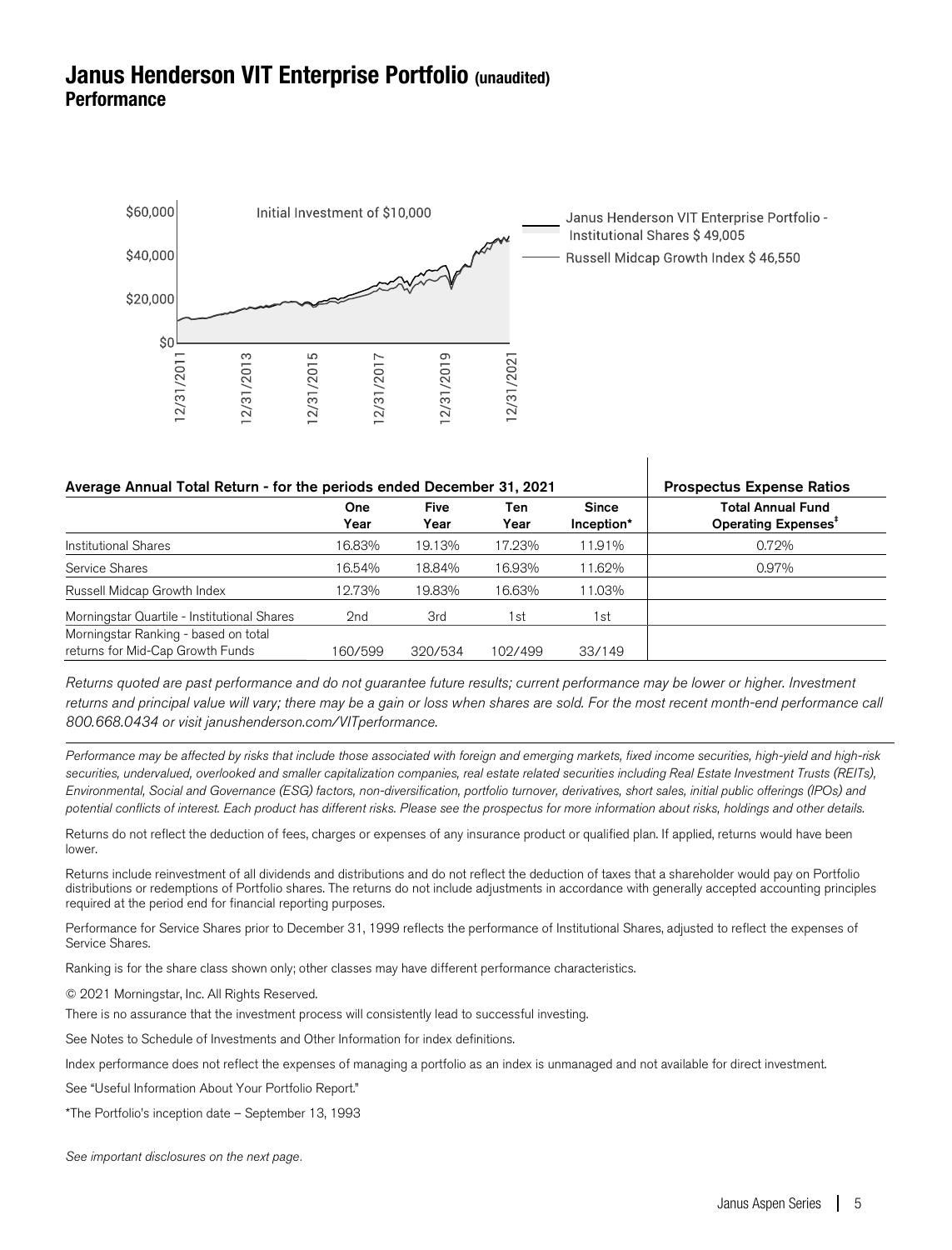# Janus Henderson VIT Enterprise Portfolio (unaudited)

## Performance

Initial Investment of $10,000

Janus Henderson VIT Enterprise Portfolio - Institutional Shares $ 49,005

Russell Midcap Growth Index $ 46,550

| Average Annual Total Return - for the periods ended December 31, 2021 | | | | | Prospectus Expense Ratios |
|---|---|---|---|---|---|
| | One Year | Five Year | Ten Year | Since Inception* | Total Annual Fund Operating Expenses‡ |
| Institutional Shares | 16.83% | 19.13% | 17.23% | 11.91% | 0.72% |
| Service Shares | 16.54% | 18.84% | 16.93% | 11.62% | 0.97% |
| Russell Midcap Growth Index | 12.73% | 19.83% | 16.63% | 11.03% | |
| Morningstar Quartile - Institutional Shares | 2nd | 3rd | 1st | 1st | |
| Morningstar Ranking - based on total returns for Mid-Cap Growth Funds | 160/599 | 320/534 | 102/499 | 33/149 | |

*Returns quoted are past performance and do not guarantee future results; current performance may be lower or higher. Investment returns and principal value will vary; there may be a gain or loss when shares are sold. For the most recent month-end performance call 800.668.0434 or visit janushenderson.com/VITperformance.*

*Performance may be affected by risks that include those associated with foreign and emerging markets, fixed income securities, high-yield and high-risk securities, undervalued, overlooked and smaller capitalization companies, real estate related securities including Real Estate Investment Trusts (REITs), Environmental, Social and Governance (ESG) factors, non-diversification, portfolio turnover, derivatives, short sales, initial public offerings (IPOs) and potential conflicts of interest. Each product has different risks. Please see the prospectus for more information about risks, holdings and other details.*

Returns do not reflect the deduction of fees, charges or expenses of any insurance product or qualified plan. If applied, returns would have been lower.

Returns include reinvestment of all dividends and distributions and do not reflect the deduction of taxes that a shareholder would pay on Portfolio distributions or redemptions of Portfolio shares. The returns do not include adjustments in accordance with generally accepted accounting principles required at the period end for financial reporting purposes.

Performance for Service Shares prior to December 31, 1999 reflects the performance of Institutional Shares, adjusted to reflect the expenses of Service Shares.

Ranking is for the share class shown only; other classes may have different performance characteristics.

© 2021 Morningstar, Inc. All Rights Reserved.

There is no assurance that the investment process will consistently lead to successful investing.

See Notes to Schedule of Investments and Other Information for index definitions.

Index performance does not reflect the expenses of managing a portfolio as an index is unmanaged and not available for direct investment.

See "Useful Information About Your Portfolio Report."

*The Portfolio's inception date – September 13, 1993

*See important disclosures on the next page.*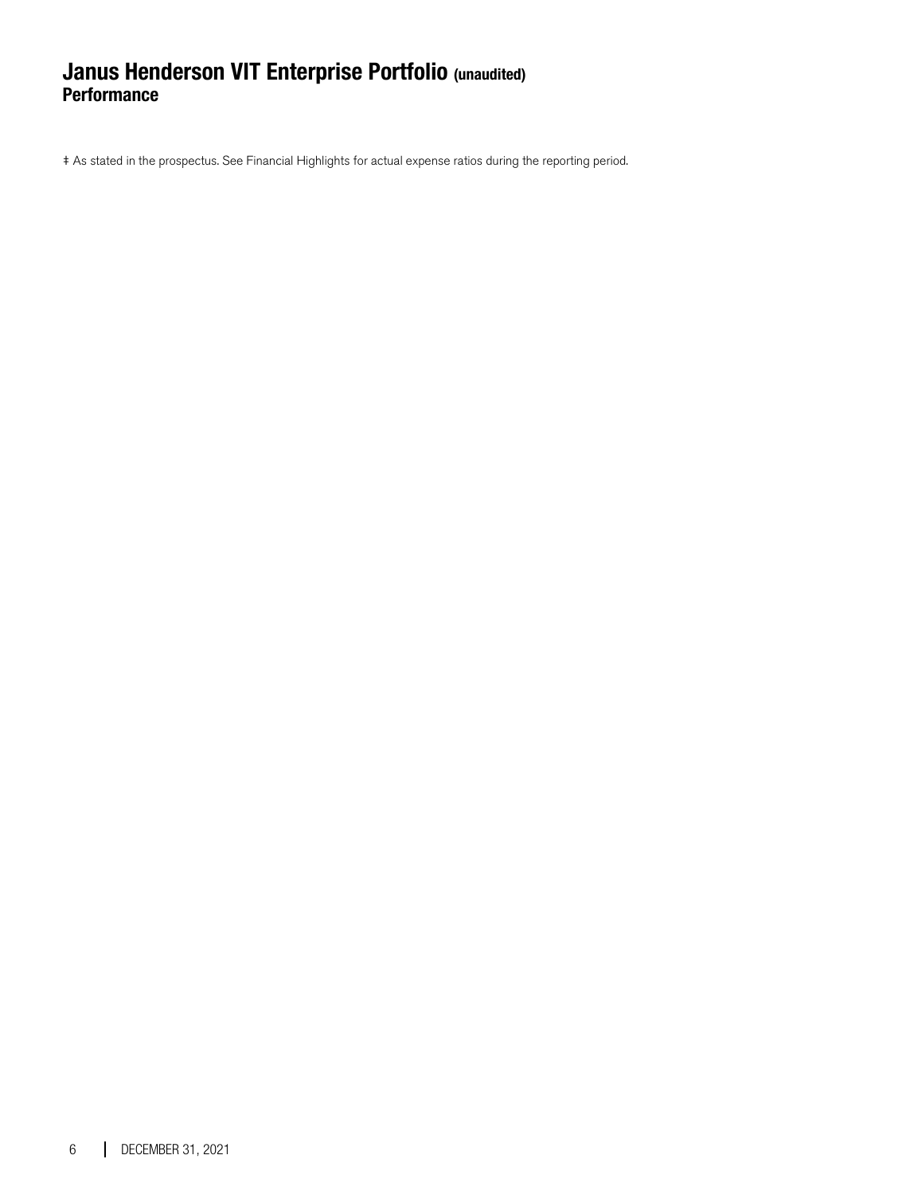# Janus Henderson VIT Enterprise Portfolio (unaudited)
## Performance

‡ As stated in the prospectus. See Financial Highlights for actual expense ratios during the reporting period.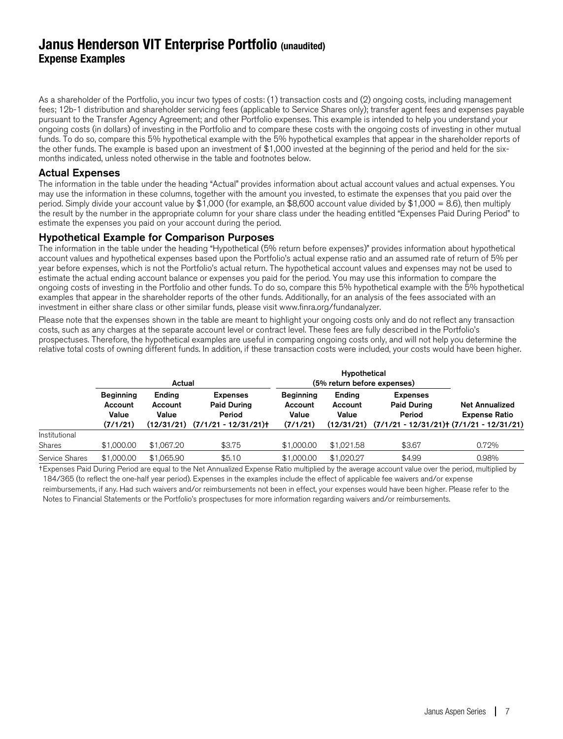# Janus Henderson VIT Enterprise Portfolio (unaudited)
## Expense Examples

As a shareholder of the Portfolio, you incur two types of costs: (1) transaction costs and (2) ongoing costs, including management fees; 12b-1 distribution and shareholder servicing fees (applicable to Service Shares only); transfer agent fees and expenses payable pursuant to the Transfer Agency Agreement; and other Portfolio expenses. This example is intended to help you understand your ongoing costs (in dollars) of investing in the Portfolio and to compare these costs with the ongoing costs of investing in other mutual funds. To do so, compare this 5% hypothetical example with the 5% hypothetical examples that appear in the shareholder reports of the other funds. The example is based upon an investment of $1,000 invested at the beginning of the period and held for the six-months indicated, unless noted otherwise in the table and footnotes below.

### Actual Expenses

The information in the table under the heading "Actual" provides information about actual account values and actual expenses. You may use the information in these columns, together with the amount you invested, to estimate the expenses that you paid over the period. Simply divide your account value by $1,000 (for example, an $8,600 account value divided by $1,000 = 8.6), then multiply the result by the number in the appropriate column for your share class under the heading entitled "Expenses Paid During Period" to estimate the expenses you paid on your account during the period.

### Hypothetical Example for Comparison Purposes

The information in the table under the heading "Hypothetical (5% return before expenses)" provides information about hypothetical account values and hypothetical expenses based upon the Portfolio's actual expense ratio and an assumed rate of return of 5% per year before expenses, which is not the Portfolio's actual return. The hypothetical account values and expenses may not be used to estimate the actual ending account balance or expenses you paid for the period. You may use this information to compare the ongoing costs of investing in the Portfolio and other funds. To do so, compare this 5% hypothetical example with the 5% hypothetical examples that appear in the shareholder reports of the other funds. Additionally, for an analysis of the fees associated with an investment in either share class or other similar funds, please visit www.finra.org/fundanalyzer.

Please note that the expenses shown in the table are meant to highlight your ongoing costs only and do not reflect any transaction costs, such as any charges at the separate account level or contract level. These fees are fully described in the Portfolio's prospectuses. Therefore, the hypothetical examples are useful in comparing ongoing costs only, and will not help you determine the relative total costs of owning different funds. In addition, if these transaction costs were included, your costs would have been higher.

| | Actual | | | Hypothetical (5% return before expenses) | | | |
|---|---|---|---|---|---|---|---|
| | Beginning Account Value (7/1/21) | Ending Account Value (12/31/21) | Expenses Paid During Period (7/1/21 - 12/31/21)† | Beginning Account Value (7/1/21) | Ending Account Value (12/31/21) | Expenses Paid During Period (7/1/21 - 12/31/21)† | Net Annualized Expense Ratio (7/1/21 - 12/31/21) |
| Institutional Shares | $1,000.00 | $1,067.20 | $3.75 | $1,000.00 | $1,021.58 | $3.67 | 0.72% |
| Service Shares | $1,000.00 | $1,065.90 | $5.10 | $1,000.00 | $1,020.27 | $4.99 | 0.98% |

†Expenses Paid During Period are equal to the Net Annualized Expense Ratio multiplied by the average account value over the period, multiplied by 184/365 (to reflect the one-half year period). Expenses in the examples include the effect of applicable fee waivers and/or expense reimbursements, if any. Had such waivers and/or reimbursements not been in effect, your expenses would have been higher. Please refer to the Notes to Financial Statements or the Portfolio's prospectuses for more information regarding waivers and/or reimbursements.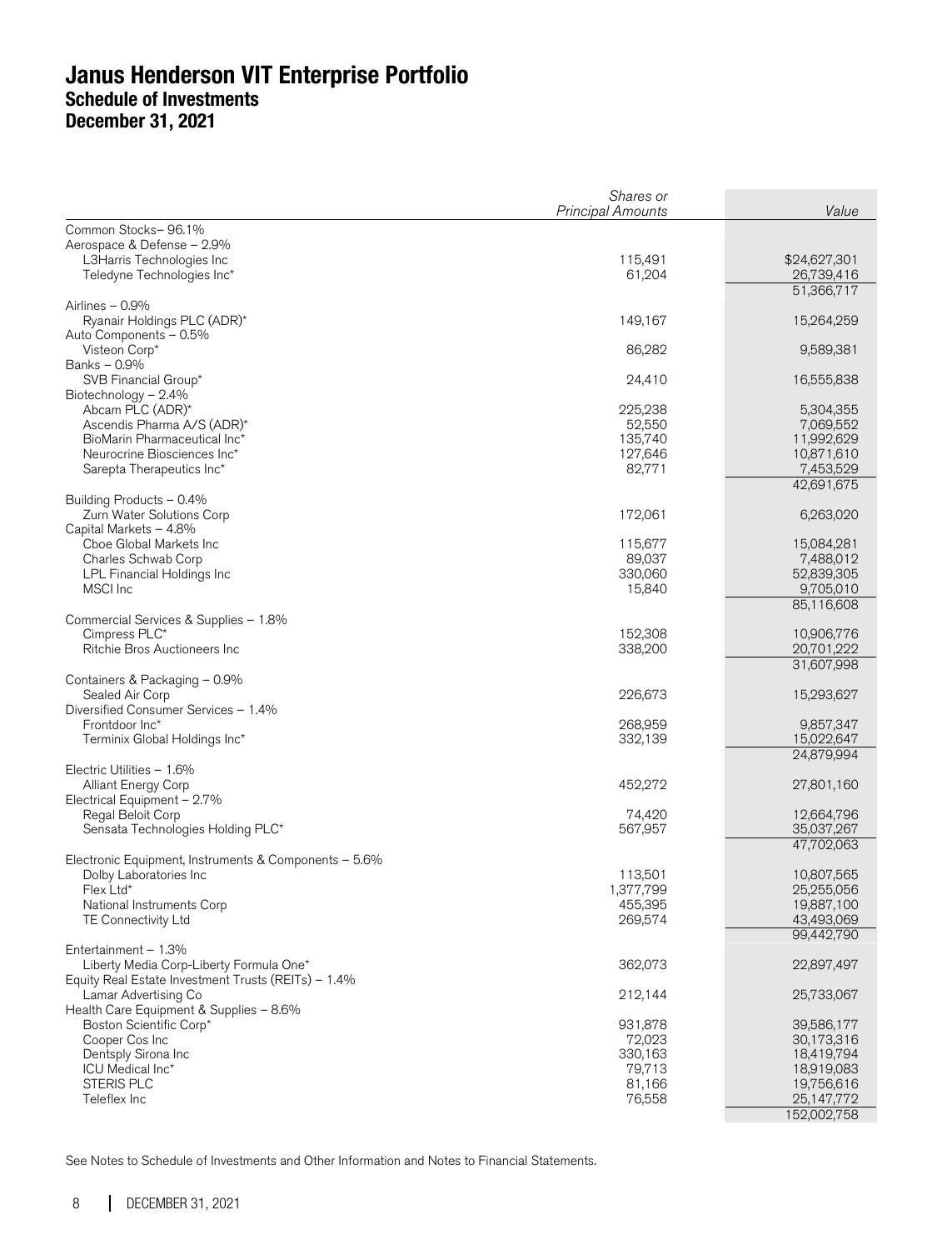# Janus Henderson VIT Enterprise Portfolio
## Schedule of Investments
## December 31, 2021

| | *Shares or Principal Amounts* | *Value* |
|---|---|---|
| Common Stocks– 96.1% | | |
| Aerospace & Defense – 2.9% | | |
| L3Harris Technologies Inc | 115,491 | $24,627,301 |
| Teledyne Technologies Inc* | 61,204 | 26,739,416 |
| | | 51,366,717 |
| Airlines – 0.9% | | |
| Ryanair Holdings PLC (ADR)* | 149,167 | 15,264,259 |
| Auto Components – 0.5% | | |
| Visteon Corp* | 86,282 | 9,589,381 |
| Banks – 0.9% | | |
| SVB Financial Group* | 24,410 | 16,555,838 |
| Biotechnology – 2.4% | | |
| Abcam PLC (ADR)* | 225,238 | 5,304,355 |
| Ascendis Pharma A/S (ADR)* | 52,550 | 7,069,552 |
| BioMarin Pharmaceutical Inc* | 135,740 | 11,992,629 |
| Neurocrine Biosciences Inc* | 127,646 | 10,871,610 |
| Sarepta Therapeutics Inc* | 82,771 | 7,453,529 |
| | | 42,691,675 |
| Building Products – 0.4% | | |
| Zurn Water Solutions Corp | 172,061 | 6,263,020 |
| Capital Markets – 4.8% | | |
| Cboe Global Markets Inc | 115,677 | 15,084,281 |
| Charles Schwab Corp | 89,037 | 7,488,012 |
| LPL Financial Holdings Inc | 330,060 | 52,839,305 |
| MSCI Inc | 15,840 | 9,705,010 |
| | | 85,116,608 |
| Commercial Services & Supplies – 1.8% | | |
| Cimpress PLC* | 152,308 | 10,906,776 |
| Ritchie Bros Auctioneers Inc | 338,200 | 20,701,222 |
| | | 31,607,998 |
| Containers & Packaging – 0.9% | | |
| Sealed Air Corp | 226,673 | 15,293,627 |
| Diversified Consumer Services – 1.4% | | |
| Frontdoor Inc* | 268,959 | 9,857,347 |
| Terminix Global Holdings Inc* | 332,139 | 15,022,647 |
| | | 24,879,994 |
| Electric Utilities – 1.6% | | |
| Alliant Energy Corp | 452,272 | 27,801,160 |
| Electrical Equipment – 2.7% | | |
| Regal Beloit Corp | 74,420 | 12,664,796 |
| Sensata Technologies Holding PLC* | 567,957 | 35,037,267 |
| | | 47,702,063 |
| Electronic Equipment, Instruments & Components – 5.6% | | |
| Dolby Laboratories Inc | 113,501 | 10,807,565 |
| Flex Ltd* | 1,377,799 | 25,255,056 |
| National Instruments Corp | 455,395 | 19,887,100 |
| TE Connectivity Ltd | 269,574 | 43,493,069 |
| | | 99,442,790 |
| Entertainment – 1.3% | | |
| Liberty Media Corp-Liberty Formula One* | 362,073 | 22,897,497 |
| Equity Real Estate Investment Trusts (REITs) – 1.4% | | |
| Lamar Advertising Co | 212,144 | 25,733,067 |
| Health Care Equipment & Supplies – 8.6% | | |
| Boston Scientific Corp* | 931,878 | 39,586,177 |
| Cooper Cos Inc | 72,023 | 30,173,316 |
| Dentsply Sirona Inc | 330,163 | 18,419,794 |
| ICU Medical Inc* | 79,713 | 18,919,083 |
| STERIS PLC | 81,166 | 19,756,616 |
| Teleflex Inc | 76,558 | 25,147,772 |
| | | 152,002,758 |

See Notes to Schedule of Investments and Other Information and Notes to Financial Statements.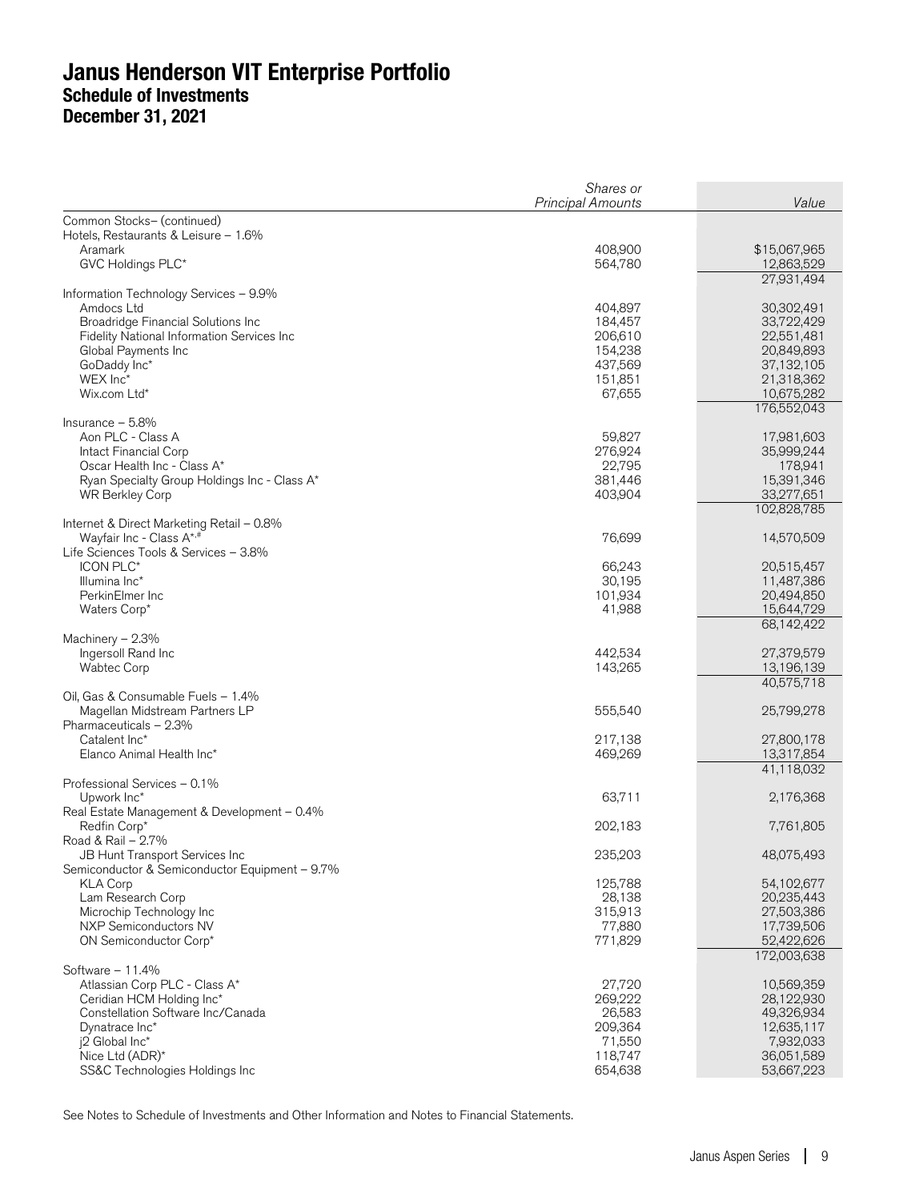# Janus Henderson VIT Enterprise Portfolio
## Schedule of Investments
## December 31, 2021

| | Shares or Principal Amounts | Value |
|---|---|---|
| Common Stocks– (continued) | | |
| Hotels, Restaurants & Leisure – 1.6% | | |
| Aramark | 408,900 | $15,067,965 |
| GVC Holdings PLC* | 564,780 | 12,863,529 |
| | | 27,931,494 |
| Information Technology Services – 9.9% | | |
| Amdocs Ltd | 404,897 | 30,302,491 |
| Broadridge Financial Solutions Inc | 184,457 | 33,722,429 |
| Fidelity National Information Services Inc | 206,610 | 22,551,481 |
| Global Payments Inc | 154,238 | 20,849,893 |
| GoDaddy Inc* | 437,569 | 37,132,105 |
| WEX Inc* | 151,851 | 21,318,362 |
| Wix.com Ltd* | 67,655 | 10,675,282 |
| | | 176,552,043 |
| Insurance – 5.8% | | |
| Aon PLC - Class A | 59,827 | 17,981,603 |
| Intact Financial Corp | 276,924 | 35,999,244 |
| Oscar Health Inc - Class A* | 22,795 | 178,941 |
| Ryan Specialty Group Holdings Inc - Class A* | 381,446 | 15,391,346 |
| WR Berkley Corp | 403,904 | 33,277,651 |
| | | 102,828,785 |
| Internet & Direct Marketing Retail – 0.8% | | |
| Wayfair Inc - Class A*,# | 76,699 | 14,570,509 |
| Life Sciences Tools & Services – 3.8% | | |
| ICON PLC* | 66,243 | 20,515,457 |
| Illumina Inc* | 30,195 | 11,487,386 |
| PerkinElmer Inc | 101,934 | 20,494,850 |
| Waters Corp* | 41,988 | 15,644,729 |
| | | 68,142,422 |
| Machinery – 2.3% | | |
| Ingersoll Rand Inc | 442,534 | 27,379,579 |
| Wabtec Corp | 143,265 | 13,196,139 |
| | | 40,575,718 |
| Oil, Gas & Consumable Fuels – 1.4% | | |
| Magellan Midstream Partners LP | 555,540 | 25,799,278 |
| Pharmaceuticals – 2.3% | | |
| Catalent Inc* | 217,138 | 27,800,178 |
| Elanco Animal Health Inc* | 469,269 | 13,317,854 |
| | | 41,118,032 |
| Professional Services – 0.1% | | |
| Upwork Inc* | 63,711 | 2,176,368 |
| Real Estate Management & Development – 0.4% | | |
| Redfin Corp* | 202,183 | 7,761,805 |
| Road & Rail – 2.7% | | |
| JB Hunt Transport Services Inc | 235,203 | 48,075,493 |
| Semiconductor & Semiconductor Equipment – 9.7% | | |
| KLA Corp | 125,788 | 54,102,677 |
| Lam Research Corp | 28,138 | 20,235,443 |
| Microchip Technology Inc | 315,913 | 27,503,386 |
| NXP Semiconductors NV | 77,880 | 17,739,506 |
| ON Semiconductor Corp* | 771,829 | 52,422,626 |
| | | 172,003,638 |
| Software – 11.4% | | |
| Atlassian Corp PLC - Class A* | 27,720 | 10,569,359 |
| Ceridian HCM Holding Inc* | 269,222 | 28,122,930 |
| Constellation Software Inc/Canada | 26,583 | 49,326,934 |
| Dynatrace Inc* | 209,364 | 12,635,117 |
| j2 Global Inc* | 71,550 | 7,932,033 |
| Nice Ltd (ADR)* | 118,747 | 36,051,589 |
| SS&C Technologies Holdings Inc | 654,638 | 53,667,223 |

See Notes to Schedule of Investments and Other Information and Notes to Financial Statements.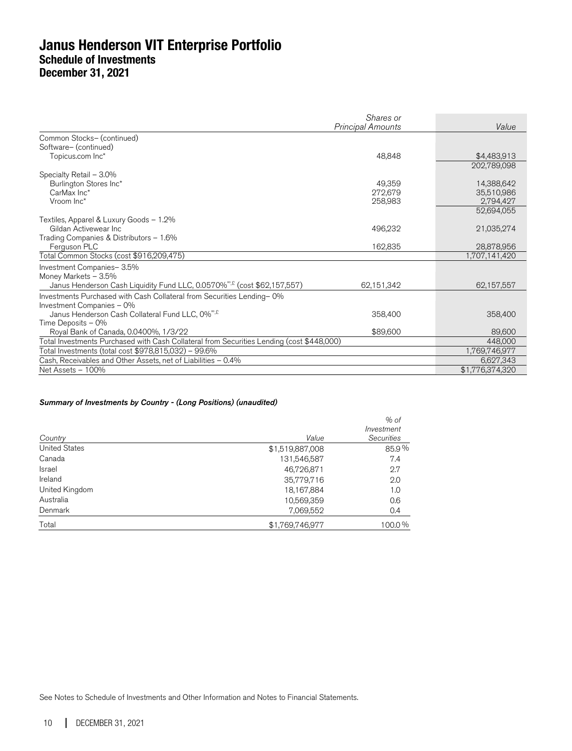# Janus Henderson VIT Enterprise Portfolio
## Schedule of Investments
## December 31, 2021

| | Shares or Principal Amounts | Value |
|---|---|---|
| Common Stocks– (continued) | | |
| Software– (continued) | | |
| Topicus.com Inc* | 48,848 | $4,483,913 |
| | | 202,789,098 |
| Specialty Retail – 3.0% | | |
| Burlington Stores Inc* | 49,359 | 14,388,642 |
| CarMax Inc* | 272,679 | 35,510,986 |
| Vroom Inc* | 258,983 | 2,794,427 |
| | | 52,694,055 |
| Textiles, Apparel & Luxury Goods – 1.2% | | |
| Gildan Activewear Inc | 496,232 | 21,035,274 |
| Trading Companies & Distributors – 1.6% | | |
| Ferguson PLC | 162,835 | 28,878,956 |
| Total Common Stocks (cost $916,209,475) | | 1,707,141,420 |
| Investment Companies– 3.5% | | |
| Money Markets – 3.5% | | |
| Janus Henderson Cash Liquidity Fund LLC, 0.0570%ºº,£ (cost $62,157,557) | 62,151,342 | 62,157,557 |
| Investments Purchased with Cash Collateral from Securities Lending– 0% | | |
| Investment Companies – 0% | | |
| Janus Henderson Cash Collateral Fund LLC, 0%ºº,£ | 358,400 | 358,400 |
| Time Deposits – 0% | | |
| Royal Bank of Canada, 0.0400%, 1/3/22 | $89,600 | 89,600 |
| Total Investments Purchased with Cash Collateral from Securities Lending (cost $448,000) | | 448,000 |
| Total Investments (total cost $978,815,032) – 99.6% | | 1,769,746,977 |
| Cash, Receivables and Other Assets, net of Liabilities – 0.4% | | 6,627,343 |
| Net Assets – 100% | | $1,776,374,320 |

***Summary of Investments by Country - (Long Positions) (unaudited)***

| Country | Value | % of Investment Securities |
|---|---|---|
| United States | $1,519,887,008 | 85.9 % |
| Canada | 131,546,587 | 7.4 |
| Israel | 46,726,871 | 2.7 |
| Ireland | 35,779,716 | 2.0 |
| United Kingdom | 18,167,884 | 1.0 |
| Australia | 10,569,359 | 0.6 |
| Denmark | 7,069,552 | 0.4 |
| Total | $1,769,746,977 | 100.0 % |

See Notes to Schedule of Investments and Other Information and Notes to Financial Statements.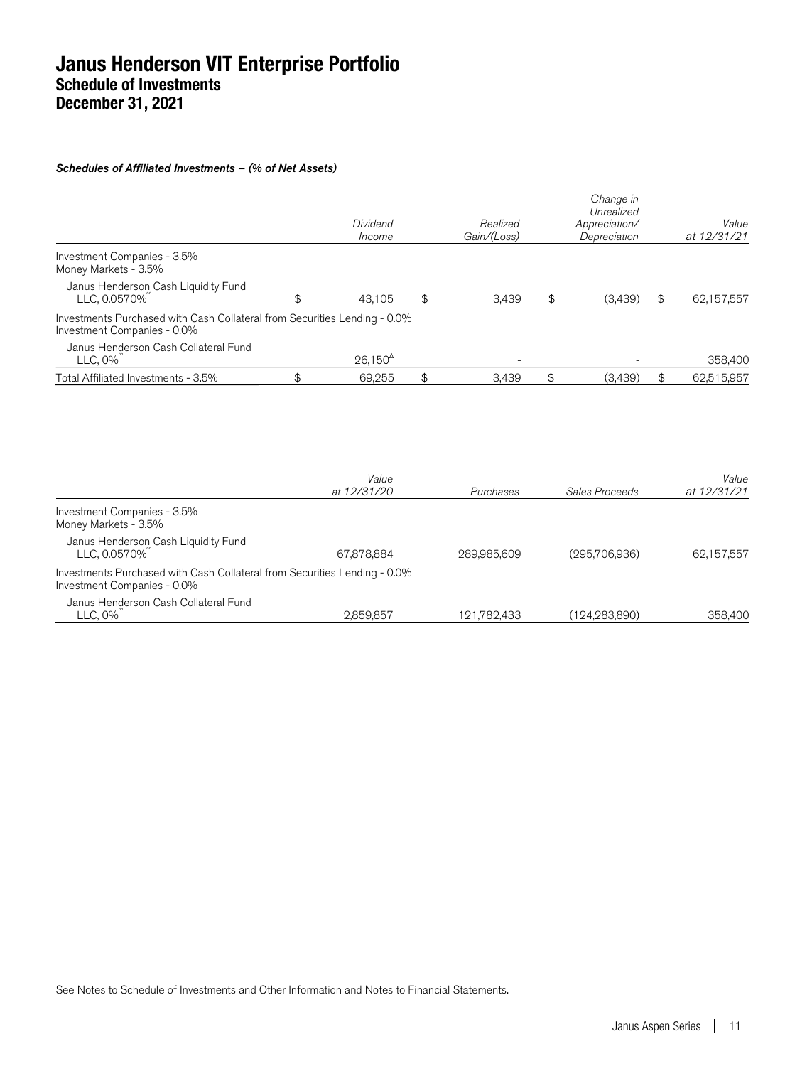# Janus Henderson VIT Enterprise Portfolio
## Schedule of Investments
## December 31, 2021

***Schedules of Affiliated Investments – (% of Net Assets)***

| | Dividend Income | Realized Gain/(Loss) | Change in Unrealized Appreciation/ Depreciation | Value at 12/31/21 |
|---|---|---|---|---|
| Investment Companies - 3.5% | | | | |
| Money Markets - 3.5% | | | | |
| Janus Henderson Cash Liquidity Fund LLC, 0.0570%ºº | $ 43,105 | $ 3,439 | $ (3,439) | $ 62,157,557 |
| Investments Purchased with Cash Collateral from Securities Lending - 0.0% | | | | |
| Investment Companies - 0.0% | | | | |
| Janus Henderson Cash Collateral Fund LLC, 0%ºº | 26,150[Δ] | - | - | 358,400 |
| Total Affiliated Investments - 3.5% | $ 69,255 | $ 3,439 | $ (3,439) | $ 62,515,957 |

| | Value at 12/31/20 | Purchases | Sales Proceeds | Value at 12/31/21 |
|---|---|---|---|---|
| Investment Companies - 3.5% | | | | |
| Money Markets - 3.5% | | | | |
| Janus Henderson Cash Liquidity Fund LLC, 0.0570%ºº | 67,878,884 | 289,985,609 | (295,706,936) | 62,157,557 |
| Investments Purchased with Cash Collateral from Securities Lending - 0.0% | | | | |
| Investment Companies - 0.0% | | | | |
| Janus Henderson Cash Collateral Fund LLC, 0%ºº | 2,859,857 | 121,782,433 | (124,283,890) | 358,400 |

See Notes to Schedule of Investments and Other Information and Notes to Financial Statements.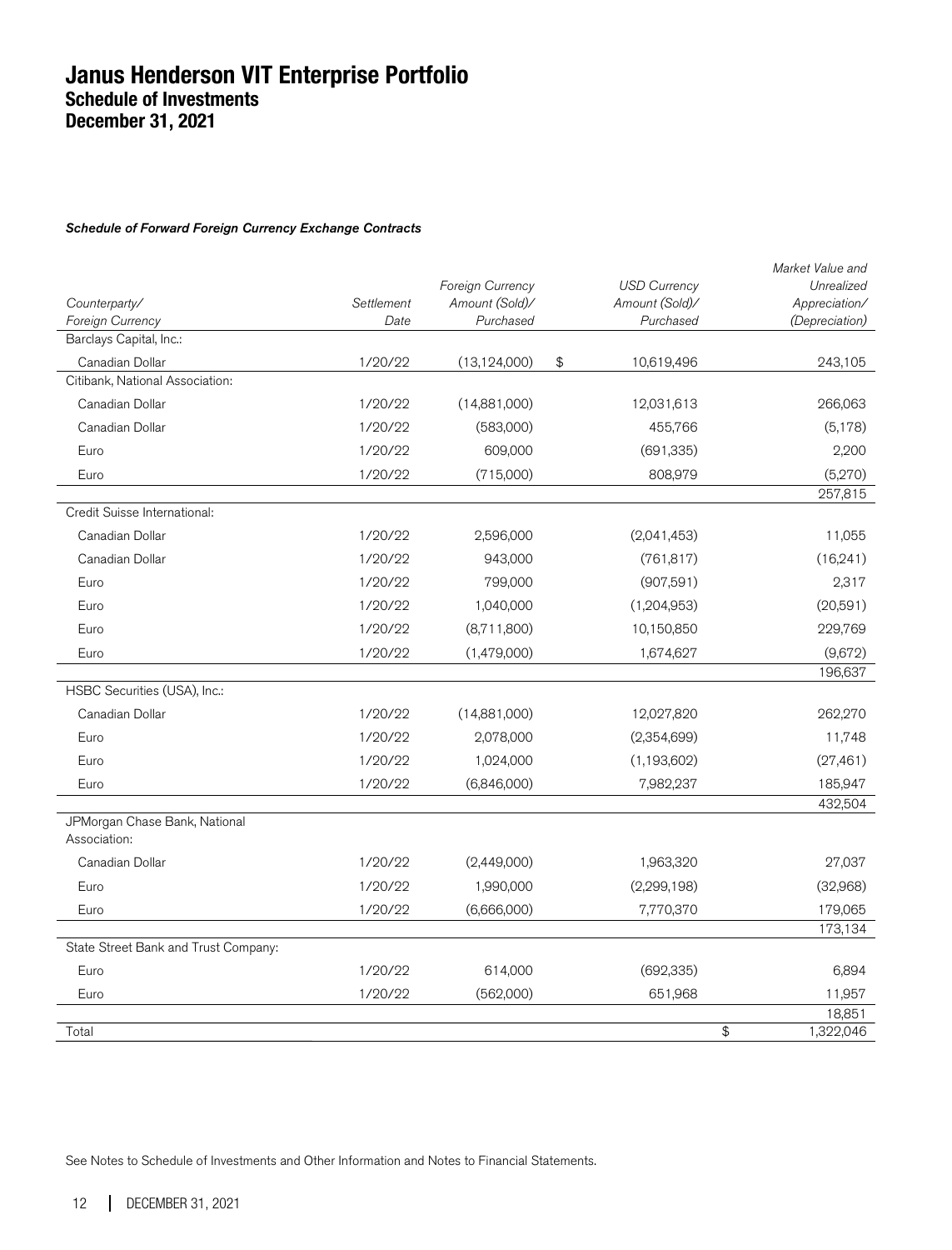# Janus Henderson VIT Enterprise Portfolio
## Schedule of Investments
## December 31, 2021

***Schedule of Forward Foreign Currency Exchange Contracts***

| Counterparty/ Foreign Currency | Settlement Date | Foreign Currency Amount (Sold)/ Purchased | USD Currency Amount (Sold)/ Purchased | Market Value and Unrealized Appreciation/ (Depreciation) |
|---|---|---|---|---|
| Barclays Capital, Inc.: | | | | |
| Canadian Dollar | 1/20/22 | (13,124,000) | $ 10,619,496 | 243,105 |
| Citibank, National Association: | | | | |
| Canadian Dollar | 1/20/22 | (14,881,000) | 12,031,613 | 266,063 |
| Canadian Dollar | 1/20/22 | (583,000) | 455,766 | (5,178) |
| Euro | 1/20/22 | 609,000 | (691,335) | 2,200 |
| Euro | 1/20/22 | (715,000) | 808,979 | (5,270) |
| | | | | 257,815 |
| Credit Suisse International: | | | | |
| Canadian Dollar | 1/20/22 | 2,596,000 | (2,041,453) | 11,055 |
| Canadian Dollar | 1/20/22 | 943,000 | (761,817) | (16,241) |
| Euro | 1/20/22 | 799,000 | (907,591) | 2,317 |
| Euro | 1/20/22 | 1,040,000 | (1,204,953) | (20,591) |
| Euro | 1/20/22 | (8,711,800) | 10,150,850 | 229,769 |
| Euro | 1/20/22 | (1,479,000) | 1,674,627 | (9,672) |
| | | | | 196,637 |
| HSBC Securities (USA), Inc.: | | | | |
| Canadian Dollar | 1/20/22 | (14,881,000) | 12,027,820 | 262,270 |
| Euro | 1/20/22 | 2,078,000 | (2,354,699) | 11,748 |
| Euro | 1/20/22 | 1,024,000 | (1,193,602) | (27,461) |
| Euro | 1/20/22 | (6,846,000) | 7,982,237 | 185,947 |
| | | | | 432,504 |
| JPMorgan Chase Bank, National Association: | | | | |
| Canadian Dollar | 1/20/22 | (2,449,000) | 1,963,320 | 27,037 |
| Euro | 1/20/22 | 1,990,000 | (2,299,198) | (32,968) |
| Euro | 1/20/22 | (6,666,000) | 7,770,370 | 179,065 |
| | | | | 173,134 |
| State Street Bank and Trust Company: | | | | |
| Euro | 1/20/22 | 614,000 | (692,335) | 6,894 |
| Euro | 1/20/22 | (562,000) | 651,968 | 11,957 |
| | | | | 18,851 |
| Total | | | | $ 1,322,046 |

See Notes to Schedule of Investments and Other Information and Notes to Financial Statements.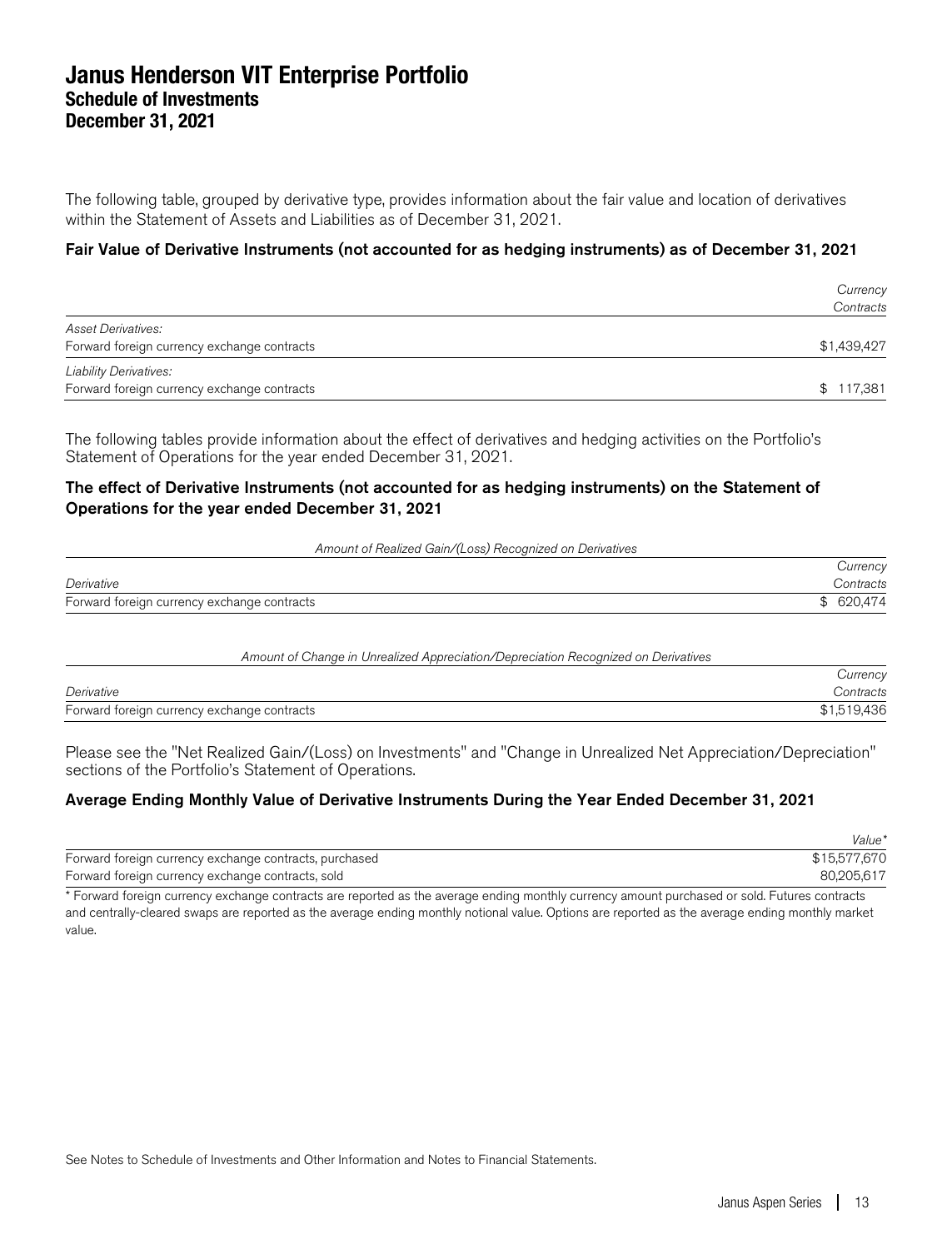# Janus Henderson VIT Enterprise Portfolio
## Schedule of Investments
## December 31, 2021

The following table, grouped by derivative type, provides information about the fair value and location of derivatives within the Statement of Assets and Liabilities as of December 31, 2021.

**Fair Value of Derivative Instruments (not accounted for as hedging instruments) as of December 31, 2021**

| | *Currency Contracts* |
|---|---|
| *Asset Derivatives:* | |
| Forward foreign currency exchange contracts | $1,439,427 |
| *Liability Derivatives:* | |
| Forward foreign currency exchange contracts | $ 117,381 |

The following tables provide information about the effect of derivatives and hedging activities on the Portfolio's Statement of Operations for the year ended December 31, 2021.

**The effect of Derivative Instruments (not accounted for as hedging instruments) on the Statement of Operations for the year ended December 31, 2021**

| *Amount of Realized Gain/(Loss) Recognized on Derivatives* | |
|---|---|
| *Derivative* | *Currency Contracts* |
| Forward foreign currency exchange contracts | $ 620,474 |

| *Amount of Change in Unrealized Appreciation/Depreciation Recognized on Derivatives* | |
|---|---|
| *Derivative* | *Currency Contracts* |
| Forward foreign currency exchange contracts | $1,519,436 |

Please see the "Net Realized Gain/(Loss) on Investments" and "Change in Unrealized Net Appreciation/Depreciation" sections of the Portfolio's Statement of Operations.

**Average Ending Monthly Value of Derivative Instruments During the Year Ended December 31, 2021**

| | *Value** |
|---|---|
| Forward foreign currency exchange contracts, purchased | $15,577,670 |
| Forward foreign currency exchange contracts, sold | 80,205,617 |

* Forward foreign currency exchange contracts are reported as the average ending monthly currency amount purchased or sold. Futures contracts and centrally-cleared swaps are reported as the average ending monthly notional value. Options are reported as the average ending monthly market value.

See Notes to Schedule of Investments and Other Information and Notes to Financial Statements.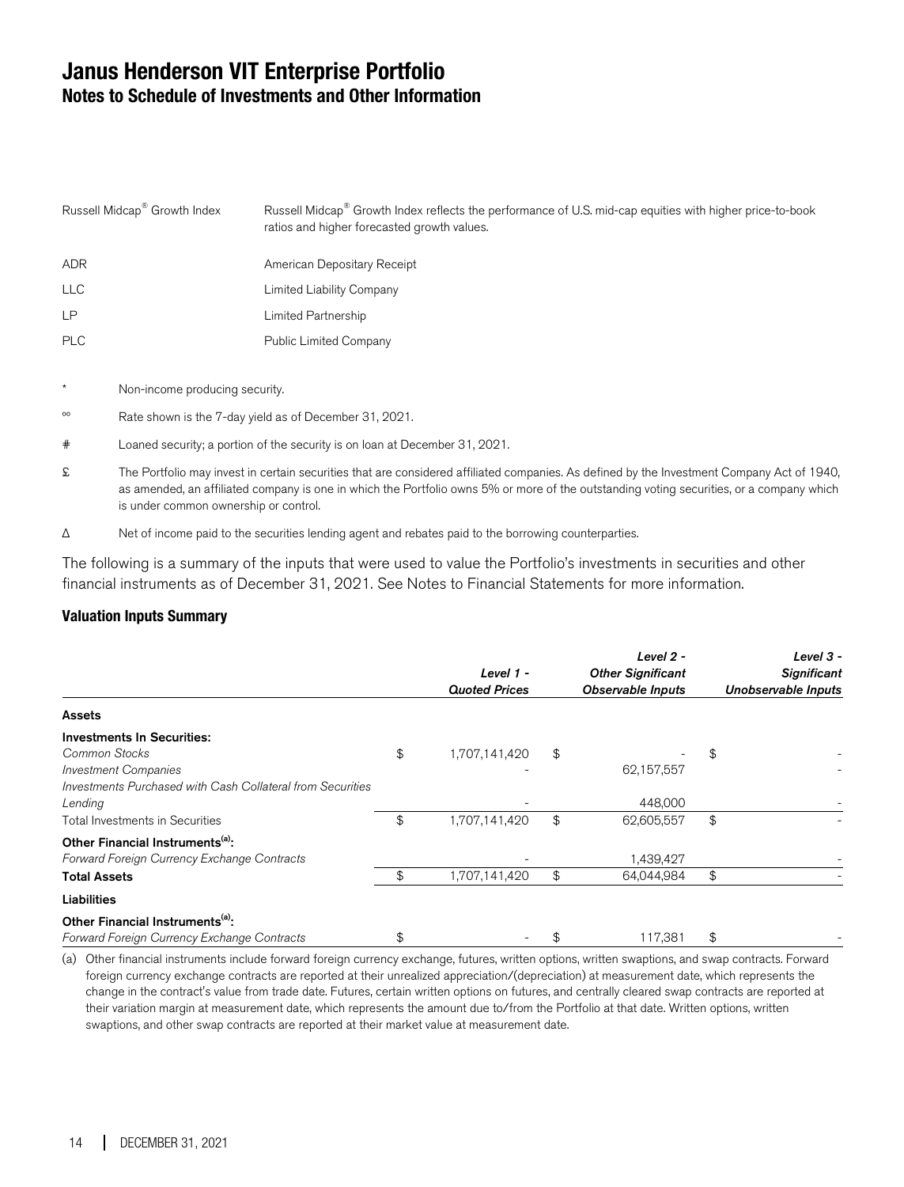# Janus Henderson VIT Enterprise Portfolio
## Notes to Schedule of Investments and Other Information

| | |
|---|---|
| Russell Midcap® Growth Index | Russell Midcap® Growth Index reflects the performance of U.S. mid-cap equities with higher price-to-book ratios and higher forecasted growth values. |
| ADR | American Depositary Receipt |
| LLC | Limited Liability Company |
| LP | Limited Partnership |
| PLC | Public Limited Company |

\* Non-income producing security.

ºº Rate shown is the 7-day yield as of December 31, 2021.

# Loaned security; a portion of the security is on loan at December 31, 2021.

£ The Portfolio may invest in certain securities that are considered affiliated companies. As defined by the Investment Company Act of 1940, as amended, an affiliated company is one in which the Portfolio owns 5% or more of the outstanding voting securities, or a company which is under common ownership or control.

Δ Net of income paid to the securities lending agent and rebates paid to the borrowing counterparties.

The following is a summary of the inputs that were used to value the Portfolio's investments in securities and other financial instruments as of December 31, 2021. See Notes to Financial Statements for more information.

**Valuation Inputs Summary**

| | *Level 1 - Quoted Prices* | *Level 2 - Other Significant Observable Inputs* | *Level 3 - Significant Unobservable Inputs* |
|---|---|---|---|
| **Assets** | | | |
| **Investments In Securities:** | | | |
| *Common Stocks* | $ 1,707,141,420 | $ - | $ - |
| *Investment Companies* | - | 62,157,557 | - |
| *Investments Purchased with Cash Collateral from Securities Lending* | - | 448,000 | - |
| Total Investments in Securities | $ 1,707,141,420 | $ 62,605,557 | $ - |
| **Other Financial Instruments(a):** | | | |
| *Forward Foreign Currency Exchange Contracts* | - | 1,439,427 | - |
| **Total Assets** | $ 1,707,141,420 | $ 64,044,984 | $ - |
| **Liabilities** | | | |
| **Other Financial Instruments(a):** | | | |
| *Forward Foreign Currency Exchange Contracts* | $ - | $ 117,381 | $ - |

(a) Other financial instruments include forward foreign currency exchange, futures, written options, written swaptions, and swap contracts. Forward foreign currency exchange contracts are reported at their unrealized appreciation/(depreciation) at measurement date, which represents the change in the contract's value from trade date. Futures, certain written options on futures, and centrally cleared swap contracts are reported at their variation margin at measurement date, which represents the amount due to/from the Portfolio at that date. Written options, written swaptions, and other swap contracts are reported at their market value at measurement date.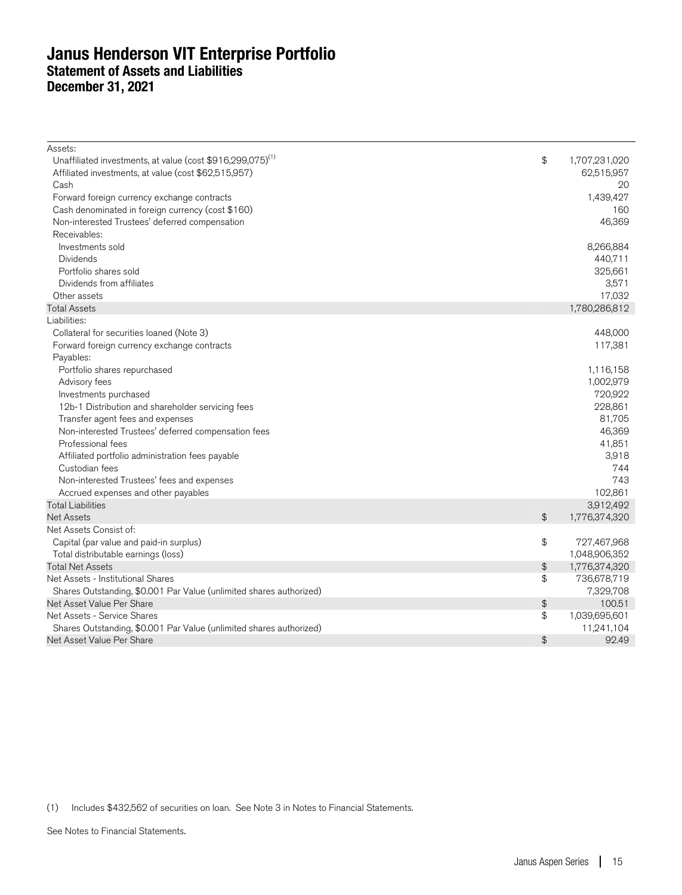# Janus Henderson VIT Enterprise Portfolio
## Statement of Assets and Liabilities
## December 31, 2021

| | | |
|---|---|---|
| Assets: | | |
| Unaffiliated investments, at value (cost $916,299,075)(1) | $ | 1,707,231,020 |
| Affiliated investments, at value (cost $62,515,957) | | 62,515,957 |
| Cash | | 20 |
| Forward foreign currency exchange contracts | | 1,439,427 |
| Cash denominated in foreign currency (cost $160) | | 160 |
| Non-interested Trustees' deferred compensation | | 46,369 |
| Receivables: | | |
| Investments sold | | 8,266,884 |
| Dividends | | 440,711 |
| Portfolio shares sold | | 325,661 |
| Dividends from affiliates | | 3,571 |
| Other assets | | 17,032 |
| Total Assets | | 1,780,286,812 |
| Liabilities: | | |
| Collateral for securities loaned (Note 3) | | 448,000 |
| Forward foreign currency exchange contracts | | 117,381 |
| Payables: | | |
| Portfolio shares repurchased | | 1,116,158 |
| Advisory fees | | 1,002,979 |
| Investments purchased | | 720,922 |
| 12b-1 Distribution and shareholder servicing fees | | 228,861 |
| Transfer agent fees and expenses | | 81,705 |
| Non-interested Trustees' deferred compensation fees | | 46,369 |
| Professional fees | | 41,851 |
| Affiliated portfolio administration fees payable | | 3,918 |
| Custodian fees | | 744 |
| Non-interested Trustees' fees and expenses | | 743 |
| Accrued expenses and other payables | | 102,861 |
| Total Liabilities | | 3,912,492 |
| Net Assets | $ | 1,776,374,320 |
| Net Assets Consist of: | | |
| Capital (par value and paid-in surplus) | $ | 727,467,968 |
| Total distributable earnings (loss) | | 1,048,906,352 |
| Total Net Assets | $ | 1,776,374,320 |
| Net Assets - Institutional Shares | $ | 736,678,719 |
| Shares Outstanding, $0.001 Par Value (unlimited shares authorized) | | 7,329,708 |
| Net Asset Value Per Share | $ | 100.51 |
| Net Assets - Service Shares | $ | 1,039,695,601 |
| Shares Outstanding, $0.001 Par Value (unlimited shares authorized) | | 11,241,104 |
| Net Asset Value Per Share | $ | 92.49 |

(1) Includes $432,562 of securities on loan. See Note 3 in Notes to Financial Statements.

See Notes to Financial Statements.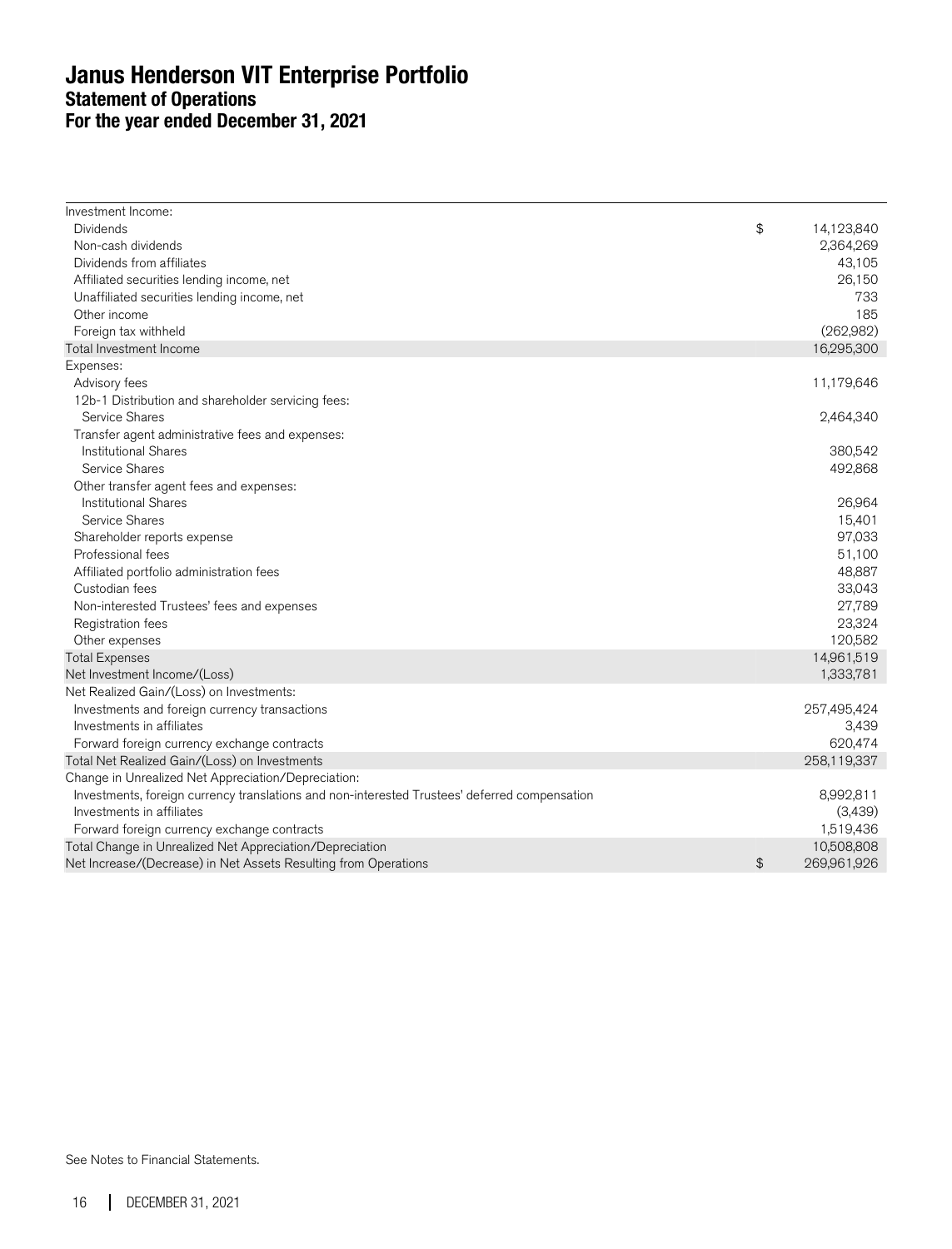# Janus Henderson VIT Enterprise Portfolio
## Statement of Operations
## For the year ended December 31, 2021

| | |
|---|---|
| Investment Income: | |
| Dividends | $ 14,123,840 |
| Non-cash dividends | 2,364,269 |
| Dividends from affiliates | 43,105 |
| Affiliated securities lending income, net | 26,150 |
| Unaffiliated securities lending income, net | 733 |
| Other income | 185 |
| Foreign tax withheld | (262,982) |
| Total Investment Income | 16,295,300 |
| Expenses: | |
| Advisory fees | 11,179,646 |
| 12b-1 Distribution and shareholder servicing fees: | |
| Service Shares | 2,464,340 |
| Transfer agent administrative fees and expenses: | |
| Institutional Shares | 380,542 |
| Service Shares | 492,868 |
| Other transfer agent fees and expenses: | |
| Institutional Shares | 26,964 |
| Service Shares | 15,401 |
| Shareholder reports expense | 97,033 |
| Professional fees | 51,100 |
| Affiliated portfolio administration fees | 48,887 |
| Custodian fees | 33,043 |
| Non-interested Trustees' fees and expenses | 27,789 |
| Registration fees | 23,324 |
| Other expenses | 120,582 |
| Total Expenses | 14,961,519 |
| Net Investment Income/(Loss) | 1,333,781 |
| Net Realized Gain/(Loss) on Investments: | |
| Investments and foreign currency transactions | 257,495,424 |
| Investments in affiliates | 3,439 |
| Forward foreign currency exchange contracts | 620,474 |
| Total Net Realized Gain/(Loss) on Investments | 258,119,337 |
| Change in Unrealized Net Appreciation/Depreciation: | |
| Investments, foreign currency translations and non-interested Trustees' deferred compensation | 8,992,811 |
| Investments in affiliates | (3,439) |
| Forward foreign currency exchange contracts | 1,519,436 |
| Total Change in Unrealized Net Appreciation/Depreciation | 10,508,808 |
| Net Increase/(Decrease) in Net Assets Resulting from Operations | $ 269,961,926 |

See Notes to Financial Statements.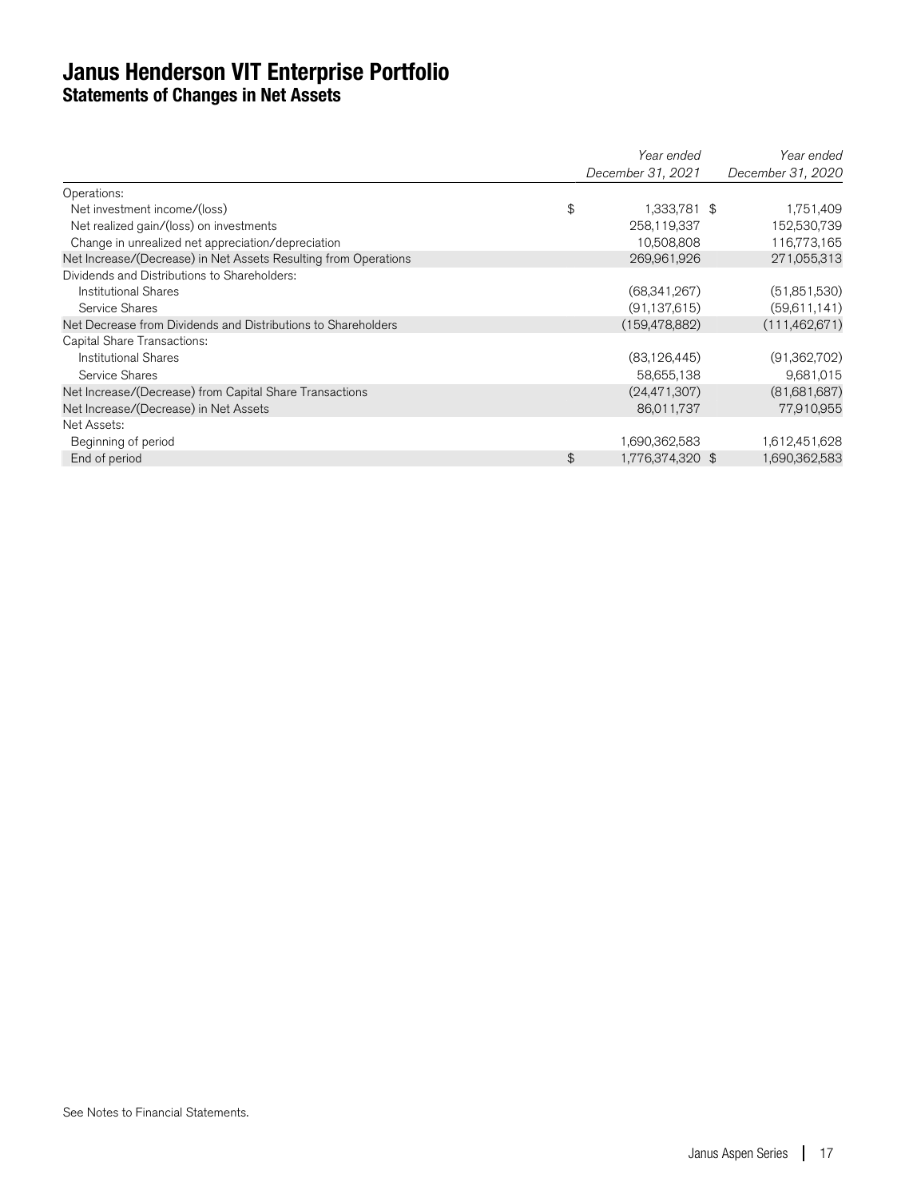# Janus Henderson VIT Enterprise Portfolio
## Statements of Changes in Net Assets

| | Year ended December 31, 2021 | Year ended December 31, 2020 |
|---|---|---|
| Operations: | | |
| Net investment income/(loss) | $ 1,333,781 | $ 1,751,409 |
| Net realized gain/(loss) on investments | 258,119,337 | 152,530,739 |
| Change in unrealized net appreciation/depreciation | 10,508,808 | 116,773,165 |
| Net Increase/(Decrease) in Net Assets Resulting from Operations | 269,961,926 | 271,055,313 |
| Dividends and Distributions to Shareholders: | | |
| Institutional Shares | (68,341,267) | (51,851,530) |
| Service Shares | (91,137,615) | (59,611,141) |
| Net Decrease from Dividends and Distributions to Shareholders | (159,478,882) | (111,462,671) |
| Capital Share Transactions: | | |
| Institutional Shares | (83,126,445) | (91,362,702) |
| Service Shares | 58,655,138 | 9,681,015 |
| Net Increase/(Decrease) from Capital Share Transactions | (24,471,307) | (81,681,687) |
| Net Increase/(Decrease) in Net Assets | 86,011,737 | 77,910,955 |
| Net Assets: | | |
| Beginning of period | 1,690,362,583 | 1,612,451,628 |
| End of period | $ 1,776,374,320 | $ 1,690,362,583 |

See Notes to Financial Statements.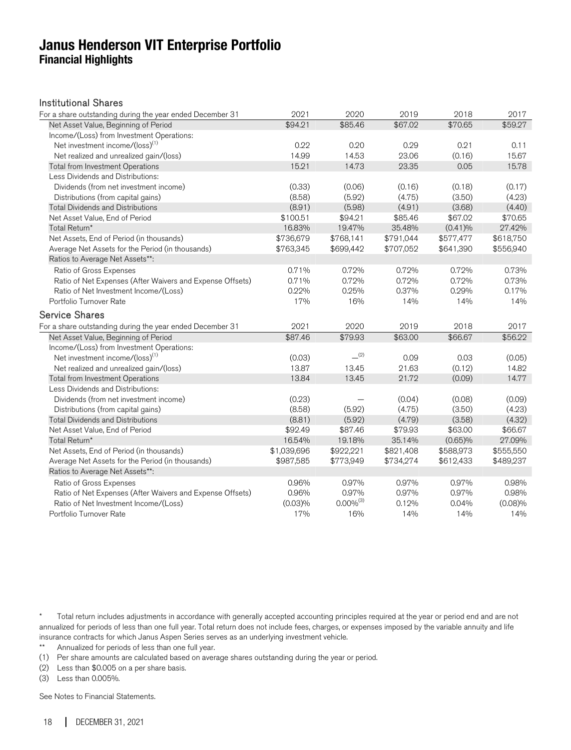# Janus Henderson VIT Enterprise Portfolio
## Financial Highlights

### Institutional Shares

| For a share outstanding during the year ended December 31 | 2021 | 2020 | 2019 | 2018 | 2017 |
|---|---|---|---|---|---|
| Net Asset Value, Beginning of Period | $94.21 | $85.46 | $67.02 | $70.65 | $59.27 |
| Income/(Loss) from Investment Operations: | | | | | |
| Net investment income/(loss)[1] | 0.22 | 0.20 | 0.29 | 0.21 | 0.11 |
| Net realized and unrealized gain/(loss) | 14.99 | 14.53 | 23.06 | (0.16) | 15.67 |
| Total from Investment Operations | 15.21 | 14.73 | 23.35 | 0.05 | 15.78 |
| Less Dividends and Distributions: | | | | | |
| Dividends (from net investment income) | (0.33) | (0.06) | (0.16) | (0.18) | (0.17) |
| Distributions (from capital gains) | (8.58) | (5.92) | (4.75) | (3.50) | (4.23) |
| Total Dividends and Distributions | (8.91) | (5.98) | (4.91) | (3.68) | (4.40) |
| Net Asset Value, End of Period | $100.51 | $94.21 | $85.46 | $67.02 | $70.65 |
| Total Return* | 16.83% | 19.47% | 35.48% | (0.41)% | 27.42% |
| Net Assets, End of Period (in thousands) | $736,679 | $768,141 | $791,044 | $577,477 | $618,750 |
| Average Net Assets for the Period (in thousands) | $763,345 | $699,442 | $707,052 | $641,390 | $556,940 |
| Ratios to Average Net Assets**: | | | | | |
| Ratio of Gross Expenses | 0.71% | 0.72% | 0.72% | 0.72% | 0.73% |
| Ratio of Net Expenses (After Waivers and Expense Offsets) | 0.71% | 0.72% | 0.72% | 0.72% | 0.73% |
| Ratio of Net Investment Income/(Loss) | 0.22% | 0.25% | 0.37% | 0.29% | 0.17% |
| Portfolio Turnover Rate | 17% | 16% | 14% | 14% | 14% |

### Service Shares

| For a share outstanding during the year ended December 31 | 2021 | 2020 | 2019 | 2018 | 2017 |
|---|---|---|---|---|---|
| Net Asset Value, Beginning of Period | $87.46 | $79.93 | $63.00 | $66.67 | $56.22 |
| Income/(Loss) from Investment Operations: | | | | | |
| Net investment income/(loss)[1] | (0.03) | —[2] | 0.09 | 0.03 | (0.05) |
| Net realized and unrealized gain/(loss) | 13.87 | 13.45 | 21.63 | (0.12) | 14.82 |
| Total from Investment Operations | 13.84 | 13.45 | 21.72 | (0.09) | 14.77 |
| Less Dividends and Distributions: | | | | | |
| Dividends (from net investment income) | (0.23) | — | (0.04) | (0.08) | (0.09) |
| Distributions (from capital gains) | (8.58) | (5.92) | (4.75) | (3.50) | (4.23) |
| Total Dividends and Distributions | (8.81) | (5.92) | (4.79) | (3.58) | (4.32) |
| Net Asset Value, End of Period | $92.49 | $87.46 | $79.93 | $63.00 | $66.67 |
| Total Return* | 16.54% | 19.18% | 35.14% | (0.65)% | 27.09% |
| Net Assets, End of Period (in thousands) | $1,039,696 | $922,221 | $821,408 | $588,973 | $555,550 |
| Average Net Assets for the Period (in thousands) | $987,585 | $773,949 | $734,274 | $612,433 | $489,237 |
| Ratios to Average Net Assets**: | | | | | |
| Ratio of Gross Expenses | 0.96% | 0.97% | 0.97% | 0.97% | 0.98% |
| Ratio of Net Expenses (After Waivers and Expense Offsets) | 0.96% | 0.97% | 0.97% | 0.97% | 0.98% |
| Ratio of Net Investment Income/(Loss) | (0.03)% | 0.00%[3] | 0.12% | 0.04% | (0.08)% |
| Portfolio Turnover Rate | 17% | 16% | 14% | 14% | 14% |

\* Total return includes adjustments in accordance with generally accepted accounting principles required at the year or period end and are not annualized for periods of less than one full year. Total return does not include fees, charges, or expenses imposed by the variable annuity and life insurance contracts for which Janus Aspen Series serves as an underlying investment vehicle.

\** Annualized for periods of less than one full year.

(1) Per share amounts are calculated based on average shares outstanding during the year or period.

(2) Less than $0.005 on a per share basis.

(3) Less than 0.005%.

See Notes to Financial Statements.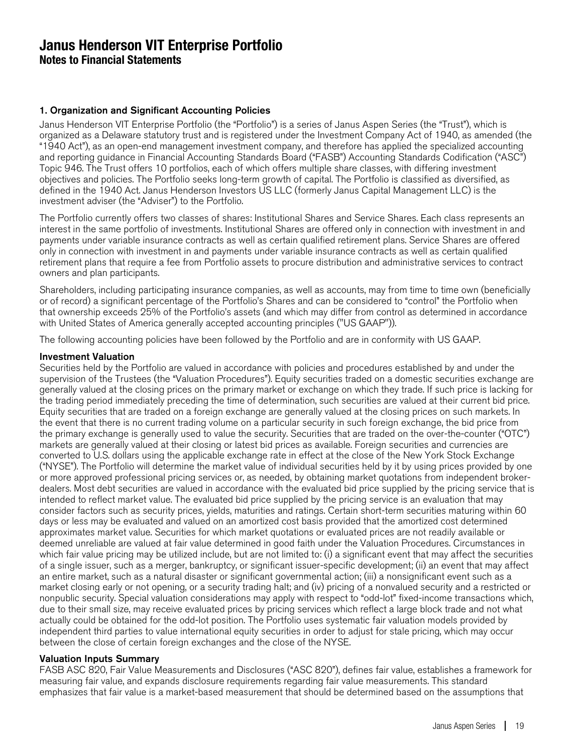# Janus Henderson VIT Enterprise Portfolio

## Notes to Financial Statements

### 1. Organization and Significant Accounting Policies

Janus Henderson VIT Enterprise Portfolio (the "Portfolio") is a series of Janus Aspen Series (the "Trust"), which is organized as a Delaware statutory trust and is registered under the Investment Company Act of 1940, as amended (the "1940 Act"), as an open-end management investment company, and therefore has applied the specialized accounting and reporting guidance in Financial Accounting Standards Board ("FASB") Accounting Standards Codification ("ASC") Topic 946. The Trust offers 10 portfolios, each of which offers multiple share classes, with differing investment objectives and policies. The Portfolio seeks long-term growth of capital. The Portfolio is classified as diversified, as defined in the 1940 Act. Janus Henderson Investors US LLC (formerly Janus Capital Management LLC) is the investment adviser (the "Adviser") to the Portfolio.

The Portfolio currently offers two classes of shares: Institutional Shares and Service Shares. Each class represents an interest in the same portfolio of investments. Institutional Shares are offered only in connection with investment in and payments under variable insurance contracts as well as certain qualified retirement plans. Service Shares are offered only in connection with investment in and payments under variable insurance contracts as well as certain qualified retirement plans that require a fee from Portfolio assets to procure distribution and administrative services to contract owners and plan participants.

Shareholders, including participating insurance companies, as well as accounts, may from time to time own (beneficially or of record) a significant percentage of the Portfolio's Shares and can be considered to "control" the Portfolio when that ownership exceeds 25% of the Portfolio's assets (and which may differ from control as determined in accordance with United States of America generally accepted accounting principles ("US GAAP")).

The following accounting policies have been followed by the Portfolio and are in conformity with US GAAP.

#### Investment Valuation

Securities held by the Portfolio are valued in accordance with policies and procedures established by and under the supervision of the Trustees (the "Valuation Procedures"). Equity securities traded on a domestic securities exchange are generally valued at the closing prices on the primary market or exchange on which they trade. If such price is lacking for the trading period immediately preceding the time of determination, such securities are valued at their current bid price. Equity securities that are traded on a foreign exchange are generally valued at the closing prices on such markets. In the event that there is no current trading volume on a particular security in such foreign exchange, the bid price from the primary exchange is generally used to value the security. Securities that are traded on the over-the-counter ("OTC") markets are generally valued at their closing or latest bid prices as available. Foreign securities and currencies are converted to U.S. dollars using the applicable exchange rate in effect at the close of the New York Stock Exchange ("NYSE"). The Portfolio will determine the market value of individual securities held by it by using prices provided by one or more approved professional pricing services or, as needed, by obtaining market quotations from independent broker-dealers. Most debt securities are valued in accordance with the evaluated bid price supplied by the pricing service that is intended to reflect market value. The evaluated bid price supplied by the pricing service is an evaluation that may consider factors such as security prices, yields, maturities and ratings. Certain short-term securities maturing within 60 days or less may be evaluated and valued on an amortized cost basis provided that the amortized cost determined approximates market value. Securities for which market quotations or evaluated prices are not readily available or deemed unreliable are valued at fair value determined in good faith under the Valuation Procedures. Circumstances in which fair value pricing may be utilized include, but are not limited to: (i) a significant event that may affect the securities of a single issuer, such as a merger, bankruptcy, or significant issuer-specific development; (ii) an event that may affect an entire market, such as a natural disaster or significant governmental action; (iii) a nonsignificant event such as a market closing early or not opening, or a security trading halt; and (iv) pricing of a nonvalued security and a restricted or nonpublic security. Special valuation considerations may apply with respect to "odd-lot" fixed-income transactions which, due to their small size, may receive evaluated prices by pricing services which reflect a large block trade and not what actually could be obtained for the odd-lot position. The Portfolio uses systematic fair valuation models provided by independent third parties to value international equity securities in order to adjust for stale pricing, which may occur between the close of certain foreign exchanges and the close of the NYSE.

#### Valuation Inputs Summary

FASB ASC 820, Fair Value Measurements and Disclosures ("ASC 820"), defines fair value, establishes a framework for measuring fair value, and expands disclosure requirements regarding fair value measurements. This standard emphasizes that fair value is a market-based measurement that should be determined based on the assumptions that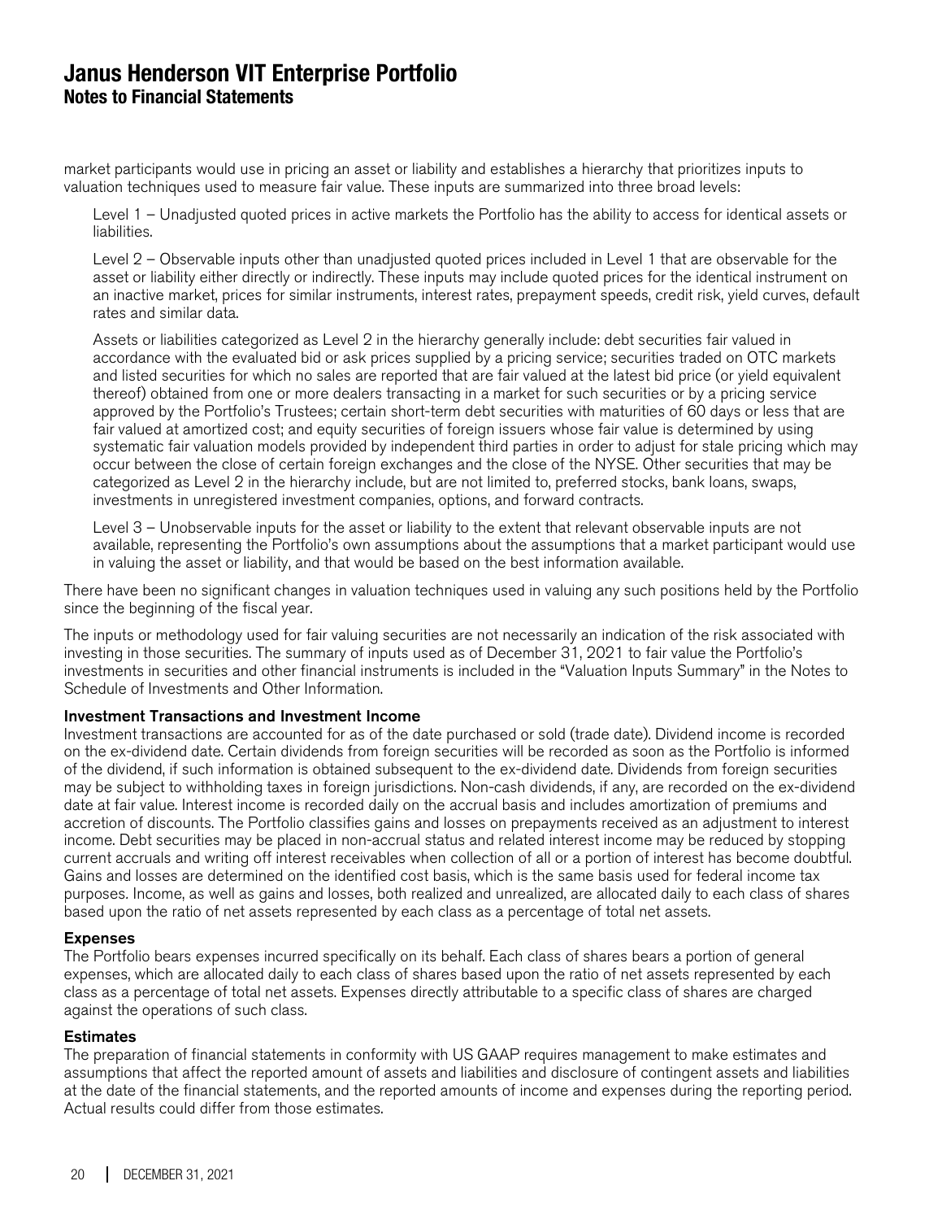market participants would use in pricing an asset or liability and establishes a hierarchy that prioritizes inputs to valuation techniques used to measure fair value. These inputs are summarized into three broad levels:

Level 1 – Unadjusted quoted prices in active markets the Portfolio has the ability to access for identical assets or liabilities.

Level 2 – Observable inputs other than unadjusted quoted prices included in Level 1 that are observable for the asset or liability either directly or indirectly. These inputs may include quoted prices for the identical instrument on an inactive market, prices for similar instruments, interest rates, prepayment speeds, credit risk, yield curves, default rates and similar data.

Assets or liabilities categorized as Level 2 in the hierarchy generally include: debt securities fair valued in accordance with the evaluated bid or ask prices supplied by a pricing service; securities traded on OTC markets and listed securities for which no sales are reported that are fair valued at the latest bid price (or yield equivalent thereof) obtained from one or more dealers transacting in a market for such securities or by a pricing service approved by the Portfolio's Trustees; certain short-term debt securities with maturities of 60 days or less that are fair valued at amortized cost; and equity securities of foreign issuers whose fair value is determined by using systematic fair valuation models provided by independent third parties in order to adjust for stale pricing which may occur between the close of certain foreign exchanges and the close of the NYSE. Other securities that may be categorized as Level 2 in the hierarchy include, but are not limited to, preferred stocks, bank loans, swaps, investments in unregistered investment companies, options, and forward contracts.

Level 3 – Unobservable inputs for the asset or liability to the extent that relevant observable inputs are not available, representing the Portfolio's own assumptions about the assumptions that a market participant would use in valuing the asset or liability, and that would be based on the best information available.

There have been no significant changes in valuation techniques used in valuing any such positions held by the Portfolio since the beginning of the fiscal year.

The inputs or methodology used for fair valuing securities are not necessarily an indication of the risk associated with investing in those securities. The summary of inputs used as of December 31, 2021 to fair value the Portfolio's investments in securities and other financial instruments is included in the "Valuation Inputs Summary" in the Notes to Schedule of Investments and Other Information.

**Investment Transactions and Investment Income**

Investment transactions are accounted for as of the date purchased or sold (trade date). Dividend income is recorded on the ex-dividend date. Certain dividends from foreign securities will be recorded as soon as the Portfolio is informed of the dividend, if such information is obtained subsequent to the ex-dividend date. Dividends from foreign securities may be subject to withholding taxes in foreign jurisdictions. Non-cash dividends, if any, are recorded on the ex-dividend date at fair value. Interest income is recorded daily on the accrual basis and includes amortization of premiums and accretion of discounts. The Portfolio classifies gains and losses on prepayments received as an adjustment to interest income. Debt securities may be placed in non-accrual status and related interest income may be reduced by stopping current accruals and writing off interest receivables when collection of all or a portion of interest has become doubtful. Gains and losses are determined on the identified cost basis, which is the same basis used for federal income tax purposes. Income, as well as gains and losses, both realized and unrealized, are allocated daily to each class of shares based upon the ratio of net assets represented by each class as a percentage of total net assets.

**Expenses**

The Portfolio bears expenses incurred specifically on its behalf. Each class of shares bears a portion of general expenses, which are allocated daily to each class of shares based upon the ratio of net assets represented by each class as a percentage of total net assets. Expenses directly attributable to a specific class of shares are charged against the operations of such class.

**Estimates**

The preparation of financial statements in conformity with US GAAP requires management to make estimates and assumptions that affect the reported amount of assets and liabilities and disclosure of contingent assets and liabilities at the date of the financial statements, and the reported amounts of income and expenses during the reporting period. Actual results could differ from those estimates.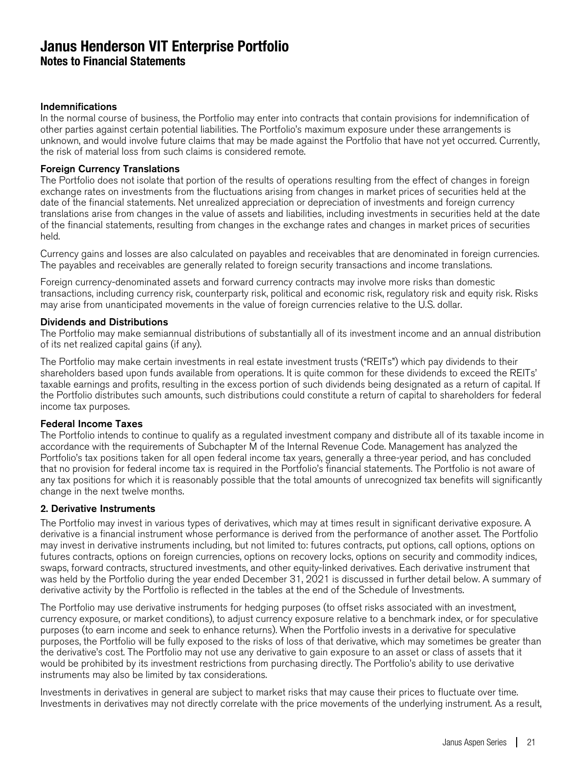# Janus Henderson VIT Enterprise Portfolio
## Notes to Financial Statements

**Indemnifications**

In the normal course of business, the Portfolio may enter into contracts that contain provisions for indemnification of other parties against certain potential liabilities. The Portfolio's maximum exposure under these arrangements is unknown, and would involve future claims that may be made against the Portfolio that have not yet occurred. Currently, the risk of material loss from such claims is considered remote.

**Foreign Currency Translations**

The Portfolio does not isolate that portion of the results of operations resulting from the effect of changes in foreign exchange rates on investments from the fluctuations arising from changes in market prices of securities held at the date of the financial statements. Net unrealized appreciation or depreciation of investments and foreign currency translations arise from changes in the value of assets and liabilities, including investments in securities held at the date of the financial statements, resulting from changes in the exchange rates and changes in market prices of securities held.

Currency gains and losses are also calculated on payables and receivables that are denominated in foreign currencies. The payables and receivables are generally related to foreign security transactions and income translations.

Foreign currency-denominated assets and forward currency contracts may involve more risks than domestic transactions, including currency risk, counterparty risk, political and economic risk, regulatory risk and equity risk. Risks may arise from unanticipated movements in the value of foreign currencies relative to the U.S. dollar.

**Dividends and Distributions**

The Portfolio may make semiannual distributions of substantially all of its investment income and an annual distribution of its net realized capital gains (if any).

The Portfolio may make certain investments in real estate investment trusts ("REITs") which pay dividends to their shareholders based upon funds available from operations. It is quite common for these dividends to exceed the REITs' taxable earnings and profits, resulting in the excess portion of such dividends being designated as a return of capital. If the Portfolio distributes such amounts, such distributions could constitute a return of capital to shareholders for federal income tax purposes.

**Federal Income Taxes**

The Portfolio intends to continue to qualify as a regulated investment company and distribute all of its taxable income in accordance with the requirements of Subchapter M of the Internal Revenue Code. Management has analyzed the Portfolio's tax positions taken for all open federal income tax years, generally a three-year period, and has concluded that no provision for federal income tax is required in the Portfolio's financial statements. The Portfolio is not aware of any tax positions for which it is reasonably possible that the total amounts of unrecognized tax benefits will significantly change in the next twelve months.

**2. Derivative Instruments**

The Portfolio may invest in various types of derivatives, which may at times result in significant derivative exposure. A derivative is a financial instrument whose performance is derived from the performance of another asset. The Portfolio may invest in derivative instruments including, but not limited to: futures contracts, put options, call options, options on futures contracts, options on foreign currencies, options on recovery locks, options on security and commodity indices, swaps, forward contracts, structured investments, and other equity-linked derivatives. Each derivative instrument that was held by the Portfolio during the year ended December 31, 2021 is discussed in further detail below. A summary of derivative activity by the Portfolio is reflected in the tables at the end of the Schedule of Investments.

The Portfolio may use derivative instruments for hedging purposes (to offset risks associated with an investment, currency exposure, or market conditions), to adjust currency exposure relative to a benchmark index, or for speculative purposes (to earn income and seek to enhance returns). When the Portfolio invests in a derivative for speculative purposes, the Portfolio will be fully exposed to the risks of loss of that derivative, which may sometimes be greater than the derivative's cost. The Portfolio may not use any derivative to gain exposure to an asset or class of assets that it would be prohibited by its investment restrictions from purchasing directly. The Portfolio's ability to use derivative instruments may also be limited by tax considerations.

Investments in derivatives in general are subject to market risks that may cause their prices to fluctuate over time. Investments in derivatives may not directly correlate with the price movements of the underlying instrument. As a result,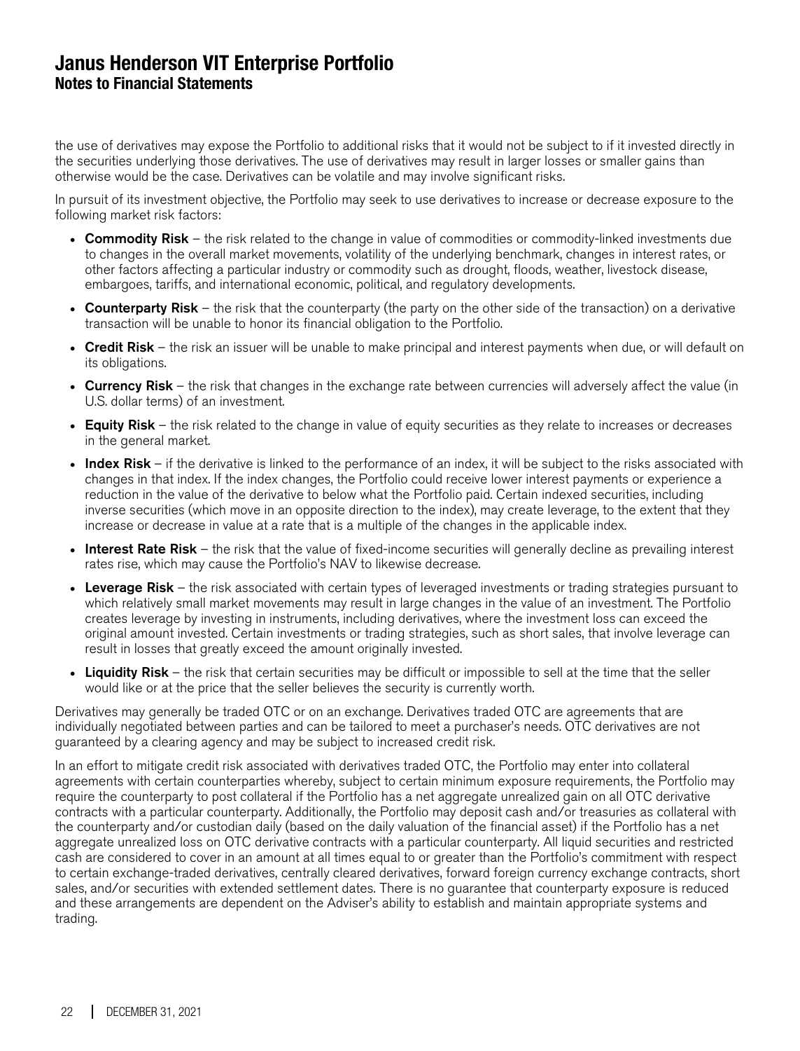the use of derivatives may expose the Portfolio to additional risks that it would not be subject to if it invested directly in the securities underlying those derivatives. The use of derivatives may result in larger losses or smaller gains than otherwise would be the case. Derivatives can be volatile and may involve significant risks.

In pursuit of its investment objective, the Portfolio may seek to use derivatives to increase or decrease exposure to the following market risk factors:

- **Commodity Risk** – the risk related to the change in value of commodities or commodity-linked investments due to changes in the overall market movements, volatility of the underlying benchmark, changes in interest rates, or other factors affecting a particular industry or commodity such as drought, floods, weather, livestock disease, embargoes, tariffs, and international economic, political, and regulatory developments.
- **Counterparty Risk** – the risk that the counterparty (the party on the other side of the transaction) on a derivative transaction will be unable to honor its financial obligation to the Portfolio.
- **Credit Risk** – the risk an issuer will be unable to make principal and interest payments when due, or will default on its obligations.
- **Currency Risk** – the risk that changes in the exchange rate between currencies will adversely affect the value (in U.S. dollar terms) of an investment.
- **Equity Risk** – the risk related to the change in value of equity securities as they relate to increases or decreases in the general market.
- **Index Risk** – if the derivative is linked to the performance of an index, it will be subject to the risks associated with changes in that index. If the index changes, the Portfolio could receive lower interest payments or experience a reduction in the value of the derivative to below what the Portfolio paid. Certain indexed securities, including inverse securities (which move in an opposite direction to the index), may create leverage, to the extent that they increase or decrease in value at a rate that is a multiple of the changes in the applicable index.
- **Interest Rate Risk** – the risk that the value of fixed-income securities will generally decline as prevailing interest rates rise, which may cause the Portfolio's NAV to likewise decrease.
- **Leverage Risk** – the risk associated with certain types of leveraged investments or trading strategies pursuant to which relatively small market movements may result in large changes in the value of an investment. The Portfolio creates leverage by investing in instruments, including derivatives, where the investment loss can exceed the original amount invested. Certain investments or trading strategies, such as short sales, that involve leverage can result in losses that greatly exceed the amount originally invested.
- **Liquidity Risk** – the risk that certain securities may be difficult or impossible to sell at the time that the seller would like or at the price that the seller believes the security is currently worth.

Derivatives may generally be traded OTC or on an exchange. Derivatives traded OTC are agreements that are individually negotiated between parties and can be tailored to meet a purchaser's needs. OTC derivatives are not guaranteed by a clearing agency and may be subject to increased credit risk.

In an effort to mitigate credit risk associated with derivatives traded OTC, the Portfolio may enter into collateral agreements with certain counterparties whereby, subject to certain minimum exposure requirements, the Portfolio may require the counterparty to post collateral if the Portfolio has a net aggregate unrealized gain on all OTC derivative contracts with a particular counterparty. Additionally, the Portfolio may deposit cash and/or treasuries as collateral with the counterparty and/or custodian daily (based on the daily valuation of the financial asset) if the Portfolio has a net aggregate unrealized loss on OTC derivative contracts with a particular counterparty. All liquid securities and restricted cash are considered to cover in an amount at all times equal to or greater than the Portfolio's commitment with respect to certain exchange-traded derivatives, centrally cleared derivatives, forward foreign currency exchange contracts, short sales, and/or securities with extended settlement dates. There is no guarantee that counterparty exposure is reduced and these arrangements are dependent on the Adviser's ability to establish and maintain appropriate systems and trading.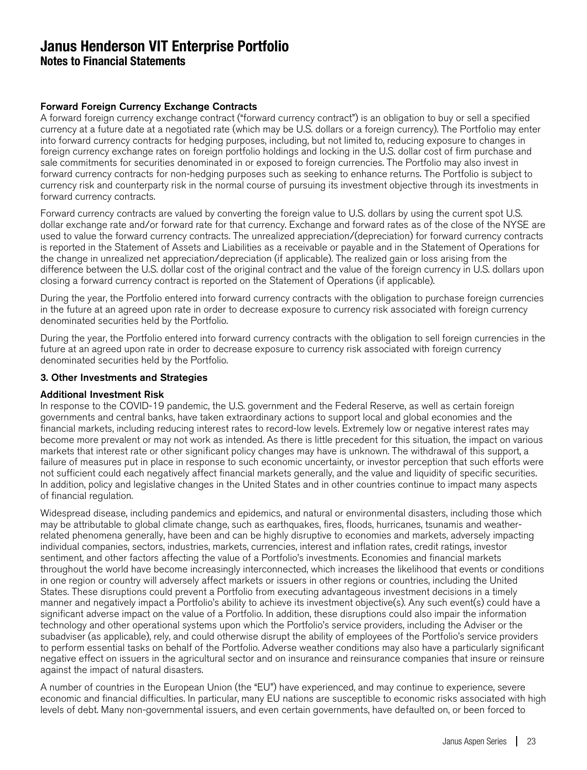**Forward Foreign Currency Exchange Contracts**

A forward foreign currency exchange contract ("forward currency contract") is an obligation to buy or sell a specified currency at a future date at a negotiated rate (which may be U.S. dollars or a foreign currency). The Portfolio may enter into forward currency contracts for hedging purposes, including, but not limited to, reducing exposure to changes in foreign currency exchange rates on foreign portfolio holdings and locking in the U.S. dollar cost of firm purchase and sale commitments for securities denominated in or exposed to foreign currencies. The Portfolio may also invest in forward currency contracts for non-hedging purposes such as seeking to enhance returns. The Portfolio is subject to currency risk and counterparty risk in the normal course of pursuing its investment objective through its investments in forward currency contracts.

Forward currency contracts are valued by converting the foreign value to U.S. dollars by using the current spot U.S. dollar exchange rate and/or forward rate for that currency. Exchange and forward rates as of the close of the NYSE are used to value the forward currency contracts. The unrealized appreciation/(depreciation) for forward currency contracts is reported in the Statement of Assets and Liabilities as a receivable or payable and in the Statement of Operations for the change in unrealized net appreciation/depreciation (if applicable). The realized gain or loss arising from the difference between the U.S. dollar cost of the original contract and the value of the foreign currency in U.S. dollars upon closing a forward currency contract is reported on the Statement of Operations (if applicable).

During the year, the Portfolio entered into forward currency contracts with the obligation to purchase foreign currencies in the future at an agreed upon rate in order to decrease exposure to currency risk associated with foreign currency denominated securities held by the Portfolio.

During the year, the Portfolio entered into forward currency contracts with the obligation to sell foreign currencies in the future at an agreed upon rate in order to decrease exposure to currency risk associated with foreign currency denominated securities held by the Portfolio.

**3. Other Investments and Strategies**

**Additional Investment Risk**

In response to the COVID-19 pandemic, the U.S. government and the Federal Reserve, as well as certain foreign governments and central banks, have taken extraordinary actions to support local and global economies and the financial markets, including reducing interest rates to record-low levels. Extremely low or negative interest rates may become more prevalent or may not work as intended. As there is little precedent for this situation, the impact on various markets that interest rate or other significant policy changes may have is unknown. The withdrawal of this support, a failure of measures put in place in response to such economic uncertainty, or investor perception that such efforts were not sufficient could each negatively affect financial markets generally, and the value and liquidity of specific securities. In addition, policy and legislative changes in the United States and in other countries continue to impact many aspects of financial regulation.

Widespread disease, including pandemics and epidemics, and natural or environmental disasters, including those which may be attributable to global climate change, such as earthquakes, fires, floods, hurricanes, tsunamis and weather-related phenomena generally, have been and can be highly disruptive to economies and markets, adversely impacting individual companies, sectors, industries, markets, currencies, interest and inflation rates, credit ratings, investor sentiment, and other factors affecting the value of a Portfolio's investments. Economies and financial markets throughout the world have become increasingly interconnected, which increases the likelihood that events or conditions in one region or country will adversely affect markets or issuers in other regions or countries, including the United States. These disruptions could prevent a Portfolio from executing advantageous investment decisions in a timely manner and negatively impact a Portfolio's ability to achieve its investment objective(s). Any such event(s) could have a significant adverse impact on the value of a Portfolio. In addition, these disruptions could also impair the information technology and other operational systems upon which the Portfolio's service providers, including the Adviser or the subadviser (as applicable), rely, and could otherwise disrupt the ability of employees of the Portfolio's service providers to perform essential tasks on behalf of the Portfolio. Adverse weather conditions may also have a particularly significant negative effect on issuers in the agricultural sector and on insurance and reinsurance companies that insure or reinsure against the impact of natural disasters.

A number of countries in the European Union (the "EU") have experienced, and may continue to experience, severe economic and financial difficulties. In particular, many EU nations are susceptible to economic risks associated with high levels of debt. Many non-governmental issuers, and even certain governments, have defaulted on, or been forced to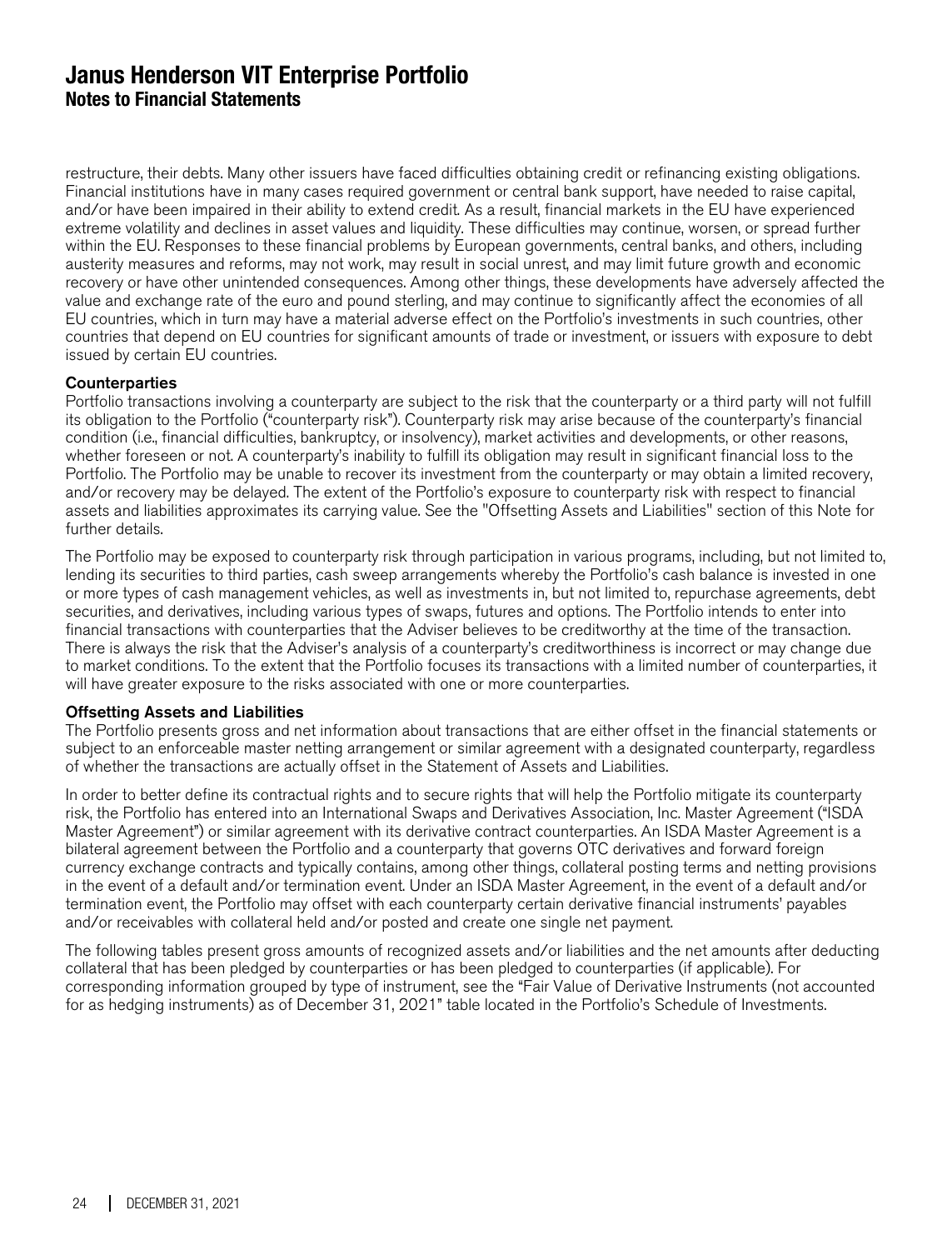restructure, their debts. Many other issuers have faced difficulties obtaining credit or refinancing existing obligations. Financial institutions have in many cases required government or central bank support, have needed to raise capital, and/or have been impaired in their ability to extend credit. As a result, financial markets in the EU have experienced extreme volatility and declines in asset values and liquidity. These difficulties may continue, worsen, or spread further within the EU. Responses to these financial problems by European governments, central banks, and others, including austerity measures and reforms, may not work, may result in social unrest, and may limit future growth and economic recovery or have other unintended consequences. Among other things, these developments have adversely affected the value and exchange rate of the euro and pound sterling, and may continue to significantly affect the economies of all EU countries, which in turn may have a material adverse effect on the Portfolio's investments in such countries, other countries that depend on EU countries for significant amounts of trade or investment, or issuers with exposure to debt issued by certain EU countries.

**Counterparties**

Portfolio transactions involving a counterparty are subject to the risk that the counterparty or a third party will not fulfill its obligation to the Portfolio ("counterparty risk"). Counterparty risk may arise because of the counterparty's financial condition (i.e., financial difficulties, bankruptcy, or insolvency), market activities and developments, or other reasons, whether foreseen or not. A counterparty's inability to fulfill its obligation may result in significant financial loss to the Portfolio. The Portfolio may be unable to recover its investment from the counterparty or may obtain a limited recovery, and/or recovery may be delayed. The extent of the Portfolio's exposure to counterparty risk with respect to financial assets and liabilities approximates its carrying value. See the "Offsetting Assets and Liabilities" section of this Note for further details.

The Portfolio may be exposed to counterparty risk through participation in various programs, including, but not limited to, lending its securities to third parties, cash sweep arrangements whereby the Portfolio's cash balance is invested in one or more types of cash management vehicles, as well as investments in, but not limited to, repurchase agreements, debt securities, and derivatives, including various types of swaps, futures and options. The Portfolio intends to enter into financial transactions with counterparties that the Adviser believes to be creditworthy at the time of the transaction. There is always the risk that the Adviser's analysis of a counterparty's creditworthiness is incorrect or may change due to market conditions. To the extent that the Portfolio focuses its transactions with a limited number of counterparties, it will have greater exposure to the risks associated with one or more counterparties.

**Offsetting Assets and Liabilities**

The Portfolio presents gross and net information about transactions that are either offset in the financial statements or subject to an enforceable master netting arrangement or similar agreement with a designated counterparty, regardless of whether the transactions are actually offset in the Statement of Assets and Liabilities.

In order to better define its contractual rights and to secure rights that will help the Portfolio mitigate its counterparty risk, the Portfolio has entered into an International Swaps and Derivatives Association, Inc. Master Agreement ("ISDA Master Agreement") or similar agreement with its derivative contract counterparties. An ISDA Master Agreement is a bilateral agreement between the Portfolio and a counterparty that governs OTC derivatives and forward foreign currency exchange contracts and typically contains, among other things, collateral posting terms and netting provisions in the event of a default and/or termination event. Under an ISDA Master Agreement, in the event of a default and/or termination event, the Portfolio may offset with each counterparty certain derivative financial instruments' payables and/or receivables with collateral held and/or posted and create one single net payment.

The following tables present gross amounts of recognized assets and/or liabilities and the net amounts after deducting collateral that has been pledged by counterparties or has been pledged to counterparties (if applicable). For corresponding information grouped by type of instrument, see the "Fair Value of Derivative Instruments (not accounted for as hedging instruments) as of December 31, 2021" table located in the Portfolio's Schedule of Investments.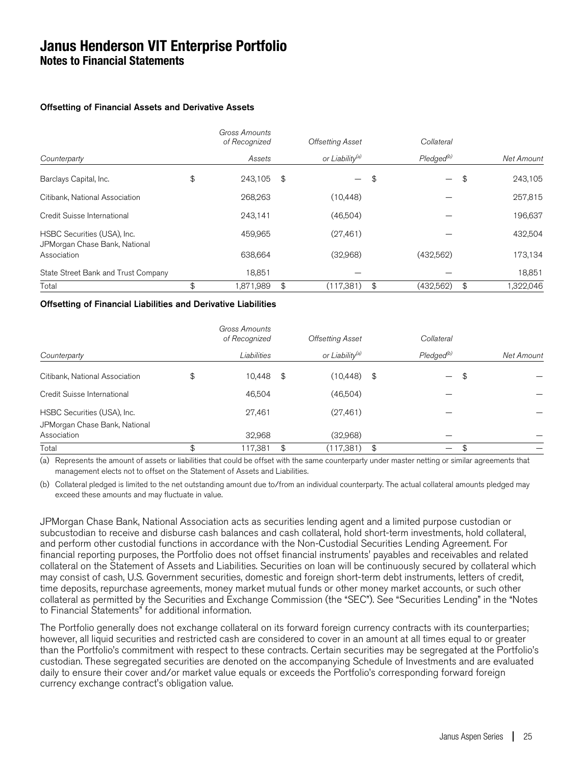# Janus Henderson VIT Enterprise Portfolio
## Notes to Financial Statements

**Offsetting of Financial Assets and Derivative Assets**

| *Counterparty* | *Gross Amounts of Recognized Assets* | *Offsetting Asset or Liability*[(a)] | *Collateral Pledged*[(b)] | *Net Amount* |
|---|---|---|---|---|
| Barclays Capital, Inc. | $ 243,105 | $ — | $ — | $ 243,105 |
| Citibank, National Association | 268,263 | (10,448) | — | 257,815 |
| Credit Suisse International | 243,141 | (46,504) | — | 196,637 |
| HSBC Securities (USA), Inc. | 459,965 | (27,461) | — | 432,504 |
| JPMorgan Chase Bank, National Association | 638,664 | (32,968) | (432,562) | 173,134 |
| State Street Bank and Trust Company | 18,851 | — | — | 18,851 |
| Total | $ 1,871,989 | $ (117,381) | $ (432,562) | $ 1,322,046 |

**Offsetting of Financial Liabilities and Derivative Liabilities**

| *Counterparty* | *Gross Amounts of Recognized Liabilities* | *Offsetting Asset or Liability*[(a)] | *Collateral Pledged*[(b)] | *Net Amount* |
|---|---|---|---|---|
| Citibank, National Association | $ 10,448 | $ (10,448) | $ — | $ — |
| Credit Suisse International | 46,504 | (46,504) | — | — |
| HSBC Securities (USA), Inc. | 27,461 | (27,461) | — | — |
| JPMorgan Chase Bank, National Association | 32,968 | (32,968) | — | — |
| Total | $ 117,381 | $ (117,381) | $ — | $ — |

(a) Represents the amount of assets or liabilities that could be offset with the same counterparty under master netting or similar agreements that management elects not to offset on the Statement of Assets and Liabilities.

(b) Collateral pledged is limited to the net outstanding amount due to/from an individual counterparty. The actual collateral amounts pledged may exceed these amounts and may fluctuate in value.

JPMorgan Chase Bank, National Association acts as securities lending agent and a limited purpose custodian or subcustodian to receive and disburse cash balances and cash collateral, hold short-term investments, hold collateral, and perform other custodial functions in accordance with the Non-Custodial Securities Lending Agreement. For financial reporting purposes, the Portfolio does not offset financial instruments' payables and receivables and related collateral on the Statement of Assets and Liabilities. Securities on loan will be continuously secured by collateral which may consist of cash, U.S. Government securities, domestic and foreign short-term debt instruments, letters of credit, time deposits, repurchase agreements, money market mutual funds or other money market accounts, or such other collateral as permitted by the Securities and Exchange Commission (the "SEC"). See "Securities Lending" in the "Notes to Financial Statements" for additional information.

The Portfolio generally does not exchange collateral on its forward foreign currency contracts with its counterparties; however, all liquid securities and restricted cash are considered to cover in an amount at all times equal to or greater than the Portfolio's commitment with respect to these contracts. Certain securities may be segregated at the Portfolio's custodian. These segregated securities are denoted on the accompanying Schedule of Investments and are evaluated daily to ensure their cover and/or market value equals or exceeds the Portfolio's corresponding forward foreign currency exchange contract's obligation value.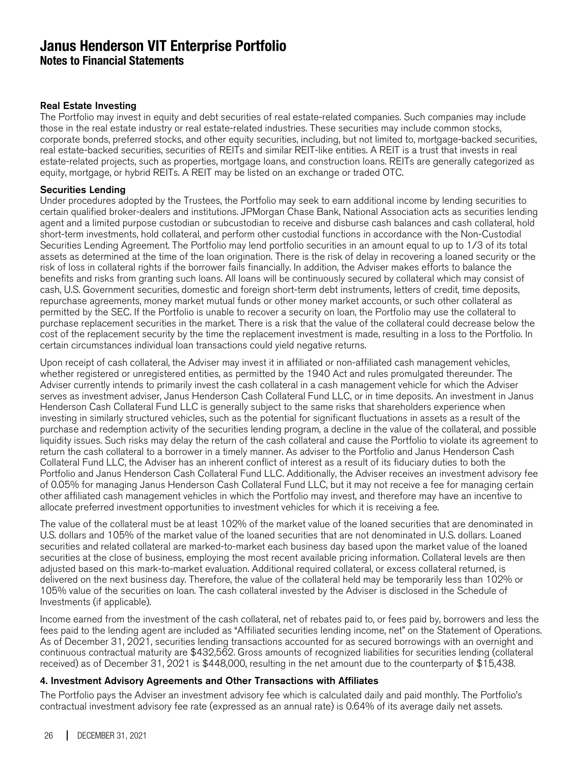# Janus Henderson VIT Enterprise Portfolio
## Notes to Financial Statements

### Real Estate Investing

The Portfolio may invest in equity and debt securities of real estate-related companies. Such companies may include those in the real estate industry or real estate-related industries. These securities may include common stocks, corporate bonds, preferred stocks, and other equity securities, including, but not limited to, mortgage-backed securities, real estate-backed securities, securities of REITs and similar REIT-like entities. A REIT is a trust that invests in real estate-related projects, such as properties, mortgage loans, and construction loans. REITs are generally categorized as equity, mortgage, or hybrid REITs. A REIT may be listed on an exchange or traded OTC.

### Securities Lending

Under procedures adopted by the Trustees, the Portfolio may seek to earn additional income by lending securities to certain qualified broker-dealers and institutions. JPMorgan Chase Bank, National Association acts as securities lending agent and a limited purpose custodian or subcustodian to receive and disburse cash balances and cash collateral, hold short-term investments, hold collateral, and perform other custodial functions in accordance with the Non-Custodial Securities Lending Agreement. The Portfolio may lend portfolio securities in an amount equal to up to 1/3 of its total assets as determined at the time of the loan origination. There is the risk of delay in recovering a loaned security or the risk of loss in collateral rights if the borrower fails financially. In addition, the Adviser makes efforts to balance the benefits and risks from granting such loans. All loans will be continuously secured by collateral which may consist of cash, U.S. Government securities, domestic and foreign short-term debt instruments, letters of credit, time deposits, repurchase agreements, money market mutual funds or other money market accounts, or such other collateral as permitted by the SEC. If the Portfolio is unable to recover a security on loan, the Portfolio may use the collateral to purchase replacement securities in the market. There is a risk that the value of the collateral could decrease below the cost of the replacement security by the time the replacement investment is made, resulting in a loss to the Portfolio. In certain circumstances individual loan transactions could yield negative returns.

Upon receipt of cash collateral, the Adviser may invest it in affiliated or non-affiliated cash management vehicles, whether registered or unregistered entities, as permitted by the 1940 Act and rules promulgated thereunder. The Adviser currently intends to primarily invest the cash collateral in a cash management vehicle for which the Adviser serves as investment adviser, Janus Henderson Cash Collateral Fund LLC, or in time deposits. An investment in Janus Henderson Cash Collateral Fund LLC is generally subject to the same risks that shareholders experience when investing in similarly structured vehicles, such as the potential for significant fluctuations in assets as a result of the purchase and redemption activity of the securities lending program, a decline in the value of the collateral, and possible liquidity issues. Such risks may delay the return of the cash collateral and cause the Portfolio to violate its agreement to return the cash collateral to a borrower in a timely manner. As adviser to the Portfolio and Janus Henderson Cash Collateral Fund LLC, the Adviser has an inherent conflict of interest as a result of its fiduciary duties to both the Portfolio and Janus Henderson Cash Collateral Fund LLC. Additionally, the Adviser receives an investment advisory fee of 0.05% for managing Janus Henderson Cash Collateral Fund LLC, but it may not receive a fee for managing certain other affiliated cash management vehicles in which the Portfolio may invest, and therefore may have an incentive to allocate preferred investment opportunities to investment vehicles for which it is receiving a fee.

The value of the collateral must be at least 102% of the market value of the loaned securities that are denominated in U.S. dollars and 105% of the market value of the loaned securities that are not denominated in U.S. dollars. Loaned securities and related collateral are marked-to-market each business day based upon the market value of the loaned securities at the close of business, employing the most recent available pricing information. Collateral levels are then adjusted based on this mark-to-market evaluation. Additional required collateral, or excess collateral returned, is delivered on the next business day. Therefore, the value of the collateral held may be temporarily less than 102% or 105% value of the securities on loan. The cash collateral invested by the Adviser is disclosed in the Schedule of Investments (if applicable).

Income earned from the investment of the cash collateral, net of rebates paid to, or fees paid by, borrowers and less the fees paid to the lending agent are included as "Affiliated securities lending income, net" on the Statement of Operations. As of December 31, 2021, securities lending transactions accounted for as secured borrowings with an overnight and continuous contractual maturity are $432,562. Gross amounts of recognized liabilities for securities lending (collateral received) as of December 31, 2021 is $448,000, resulting in the net amount due to the counterparty of $15,438.

### 4. Investment Advisory Agreements and Other Transactions with Affiliates

The Portfolio pays the Adviser an investment advisory fee which is calculated daily and paid monthly. The Portfolio's contractual investment advisory fee rate (expressed as an annual rate) is 0.64% of its average daily net assets.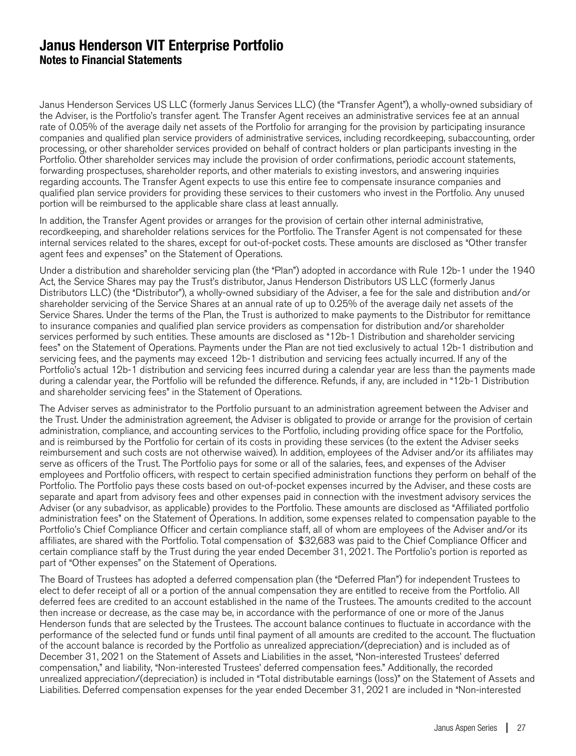# Janus Henderson VIT Enterprise Portfolio
## Notes to Financial Statements

Janus Henderson Services US LLC (formerly Janus Services LLC) (the "Transfer Agent"), a wholly-owned subsidiary of the Adviser, is the Portfolio's transfer agent. The Transfer Agent receives an administrative services fee at an annual rate of 0.05% of the average daily net assets of the Portfolio for arranging for the provision by participating insurance companies and qualified plan service providers of administrative services, including recordkeeping, subaccounting, order processing, or other shareholder services provided on behalf of contract holders or plan participants investing in the Portfolio. Other shareholder services may include the provision of order confirmations, periodic account statements, forwarding prospectuses, shareholder reports, and other materials to existing investors, and answering inquiries regarding accounts. The Transfer Agent expects to use this entire fee to compensate insurance companies and qualified plan service providers for providing these services to their customers who invest in the Portfolio. Any unused portion will be reimbursed to the applicable share class at least annually.

In addition, the Transfer Agent provides or arranges for the provision of certain other internal administrative, recordkeeping, and shareholder relations services for the Portfolio. The Transfer Agent is not compensated for these internal services related to the shares, except for out-of-pocket costs. These amounts are disclosed as "Other transfer agent fees and expenses" on the Statement of Operations.

Under a distribution and shareholder servicing plan (the "Plan") adopted in accordance with Rule 12b-1 under the 1940 Act, the Service Shares may pay the Trust's distributor, Janus Henderson Distributors US LLC (formerly Janus Distributors LLC) (the "Distributor"), a wholly-owned subsidiary of the Adviser, a fee for the sale and distribution and/or shareholder servicing of the Service Shares at an annual rate of up to 0.25% of the average daily net assets of the Service Shares. Under the terms of the Plan, the Trust is authorized to make payments to the Distributor for remittance to insurance companies and qualified plan service providers as compensation for distribution and/or shareholder services performed by such entities. These amounts are disclosed as "12b-1 Distribution and shareholder servicing fees" on the Statement of Operations. Payments under the Plan are not tied exclusively to actual 12b-1 distribution and servicing fees, and the payments may exceed 12b-1 distribution and servicing fees actually incurred. If any of the Portfolio's actual 12b-1 distribution and servicing fees incurred during a calendar year are less than the payments made during a calendar year, the Portfolio will be refunded the difference. Refunds, if any, are included in "12b-1 Distribution and shareholder servicing fees" in the Statement of Operations.

The Adviser serves as administrator to the Portfolio pursuant to an administration agreement between the Adviser and the Trust. Under the administration agreement, the Adviser is obligated to provide or arrange for the provision of certain administration, compliance, and accounting services to the Portfolio, including providing office space for the Portfolio, and is reimbursed by the Portfolio for certain of its costs in providing these services (to the extent the Adviser seeks reimbursement and such costs are not otherwise waived). In addition, employees of the Adviser and/or its affiliates may serve as officers of the Trust. The Portfolio pays for some or all of the salaries, fees, and expenses of the Adviser employees and Portfolio officers, with respect to certain specified administration functions they perform on behalf of the Portfolio. The Portfolio pays these costs based on out-of-pocket expenses incurred by the Adviser, and these costs are separate and apart from advisory fees and other expenses paid in connection with the investment advisory services the Adviser (or any subadvisor, as applicable) provides to the Portfolio. These amounts are disclosed as "Affiliated portfolio administration fees" on the Statement of Operations. In addition, some expenses related to compensation payable to the Portfolio's Chief Compliance Officer and certain compliance staff, all of whom are employees of the Adviser and/or its affiliates, are shared with the Portfolio. Total compensation of $32,683 was paid to the Chief Compliance Officer and certain compliance staff by the Trust during the year ended December 31, 2021. The Portfolio's portion is reported as part of "Other expenses" on the Statement of Operations.

The Board of Trustees has adopted a deferred compensation plan (the "Deferred Plan") for independent Trustees to elect to defer receipt of all or a portion of the annual compensation they are entitled to receive from the Portfolio. All deferred fees are credited to an account established in the name of the Trustees. The amounts credited to the account then increase or decrease, as the case may be, in accordance with the performance of one or more of the Janus Henderson funds that are selected by the Trustees. The account balance continues to fluctuate in accordance with the performance of the selected fund or funds until final payment of all amounts are credited to the account. The fluctuation of the account balance is recorded by the Portfolio as unrealized appreciation/(depreciation) and is included as of December 31, 2021 on the Statement of Assets and Liabilities in the asset, "Non-interested Trustees' deferred compensation," and liability, "Non-interested Trustees' deferred compensation fees." Additionally, the recorded unrealized appreciation/(depreciation) is included in "Total distributable earnings (loss)" on the Statement of Assets and Liabilities. Deferred compensation expenses for the year ended December 31, 2021 are included in "Non-interested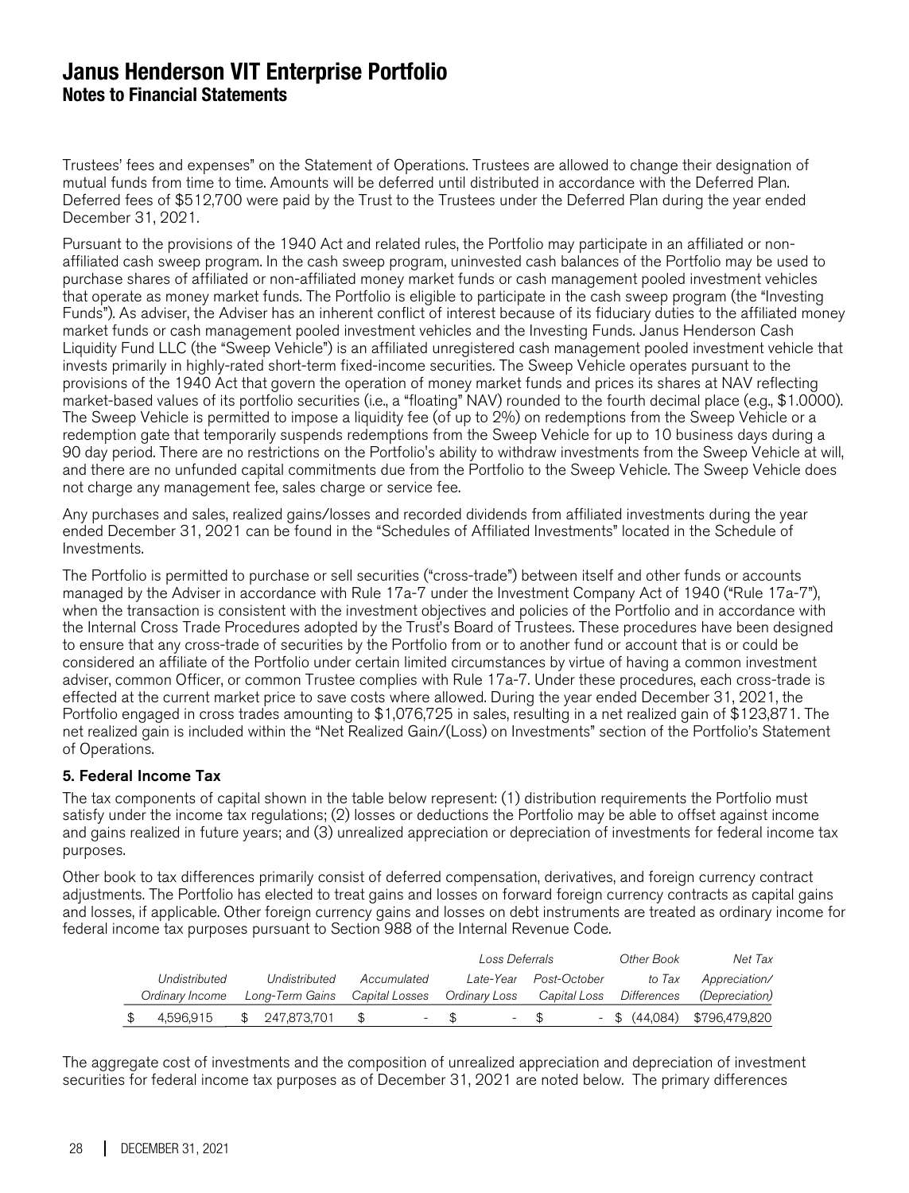Trustees' fees and expenses" on the Statement of Operations. Trustees are allowed to change their designation of mutual funds from time to time. Amounts will be deferred until distributed in accordance with the Deferred Plan. Deferred fees of $512,700 were paid by the Trust to the Trustees under the Deferred Plan during the year ended December 31, 2021.

Pursuant to the provisions of the 1940 Act and related rules, the Portfolio may participate in an affiliated or non-affiliated cash sweep program. In the cash sweep program, uninvested cash balances of the Portfolio may be used to purchase shares of affiliated or non-affiliated money market funds or cash management pooled investment vehicles that operate as money market funds. The Portfolio is eligible to participate in the cash sweep program (the "Investing Funds"). As adviser, the Adviser has an inherent conflict of interest because of its fiduciary duties to the affiliated money market funds or cash management pooled investment vehicles and the Investing Funds. Janus Henderson Cash Liquidity Fund LLC (the "Sweep Vehicle") is an affiliated unregistered cash management pooled investment vehicle that invests primarily in highly-rated short-term fixed-income securities. The Sweep Vehicle operates pursuant to the provisions of the 1940 Act that govern the operation of money market funds and prices its shares at NAV reflecting market-based values of its portfolio securities (i.e., a "floating" NAV) rounded to the fourth decimal place (e.g., $1.0000). The Sweep Vehicle is permitted to impose a liquidity fee (of up to 2%) on redemptions from the Sweep Vehicle or a redemption gate that temporarily suspends redemptions from the Sweep Vehicle for up to 10 business days during a 90 day period. There are no restrictions on the Portfolio's ability to withdraw investments from the Sweep Vehicle at will, and there are no unfunded capital commitments due from the Portfolio to the Sweep Vehicle. The Sweep Vehicle does not charge any management fee, sales charge or service fee.

Any purchases and sales, realized gains/losses and recorded dividends from affiliated investments during the year ended December 31, 2021 can be found in the "Schedules of Affiliated Investments" located in the Schedule of Investments.

The Portfolio is permitted to purchase or sell securities ("cross-trade") between itself and other funds or accounts managed by the Adviser in accordance with Rule 17a-7 under the Investment Company Act of 1940 ("Rule 17a-7"), when the transaction is consistent with the investment objectives and policies of the Portfolio and in accordance with the Internal Cross Trade Procedures adopted by the Trust's Board of Trustees. These procedures have been designed to ensure that any cross-trade of securities by the Portfolio from or to another fund or account that is or could be considered an affiliate of the Portfolio under certain limited circumstances by virtue of having a common investment adviser, common Officer, or common Trustee complies with Rule 17a-7. Under these procedures, each cross-trade is effected at the current market price to save costs where allowed. During the year ended December 31, 2021, the Portfolio engaged in cross trades amounting to $1,076,725 in sales, resulting in a net realized gain of $123,871. The net realized gain is included within the "Net Realized Gain/(Loss) on Investments" section of the Portfolio's Statement of Operations.

**5. Federal Income Tax**

The tax components of capital shown in the table below represent: (1) distribution requirements the Portfolio must satisfy under the income tax regulations; (2) losses or deductions the Portfolio may be able to offset against income and gains realized in future years; and (3) unrealized appreciation or depreciation of investments for federal income tax purposes.

Other book to tax differences primarily consist of deferred compensation, derivatives, and foreign currency contract adjustments. The Portfolio has elected to treat gains and losses on forward foreign currency contracts as capital gains and losses, if applicable. Other foreign currency gains and losses on debt instruments are treated as ordinary income for federal income tax purposes pursuant to Section 988 of the Internal Revenue Code.

| | | | Loss Deferrals | | | |
|---|---|---|---|---|---|---|
| *Undistributed Ordinary Income* | *Undistributed Long-Term Gains* | *Accumulated Capital Losses* | *Late-Year Ordinary Loss* | *Post-October Capital Loss* | *Other Book to Tax Differences* | *Net Tax Appreciation/ (Depreciation)* |
| $ 4,596,915 | $ 247,873,701 | $ - | $ - | $ - | $ (44,084) | $796,479,820 |

The aggregate cost of investments and the composition of unrealized appreciation and depreciation of investment securities for federal income tax purposes as of December 31, 2021 are noted below. The primary differences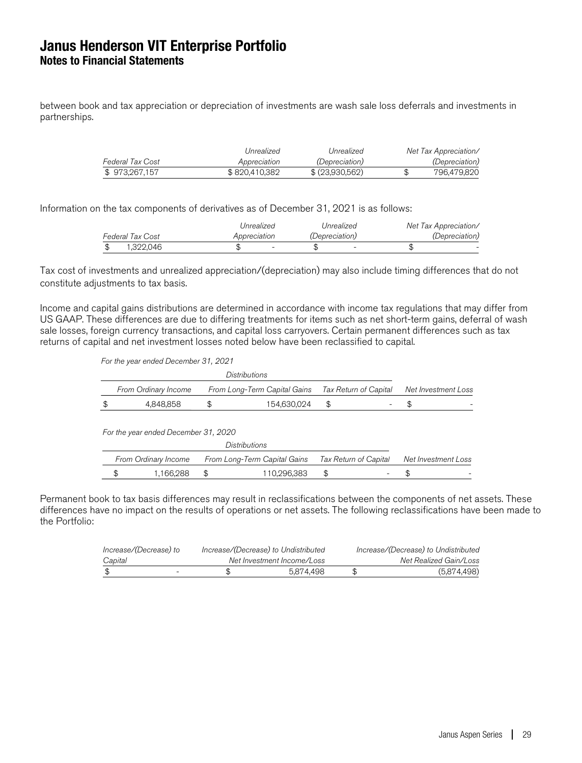# Janus Henderson VIT Enterprise Portfolio
## Notes to Financial Statements

between book and tax appreciation or depreciation of investments are wash sale loss deferrals and investments in partnerships.

| *Federal Tax Cost* | *Unrealized Appreciation* | *Unrealized (Depreciation)* | *Net Tax Appreciation/ (Depreciation)* |
|---|---|---|---|
| $ 973,267,157 | $ 820,410,382 | $ (23,930,562) | $ 796,479,820 |

Information on the tax components of derivatives as of December 31, 2021 is as follows:

| *Federal Tax Cost* | *Unrealized Appreciation* | *Unrealized (Depreciation)* | *Net Tax Appreciation/ (Depreciation)* |
|---|---|---|---|
| $ 1,322,046 | $ - | $ - | $ - |

Tax cost of investments and unrealized appreciation/(depreciation) may also include timing differences that do not constitute adjustments to tax basis.

Income and capital gains distributions are determined in accordance with income tax regulations that may differ from US GAAP. These differences are due to differing treatments for items such as net short-term gains, deferral of wash sale losses, foreign currency transactions, and capital loss carryovers. Certain permanent differences such as tax returns of capital and net investment losses noted below have been reclassified to capital.

*For the year ended December 31, 2021*

| *Distributions* | | | |
|---|---|---|---|
| *From Ordinary Income* | *From Long-Term Capital Gains* | *Tax Return of Capital* | *Net Investment Loss* |
| $ 4,848,858 | $ 154,630,024 | $ - | $ - |

*For the year ended December 31, 2020*

| *Distributions* | | | |
|---|---|---|---|
| *From Ordinary Income* | *From Long-Term Capital Gains* | *Tax Return of Capital* | *Net Investment Loss* |
| $ 1,166,288 | $ 110,296,383 | $ - | $ - |

Permanent book to tax basis differences may result in reclassifications between the components of net assets. These differences have no impact on the results of operations or net assets. The following reclassifications have been made to the Portfolio:

| *Increase/(Decrease) to Capital* | *Increase/(Decrease) to Undistributed Net Investment Income/Loss* | *Increase/(Decrease) to Undistributed Net Realized Gain/Loss* |
|---|---|---|
| $ - | $ 5,874,498 | $ (5,874,498) |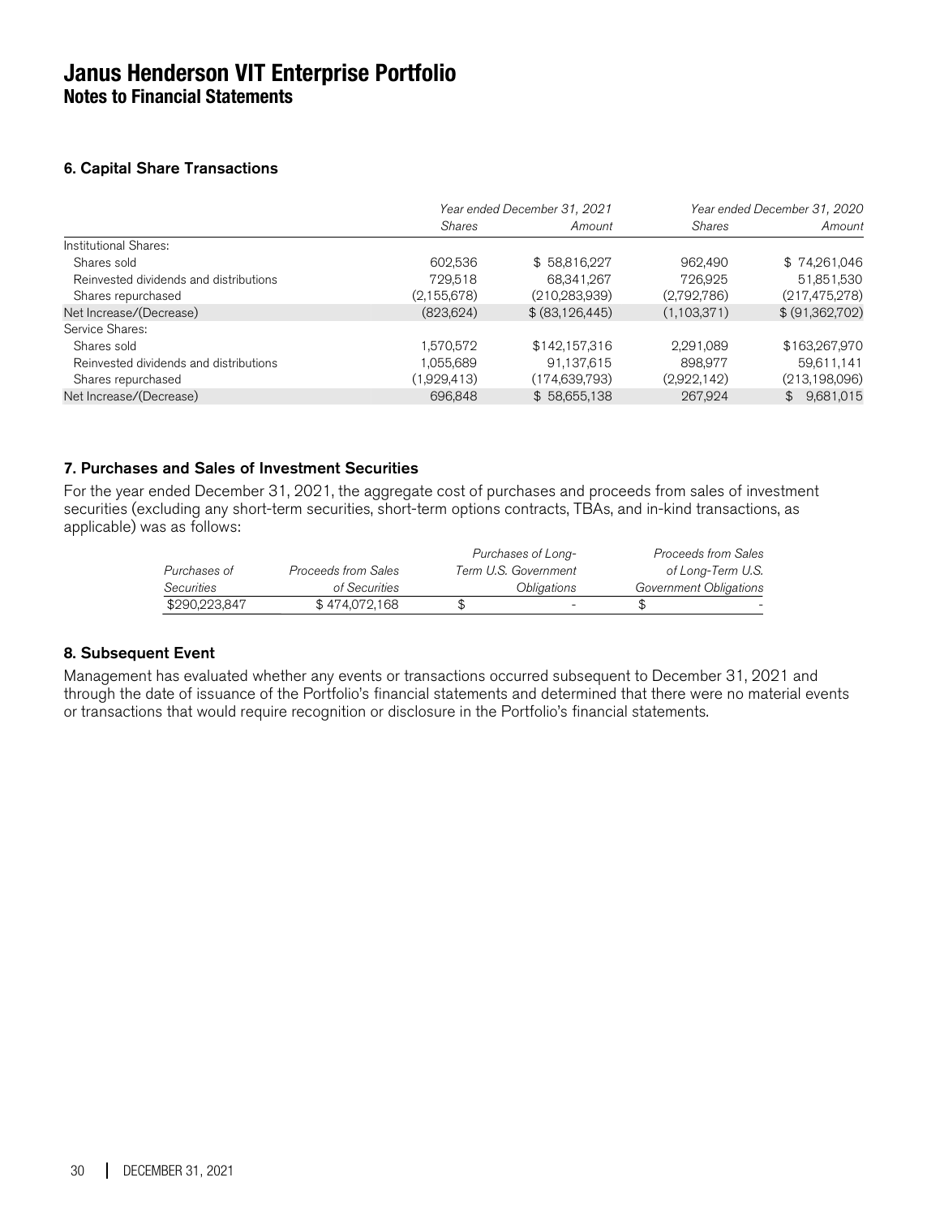# Janus Henderson VIT Enterprise Portfolio
## Notes to Financial Statements

### 6. Capital Share Transactions

| | Year ended December 31, 2021 | | Year ended December 31, 2020 | |
|---|---|---|---|---|
| | *Shares* | *Amount* | *Shares* | *Amount* |
| Institutional Shares: | | | | |
| Shares sold | 602,536 | $ 58,816,227 | 962,490 | $ 74,261,046 |
| Reinvested dividends and distributions | 729,518 | 68,341,267 | 726,925 | 51,851,530 |
| Shares repurchased | (2,155,678) | (210,283,939) | (2,792,786) | (217,475,278) |
| Net Increase/(Decrease) | (823,624) | $ (83,126,445) | (1,103,371) | $ (91,362,702) |
| Service Shares: | | | | |
| Shares sold | 1,570,572 | $142,157,316 | 2,291,089 | $163,267,970 |
| Reinvested dividends and distributions | 1,055,689 | 91,137,615 | 898,977 | 59,611,141 |
| Shares repurchased | (1,929,413) | (174,639,793) | (2,922,142) | (213,198,096) |
| Net Increase/(Decrease) | 696,848 | $ 58,655,138 | 267,924 | $ 9,681,015 |

### 7. Purchases and Sales of Investment Securities

For the year ended December 31, 2021, the aggregate cost of purchases and proceeds from sales of investment securities (excluding any short-term securities, short-term options contracts, TBAs, and in-kind transactions, as applicable) was as follows:

| *Purchases of Securities* | *Proceeds from Sales of Securities* | *Purchases of Long-Term U.S. Government Obligations* | *Proceeds from Sales of Long-Term U.S. Government Obligations* |
|---|---|---|---|
| $290,223,847 | $ 474,072,168 | $ - | $ - |

### 8. Subsequent Event

Management has evaluated whether any events or transactions occurred subsequent to December 31, 2021 and through the date of issuance of the Portfolio's financial statements and determined that there were no material events or transactions that would require recognition or disclosure in the Portfolio's financial statements.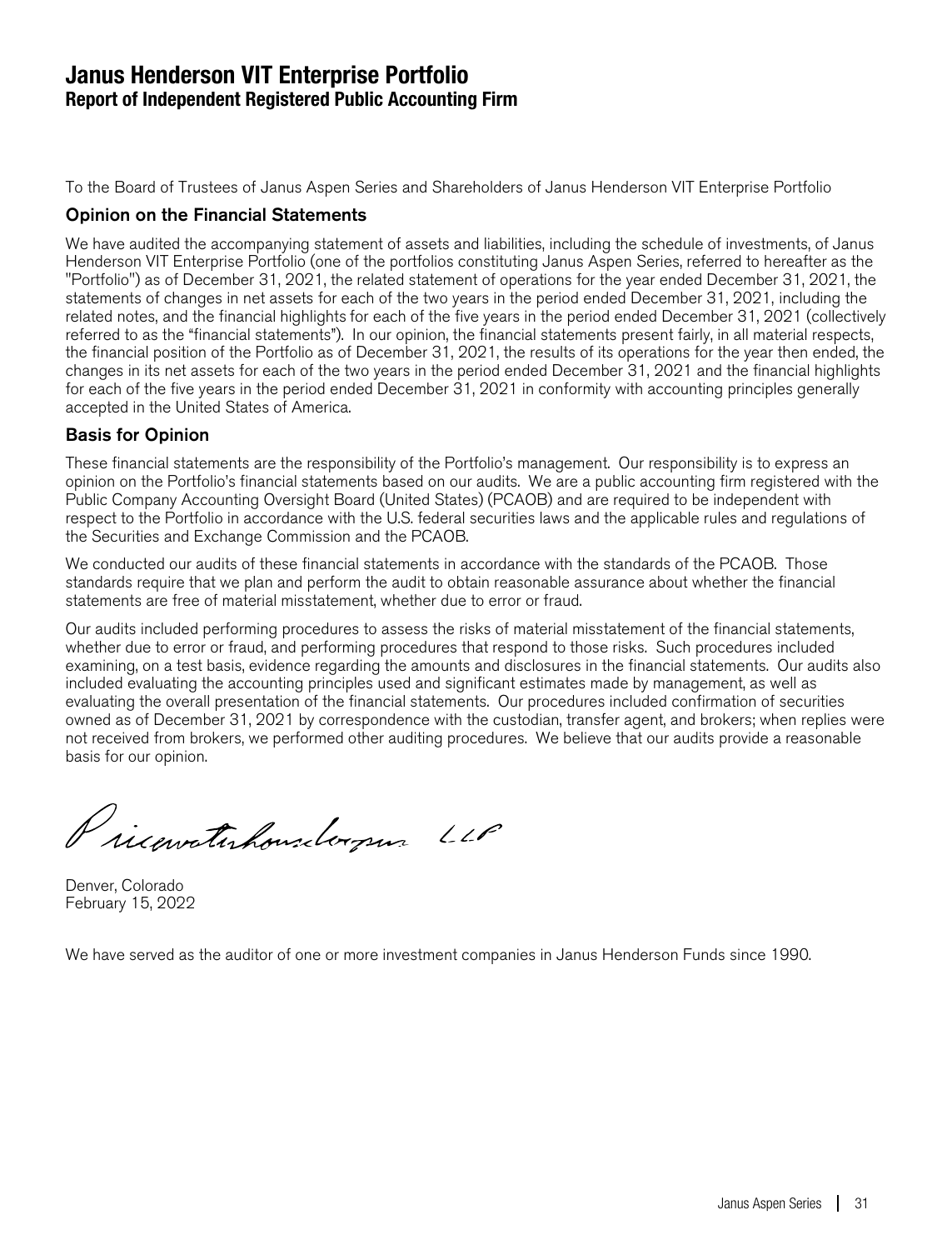# Janus Henderson VIT Enterprise Portfolio
## Report of Independent Registered Public Accounting Firm

To the Board of Trustees of Janus Aspen Series and Shareholders of Janus Henderson VIT Enterprise Portfolio

### Opinion on the Financial Statements

We have audited the accompanying statement of assets and liabilities, including the schedule of investments, of Janus Henderson VIT Enterprise Portfolio (one of the portfolios constituting Janus Aspen Series, referred to hereafter as the "Portfolio") as of December 31, 2021, the related statement of operations for the year ended December 31, 2021, the statements of changes in net assets for each of the two years in the period ended December 31, 2021, including the related notes, and the financial highlights for each of the five years in the period ended December 31, 2021 (collectively referred to as the "financial statements"). In our opinion, the financial statements present fairly, in all material respects, the financial position of the Portfolio as of December 31, 2021, the results of its operations for the year then ended, the changes in its net assets for each of the two years in the period ended December 31, 2021 and the financial highlights for each of the five years in the period ended December 31, 2021 in conformity with accounting principles generally accepted in the United States of America.

### Basis for Opinion

These financial statements are the responsibility of the Portfolio's management. Our responsibility is to express an opinion on the Portfolio's financial statements based on our audits. We are a public accounting firm registered with the Public Company Accounting Oversight Board (United States) (PCAOB) and are required to be independent with respect to the Portfolio in accordance with the U.S. federal securities laws and the applicable rules and regulations of the Securities and Exchange Commission and the PCAOB.

We conducted our audits of these financial statements in accordance with the standards of the PCAOB. Those standards require that we plan and perform the audit to obtain reasonable assurance about whether the financial statements are free of material misstatement, whether due to error or fraud.

Our audits included performing procedures to assess the risks of material misstatement of the financial statements, whether due to error or fraud, and performing procedures that respond to those risks. Such procedures included examining, on a test basis, evidence regarding the amounts and disclosures in the financial statements. Our audits also included evaluating the accounting principles used and significant estimates made by management, as well as evaluating the overall presentation of the financial statements. Our procedures included confirmation of securities owned as of December 31, 2021 by correspondence with the custodian, transfer agent, and brokers; when replies were not received from brokers, we performed other auditing procedures. We believe that our audits provide a reasonable basis for our opinion.

PricewaterhouseCoopers LLP

Denver, Colorado
February 15, 2022

We have served as the auditor of one or more investment companies in Janus Henderson Funds since 1990.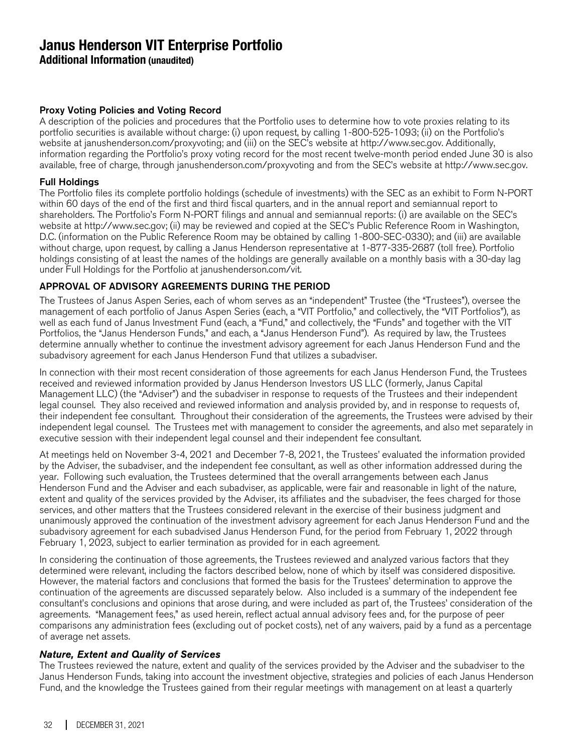# Janus Henderson VIT Enterprise Portfolio

## Additional Information (unaudited)

### Proxy Voting Policies and Voting Record

A description of the policies and procedures that the Portfolio uses to determine how to vote proxies relating to its portfolio securities is available without charge: (i) upon request, by calling 1-800-525-1093; (ii) on the Portfolio's website at janushenderson.com/proxyvoting; and (iii) on the SEC's website at http://www.sec.gov. Additionally, information regarding the Portfolio's proxy voting record for the most recent twelve-month period ended June 30 is also available, free of charge, through janushenderson.com/proxyvoting and from the SEC's website at http://www.sec.gov.

### Full Holdings

The Portfolio files its complete portfolio holdings (schedule of investments) with the SEC as an exhibit to Form N-PORT within 60 days of the end of the first and third fiscal quarters, and in the annual report and semiannual report to shareholders. The Portfolio's Form N-PORT filings and annual and semiannual reports: (i) are available on the SEC's website at http://www.sec.gov; (ii) may be reviewed and copied at the SEC's Public Reference Room in Washington, D.C. (information on the Public Reference Room may be obtained by calling 1-800-SEC-0330); and (iii) are available without charge, upon request, by calling a Janus Henderson representative at 1-877-335-2687 (toll free). Portfolio holdings consisting of at least the names of the holdings are generally available on a monthly basis with a 30-day lag under Full Holdings for the Portfolio at janushenderson.com/vit.

### APPROVAL OF ADVISORY AGREEMENTS DURING THE PERIOD

The Trustees of Janus Aspen Series, each of whom serves as an "independent" Trustee (the "Trustees"), oversee the management of each portfolio of Janus Aspen Series (each, a "VIT Portfolio," and collectively, the "VIT Portfolios"), as well as each fund of Janus Investment Fund (each, a "Fund," and collectively, the "Funds" and together with the VIT Portfolios, the "Janus Henderson Funds," and each, a "Janus Henderson Fund"). As required by law, the Trustees determine annually whether to continue the investment advisory agreement for each Janus Henderson Fund and the subadvisory agreement for each Janus Henderson Fund that utilizes a subadviser.

In connection with their most recent consideration of those agreements for each Janus Henderson Fund, the Trustees received and reviewed information provided by Janus Henderson Investors US LLC (formerly, Janus Capital Management LLC) (the "Adviser") and the subadviser in response to requests of the Trustees and their independent legal counsel. They also received and reviewed information and analysis provided by, and in response to requests of, their independent fee consultant. Throughout their consideration of the agreements, the Trustees were advised by their independent legal counsel. The Trustees met with management to consider the agreements, and also met separately in executive session with their independent legal counsel and their independent fee consultant.

At meetings held on November 3-4, 2021 and December 7-8, 2021, the Trustees' evaluated the information provided by the Adviser, the subadviser, and the independent fee consultant, as well as other information addressed during the year. Following such evaluation, the Trustees determined that the overall arrangements between each Janus Henderson Fund and the Adviser and each subadviser, as applicable, were fair and reasonable in light of the nature, extent and quality of the services provided by the Adviser, its affiliates and the subadviser, the fees charged for those services, and other matters that the Trustees considered relevant in the exercise of their business judgment and unanimously approved the continuation of the investment advisory agreement for each Janus Henderson Fund and the subadvisory agreement for each subadvised Janus Henderson Fund, for the period from February 1, 2022 through February 1, 2023, subject to earlier termination as provided for in each agreement.

In considering the continuation of those agreements, the Trustees reviewed and analyzed various factors that they determined were relevant, including the factors described below, none of which by itself was considered dispositive. However, the material factors and conclusions that formed the basis for the Trustees' determination to approve the continuation of the agreements are discussed separately below. Also included is a summary of the independent fee consultant's conclusions and opinions that arose during, and were included as part of, the Trustees' consideration of the agreements. "Management fees," as used herein, reflect actual annual advisory fees and, for the purpose of peer comparisons any administration fees (excluding out of pocket costs), net of any waivers, paid by a fund as a percentage of average net assets.

#### *Nature, Extent and Quality of Services*

The Trustees reviewed the nature, extent and quality of the services provided by the Adviser and the subadviser to the Janus Henderson Funds, taking into account the investment objective, strategies and policies of each Janus Henderson Fund, and the knowledge the Trustees gained from their regular meetings with management on at least a quarterly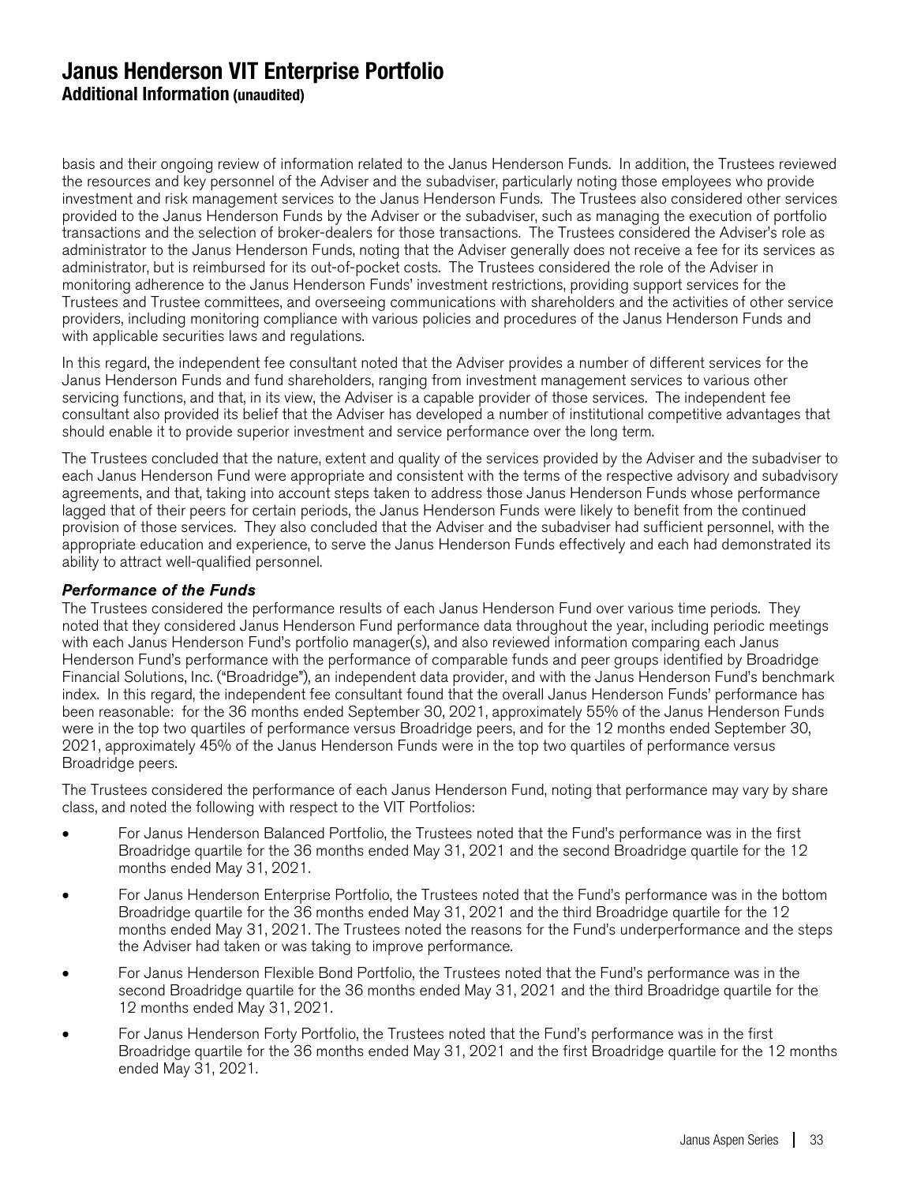basis and their ongoing review of information related to the Janus Henderson Funds. In addition, the Trustees reviewed the resources and key personnel of the Adviser and the subadviser, particularly noting those employees who provide investment and risk management services to the Janus Henderson Funds. The Trustees also considered other services provided to the Janus Henderson Funds by the Adviser or the subadviser, such as managing the execution of portfolio transactions and the selection of broker-dealers for those transactions. The Trustees considered the Adviser's role as administrator to the Janus Henderson Funds, noting that the Adviser generally does not receive a fee for its services as administrator, but is reimbursed for its out-of-pocket costs. The Trustees considered the role of the Adviser in monitoring adherence to the Janus Henderson Funds' investment restrictions, providing support services for the Trustees and Trustee committees, and overseeing communications with shareholders and the activities of other service providers, including monitoring compliance with various policies and procedures of the Janus Henderson Funds and with applicable securities laws and regulations.

In this regard, the independent fee consultant noted that the Adviser provides a number of different services for the Janus Henderson Funds and fund shareholders, ranging from investment management services to various other servicing functions, and that, in its view, the Adviser is a capable provider of those services. The independent fee consultant also provided its belief that the Adviser has developed a number of institutional competitive advantages that should enable it to provide superior investment and service performance over the long term.

The Trustees concluded that the nature, extent and quality of the services provided by the Adviser and the subadviser to each Janus Henderson Fund were appropriate and consistent with the terms of the respective advisory and subadvisory agreements, and that, taking into account steps taken to address those Janus Henderson Funds whose performance lagged that of their peers for certain periods, the Janus Henderson Funds were likely to benefit from the continued provision of those services. They also concluded that the Adviser and the subadviser had sufficient personnel, with the appropriate education and experience, to serve the Janus Henderson Funds effectively and each had demonstrated its ability to attract well-qualified personnel.

***Performance of the Funds***

The Trustees considered the performance results of each Janus Henderson Fund over various time periods. They noted that they considered Janus Henderson Fund performance data throughout the year, including periodic meetings with each Janus Henderson Fund's portfolio manager(s), and also reviewed information comparing each Janus Henderson Fund's performance with the performance of comparable funds and peer groups identified by Broadridge Financial Solutions, Inc. ("Broadridge"), an independent data provider, and with the Janus Henderson Fund's benchmark index. In this regard, the independent fee consultant found that the overall Janus Henderson Funds' performance has been reasonable: for the 36 months ended September 30, 2021, approximately 55% of the Janus Henderson Funds were in the top two quartiles of performance versus Broadridge peers, and for the 12 months ended September 30, 2021, approximately 45% of the Janus Henderson Funds were in the top two quartiles of performance versus Broadridge peers.

The Trustees considered the performance of each Janus Henderson Fund, noting that performance may vary by share class, and noted the following with respect to the VIT Portfolios:

- For Janus Henderson Balanced Portfolio, the Trustees noted that the Fund's performance was in the first Broadridge quartile for the 36 months ended May 31, 2021 and the second Broadridge quartile for the 12 months ended May 31, 2021.
- For Janus Henderson Enterprise Portfolio, the Trustees noted that the Fund's performance was in the bottom Broadridge quartile for the 36 months ended May 31, 2021 and the third Broadridge quartile for the 12 months ended May 31, 2021. The Trustees noted the reasons for the Fund's underperformance and the steps the Adviser had taken or was taking to improve performance.
- For Janus Henderson Flexible Bond Portfolio, the Trustees noted that the Fund's performance was in the second Broadridge quartile for the 36 months ended May 31, 2021 and the third Broadridge quartile for the 12 months ended May 31, 2021.
- For Janus Henderson Forty Portfolio, the Trustees noted that the Fund's performance was in the first Broadridge quartile for the 36 months ended May 31, 2021 and the first Broadridge quartile for the 12 months ended May 31, 2021.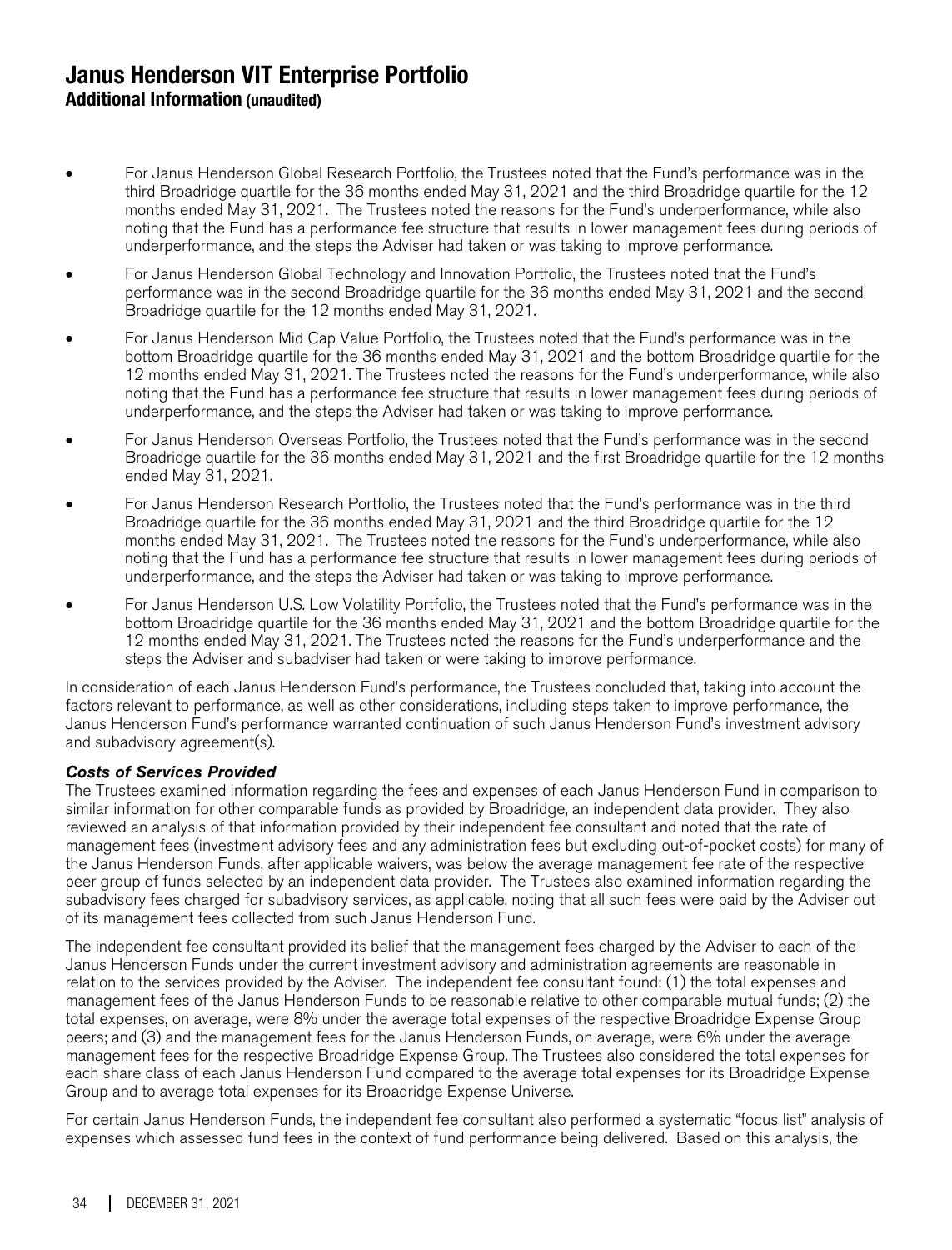- For Janus Henderson Global Research Portfolio, the Trustees noted that the Fund's performance was in the third Broadridge quartile for the 36 months ended May 31, 2021 and the third Broadridge quartile for the 12 months ended May 31, 2021. The Trustees noted the reasons for the Fund's underperformance, while also noting that the Fund has a performance fee structure that results in lower management fees during periods of underperformance, and the steps the Adviser had taken or was taking to improve performance.
- For Janus Henderson Global Technology and Innovation Portfolio, the Trustees noted that the Fund's performance was in the second Broadridge quartile for the 36 months ended May 31, 2021 and the second Broadridge quartile for the 12 months ended May 31, 2021.
- For Janus Henderson Mid Cap Value Portfolio, the Trustees noted that the Fund's performance was in the bottom Broadridge quartile for the 36 months ended May 31, 2021 and the bottom Broadridge quartile for the 12 months ended May 31, 2021. The Trustees noted the reasons for the Fund's underperformance, while also noting that the Fund has a performance fee structure that results in lower management fees during periods of underperformance, and the steps the Adviser had taken or was taking to improve performance.
- For Janus Henderson Overseas Portfolio, the Trustees noted that the Fund's performance was in the second Broadridge quartile for the 36 months ended May 31, 2021 and the first Broadridge quartile for the 12 months ended May 31, 2021.
- For Janus Henderson Research Portfolio, the Trustees noted that the Fund's performance was in the third Broadridge quartile for the 36 months ended May 31, 2021 and the third Broadridge quartile for the 12 months ended May 31, 2021. The Trustees noted the reasons for the Fund's underperformance, while also noting that the Fund has a performance fee structure that results in lower management fees during periods of underperformance, and the steps the Adviser had taken or was taking to improve performance.
- For Janus Henderson U.S. Low Volatility Portfolio, the Trustees noted that the Fund's performance was in the bottom Broadridge quartile for the 36 months ended May 31, 2021 and the bottom Broadridge quartile for the 12 months ended May 31, 2021. The Trustees noted the reasons for the Fund's underperformance and the steps the Adviser and subadviser had taken or were taking to improve performance.

In consideration of each Janus Henderson Fund's performance, the Trustees concluded that, taking into account the factors relevant to performance, as well as other considerations, including steps taken to improve performance, the Janus Henderson Fund's performance warranted continuation of such Janus Henderson Fund's investment advisory and subadvisory agreement(s).

***Costs of Services Provided***

The Trustees examined information regarding the fees and expenses of each Janus Henderson Fund in comparison to similar information for other comparable funds as provided by Broadridge, an independent data provider. They also reviewed an analysis of that information provided by their independent fee consultant and noted that the rate of management fees (investment advisory fees and any administration fees but excluding out-of-pocket costs) for many of the Janus Henderson Funds, after applicable waivers, was below the average management fee rate of the respective peer group of funds selected by an independent data provider. The Trustees also examined information regarding the subadvisory fees charged for subadvisory services, as applicable, noting that all such fees were paid by the Adviser out of its management fees collected from such Janus Henderson Fund.

The independent fee consultant provided its belief that the management fees charged by the Adviser to each of the Janus Henderson Funds under the current investment advisory and administration agreements are reasonable in relation to the services provided by the Adviser. The independent fee consultant found: (1) the total expenses and management fees of the Janus Henderson Funds to be reasonable relative to other comparable mutual funds; (2) the total expenses, on average, were 8% under the average total expenses of the respective Broadridge Expense Group peers; and (3) and the management fees for the Janus Henderson Funds, on average, were 6% under the average management fees for the respective Broadridge Expense Group. The Trustees also considered the total expenses for each share class of each Janus Henderson Fund compared to the average total expenses for its Broadridge Expense Group and to average total expenses for its Broadridge Expense Universe.

For certain Janus Henderson Funds, the independent fee consultant also performed a systematic "focus list" analysis of expenses which assessed fund fees in the context of fund performance being delivered. Based on this analysis, the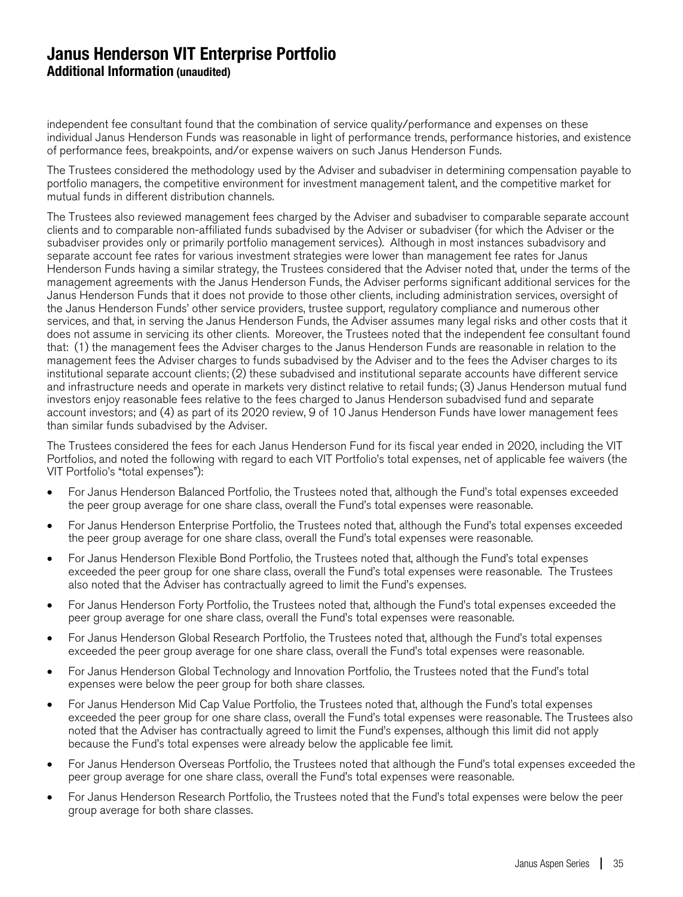# Janus Henderson VIT Enterprise Portfolio
## Additional Information (unaudited)

independent fee consultant found that the combination of service quality/performance and expenses on these individual Janus Henderson Funds was reasonable in light of performance trends, performance histories, and existence of performance fees, breakpoints, and/or expense waivers on such Janus Henderson Funds.

The Trustees considered the methodology used by the Adviser and subadviser in determining compensation payable to portfolio managers, the competitive environment for investment management talent, and the competitive market for mutual funds in different distribution channels.

The Trustees also reviewed management fees charged by the Adviser and subadviser to comparable separate account clients and to comparable non-affiliated funds subadvised by the Adviser or subadviser (for which the Adviser or the subadviser provides only or primarily portfolio management services). Although in most instances subadvisory and separate account fee rates for various investment strategies were lower than management fee rates for Janus Henderson Funds having a similar strategy, the Trustees considered that the Adviser noted that, under the terms of the management agreements with the Janus Henderson Funds, the Adviser performs significant additional services for the Janus Henderson Funds that it does not provide to those other clients, including administration services, oversight of the Janus Henderson Funds' other service providers, trustee support, regulatory compliance and numerous other services, and that, in serving the Janus Henderson Funds, the Adviser assumes many legal risks and other costs that it does not assume in servicing its other clients. Moreover, the Trustees noted that the independent fee consultant found that: (1) the management fees the Adviser charges to the Janus Henderson Funds are reasonable in relation to the management fees the Adviser charges to funds subadvised by the Adviser and to the fees the Adviser charges to its institutional separate account clients; (2) these subadvised and institutional separate accounts have different service and infrastructure needs and operate in markets very distinct relative to retail funds; (3) Janus Henderson mutual fund investors enjoy reasonable fees relative to the fees charged to Janus Henderson subadvised fund and separate account investors; and (4) as part of its 2020 review, 9 of 10 Janus Henderson Funds have lower management fees than similar funds subadvised by the Adviser.

The Trustees considered the fees for each Janus Henderson Fund for its fiscal year ended in 2020, including the VIT Portfolios, and noted the following with regard to each VIT Portfolio's total expenses, net of applicable fee waivers (the VIT Portfolio's "total expenses"):

- For Janus Henderson Balanced Portfolio, the Trustees noted that, although the Fund's total expenses exceeded the peer group average for one share class, overall the Fund's total expenses were reasonable.
- For Janus Henderson Enterprise Portfolio, the Trustees noted that, although the Fund's total expenses exceeded the peer group average for one share class, overall the Fund's total expenses were reasonable.
- For Janus Henderson Flexible Bond Portfolio, the Trustees noted that, although the Fund's total expenses exceeded the peer group for one share class, overall the Fund's total expenses were reasonable. The Trustees also noted that the Adviser has contractually agreed to limit the Fund's expenses.
- For Janus Henderson Forty Portfolio, the Trustees noted that, although the Fund's total expenses exceeded the peer group average for one share class, overall the Fund's total expenses were reasonable.
- For Janus Henderson Global Research Portfolio, the Trustees noted that, although the Fund's total expenses exceeded the peer group average for one share class, overall the Fund's total expenses were reasonable.
- For Janus Henderson Global Technology and Innovation Portfolio, the Trustees noted that the Fund's total expenses were below the peer group for both share classes.
- For Janus Henderson Mid Cap Value Portfolio, the Trustees noted that, although the Fund's total expenses exceeded the peer group for one share class, overall the Fund's total expenses were reasonable. The Trustees also noted that the Adviser has contractually agreed to limit the Fund's expenses, although this limit did not apply because the Fund's total expenses were already below the applicable fee limit.
- For Janus Henderson Overseas Portfolio, the Trustees noted that although the Fund's total expenses exceeded the peer group average for one share class, overall the Fund's total expenses were reasonable.
- For Janus Henderson Research Portfolio, the Trustees noted that the Fund's total expenses were below the peer group average for both share classes.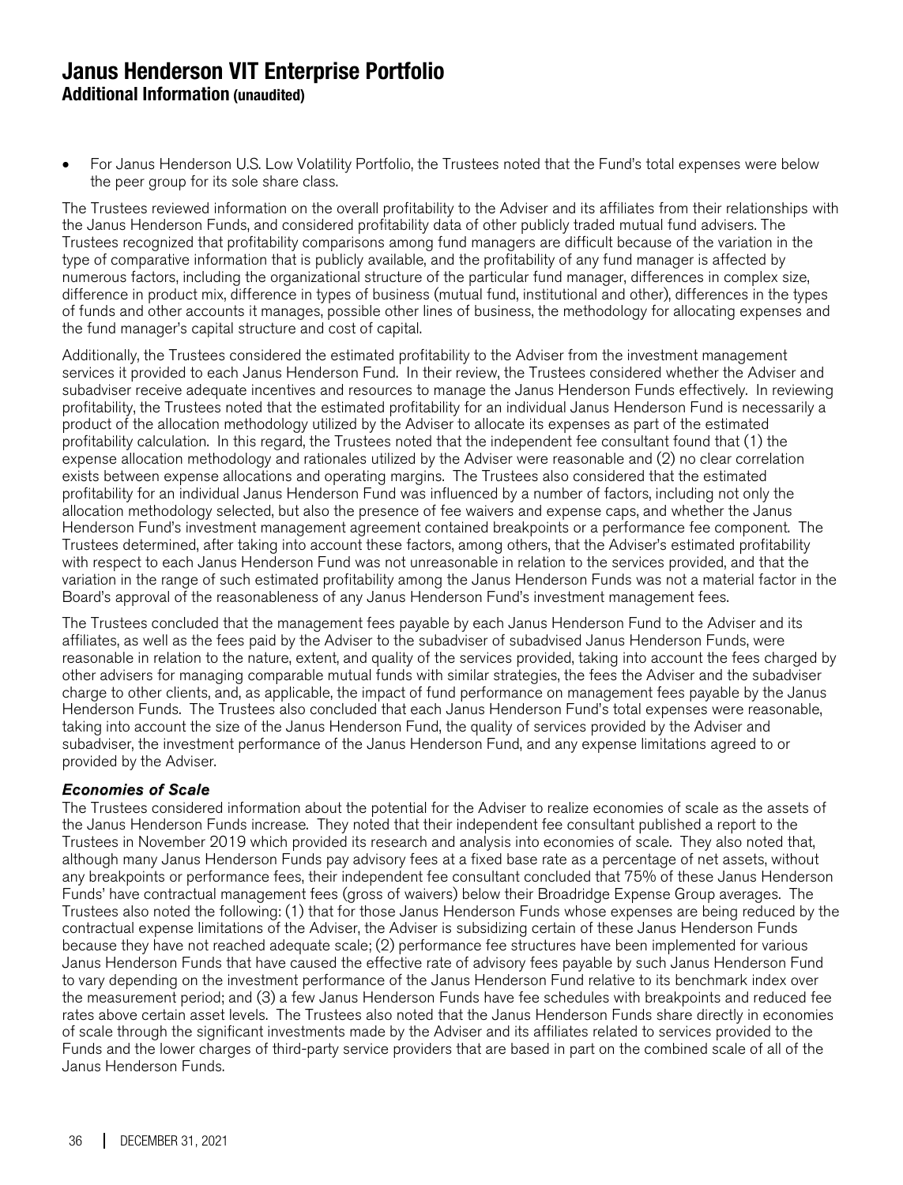- For Janus Henderson U.S. Low Volatility Portfolio, the Trustees noted that the Fund's total expenses were below the peer group for its sole share class.

The Trustees reviewed information on the overall profitability to the Adviser and its affiliates from their relationships with the Janus Henderson Funds, and considered profitability data of other publicly traded mutual fund advisers. The Trustees recognized that profitability comparisons among fund managers are difficult because of the variation in the type of comparative information that is publicly available, and the profitability of any fund manager is affected by numerous factors, including the organizational structure of the particular fund manager, differences in complex size, difference in product mix, difference in types of business (mutual fund, institutional and other), differences in the types of funds and other accounts it manages, possible other lines of business, the methodology for allocating expenses and the fund manager's capital structure and cost of capital.

Additionally, the Trustees considered the estimated profitability to the Adviser from the investment management services it provided to each Janus Henderson Fund. In their review, the Trustees considered whether the Adviser and subadviser receive adequate incentives and resources to manage the Janus Henderson Funds effectively. In reviewing profitability, the Trustees noted that the estimated profitability for an individual Janus Henderson Fund is necessarily a product of the allocation methodology utilized by the Adviser to allocate its expenses as part of the estimated profitability calculation. In this regard, the Trustees noted that the independent fee consultant found that (1) the expense allocation methodology and rationales utilized by the Adviser were reasonable and (2) no clear correlation exists between expense allocations and operating margins. The Trustees also considered that the estimated profitability for an individual Janus Henderson Fund was influenced by a number of factors, including not only the allocation methodology selected, but also the presence of fee waivers and expense caps, and whether the Janus Henderson Fund's investment management agreement contained breakpoints or a performance fee component. The Trustees determined, after taking into account these factors, among others, that the Adviser's estimated profitability with respect to each Janus Henderson Fund was not unreasonable in relation to the services provided, and that the variation in the range of such estimated profitability among the Janus Henderson Funds was not a material factor in the Board's approval of the reasonableness of any Janus Henderson Fund's investment management fees.

The Trustees concluded that the management fees payable by each Janus Henderson Fund to the Adviser and its affiliates, as well as the fees paid by the Adviser to the subadviser of subadvised Janus Henderson Funds, were reasonable in relation to the nature, extent, and quality of the services provided, taking into account the fees charged by other advisers for managing comparable mutual funds with similar strategies, the fees the Adviser and the subadviser charge to other clients, and, as applicable, the impact of fund performance on management fees payable by the Janus Henderson Funds. The Trustees also concluded that each Janus Henderson Fund's total expenses were reasonable, taking into account the size of the Janus Henderson Fund, the quality of services provided by the Adviser and subadviser, the investment performance of the Janus Henderson Fund, and any expense limitations agreed to or provided by the Adviser.

***Economies of Scale***

The Trustees considered information about the potential for the Adviser to realize economies of scale as the assets of the Janus Henderson Funds increase. They noted that their independent fee consultant published a report to the Trustees in November 2019 which provided its research and analysis into economies of scale. They also noted that, although many Janus Henderson Funds pay advisory fees at a fixed base rate as a percentage of net assets, without any breakpoints or performance fees, their independent fee consultant concluded that 75% of these Janus Henderson Funds' have contractual management fees (gross of waivers) below their Broadridge Expense Group averages. The Trustees also noted the following: (1) that for those Janus Henderson Funds whose expenses are being reduced by the contractual expense limitations of the Adviser, the Adviser is subsidizing certain of these Janus Henderson Funds because they have not reached adequate scale; (2) performance fee structures have been implemented for various Janus Henderson Funds that have caused the effective rate of advisory fees payable by such Janus Henderson Fund to vary depending on the investment performance of the Janus Henderson Fund relative to its benchmark index over the measurement period; and (3) a few Janus Henderson Funds have fee schedules with breakpoints and reduced fee rates above certain asset levels. The Trustees also noted that the Janus Henderson Funds share directly in economies of scale through the significant investments made by the Adviser and its affiliates related to services provided to the Funds and the lower charges of third-party service providers that are based in part on the combined scale of all of the Janus Henderson Funds.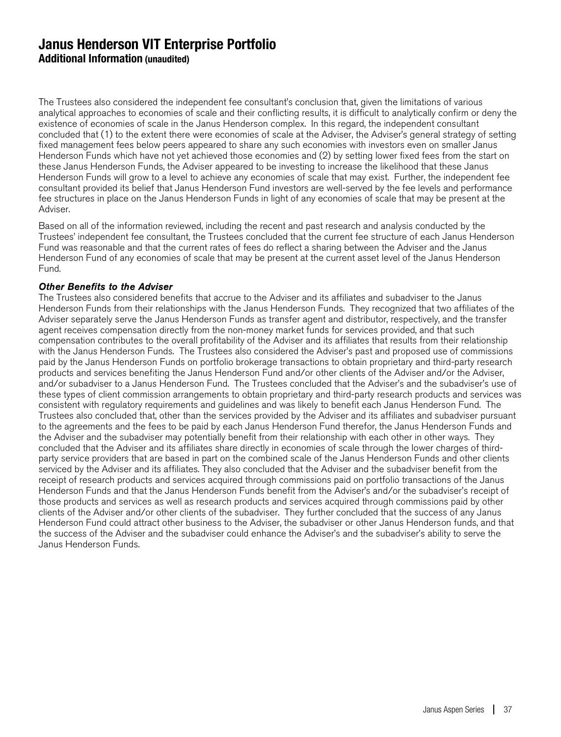# Janus Henderson VIT Enterprise Portfolio
## Additional Information (unaudited)

The Trustees also considered the independent fee consultant's conclusion that, given the limitations of various analytical approaches to economies of scale and their conflicting results, it is difficult to analytically confirm or deny the existence of economies of scale in the Janus Henderson complex. In this regard, the independent consultant concluded that (1) to the extent there were economies of scale at the Adviser, the Adviser's general strategy of setting fixed management fees below peers appeared to share any such economies with investors even on smaller Janus Henderson Funds which have not yet achieved those economies and (2) by setting lower fixed fees from the start on these Janus Henderson Funds, the Adviser appeared to be investing to increase the likelihood that these Janus Henderson Funds will grow to a level to achieve any economies of scale that may exist. Further, the independent fee consultant provided its belief that Janus Henderson Fund investors are well-served by the fee levels and performance fee structures in place on the Janus Henderson Funds in light of any economies of scale that may be present at the Adviser.

Based on all of the information reviewed, including the recent and past research and analysis conducted by the Trustees' independent fee consultant, the Trustees concluded that the current fee structure of each Janus Henderson Fund was reasonable and that the current rates of fees do reflect a sharing between the Adviser and the Janus Henderson Fund of any economies of scale that may be present at the current asset level of the Janus Henderson Fund.

***Other Benefits to the Adviser***

The Trustees also considered benefits that accrue to the Adviser and its affiliates and subadviser to the Janus Henderson Funds from their relationships with the Janus Henderson Funds. They recognized that two affiliates of the Adviser separately serve the Janus Henderson Funds as transfer agent and distributor, respectively, and the transfer agent receives compensation directly from the non-money market funds for services provided, and that such compensation contributes to the overall profitability of the Adviser and its affiliates that results from their relationship with the Janus Henderson Funds. The Trustees also considered the Adviser's past and proposed use of commissions paid by the Janus Henderson Funds on portfolio brokerage transactions to obtain proprietary and third-party research products and services benefiting the Janus Henderson Fund and/or other clients of the Adviser and/or the Adviser, and/or subadviser to a Janus Henderson Fund. The Trustees concluded that the Adviser's and the subadviser's use of these types of client commission arrangements to obtain proprietary and third-party research products and services was consistent with regulatory requirements and guidelines and was likely to benefit each Janus Henderson Fund. The Trustees also concluded that, other than the services provided by the Adviser and its affiliates and subadviser pursuant to the agreements and the fees to be paid by each Janus Henderson Fund therefor, the Janus Henderson Funds and the Adviser and the subadviser may potentially benefit from their relationship with each other in other ways. They concluded that the Adviser and its affiliates share directly in economies of scale through the lower charges of third-party service providers that are based in part on the combined scale of the Janus Henderson Funds and other clients serviced by the Adviser and its affiliates. They also concluded that the Adviser and the subadviser benefit from the receipt of research products and services acquired through commissions paid on portfolio transactions of the Janus Henderson Funds and that the Janus Henderson Funds benefit from the Adviser's and/or the subadviser's receipt of those products and services as well as research products and services acquired through commissions paid by other clients of the Adviser and/or other clients of the subadviser. They further concluded that the success of any Janus Henderson Fund could attract other business to the Adviser, the subadviser or other Janus Henderson funds, and that the success of the Adviser and the subadviser could enhance the Adviser's and the subadviser's ability to serve the Janus Henderson Funds.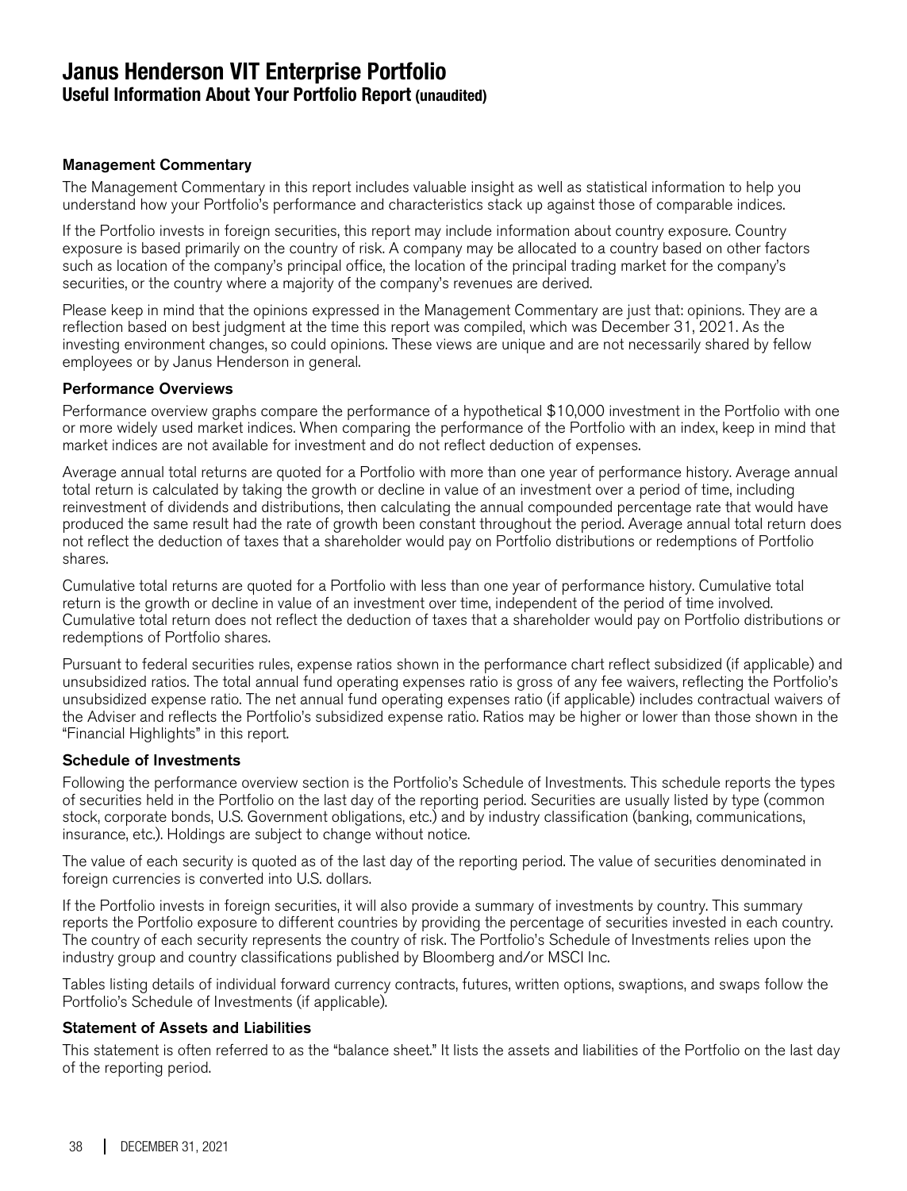# Janus Henderson VIT Enterprise Portfolio
## Useful Information About Your Portfolio Report (unaudited)

### Management Commentary

The Management Commentary in this report includes valuable insight as well as statistical information to help you understand how your Portfolio's performance and characteristics stack up against those of comparable indices.

If the Portfolio invests in foreign securities, this report may include information about country exposure. Country exposure is based primarily on the country of risk. A company may be allocated to a country based on other factors such as location of the company's principal office, the location of the principal trading market for the company's securities, or the country where a majority of the company's revenues are derived.

Please keep in mind that the opinions expressed in the Management Commentary are just that: opinions. They are a reflection based on best judgment at the time this report was compiled, which was December 31, 2021. As the investing environment changes, so could opinions. These views are unique and are not necessarily shared by fellow employees or by Janus Henderson in general.

### Performance Overviews

Performance overview graphs compare the performance of a hypothetical $10,000 investment in the Portfolio with one or more widely used market indices. When comparing the performance of the Portfolio with an index, keep in mind that market indices are not available for investment and do not reflect deduction of expenses.

Average annual total returns are quoted for a Portfolio with more than one year of performance history. Average annual total return is calculated by taking the growth or decline in value of an investment over a period of time, including reinvestment of dividends and distributions, then calculating the annual compounded percentage rate that would have produced the same result had the rate of growth been constant throughout the period. Average annual total return does not reflect the deduction of taxes that a shareholder would pay on Portfolio distributions or redemptions of Portfolio shares.

Cumulative total returns are quoted for a Portfolio with less than one year of performance history. Cumulative total return is the growth or decline in value of an investment over time, independent of the period of time involved. Cumulative total return does not reflect the deduction of taxes that a shareholder would pay on Portfolio distributions or redemptions of Portfolio shares.

Pursuant to federal securities rules, expense ratios shown in the performance chart reflect subsidized (if applicable) and unsubsidized ratios. The total annual fund operating expenses ratio is gross of any fee waivers, reflecting the Portfolio's unsubsidized expense ratio. The net annual fund operating expenses ratio (if applicable) includes contractual waivers of the Adviser and reflects the Portfolio's subsidized expense ratio. Ratios may be higher or lower than those shown in the "Financial Highlights" in this report.

### Schedule of Investments

Following the performance overview section is the Portfolio's Schedule of Investments. This schedule reports the types of securities held in the Portfolio on the last day of the reporting period. Securities are usually listed by type (common stock, corporate bonds, U.S. Government obligations, etc.) and by industry classification (banking, communications, insurance, etc.). Holdings are subject to change without notice.

The value of each security is quoted as of the last day of the reporting period. The value of securities denominated in foreign currencies is converted into U.S. dollars.

If the Portfolio invests in foreign securities, it will also provide a summary of investments by country. This summary reports the Portfolio exposure to different countries by providing the percentage of securities invested in each country. The country of each security represents the country of risk. The Portfolio's Schedule of Investments relies upon the industry group and country classifications published by Bloomberg and/or MSCI Inc.

Tables listing details of individual forward currency contracts, futures, written options, swaptions, and swaps follow the Portfolio's Schedule of Investments (if applicable).

### Statement of Assets and Liabilities

This statement is often referred to as the "balance sheet." It lists the assets and liabilities of the Portfolio on the last day of the reporting period.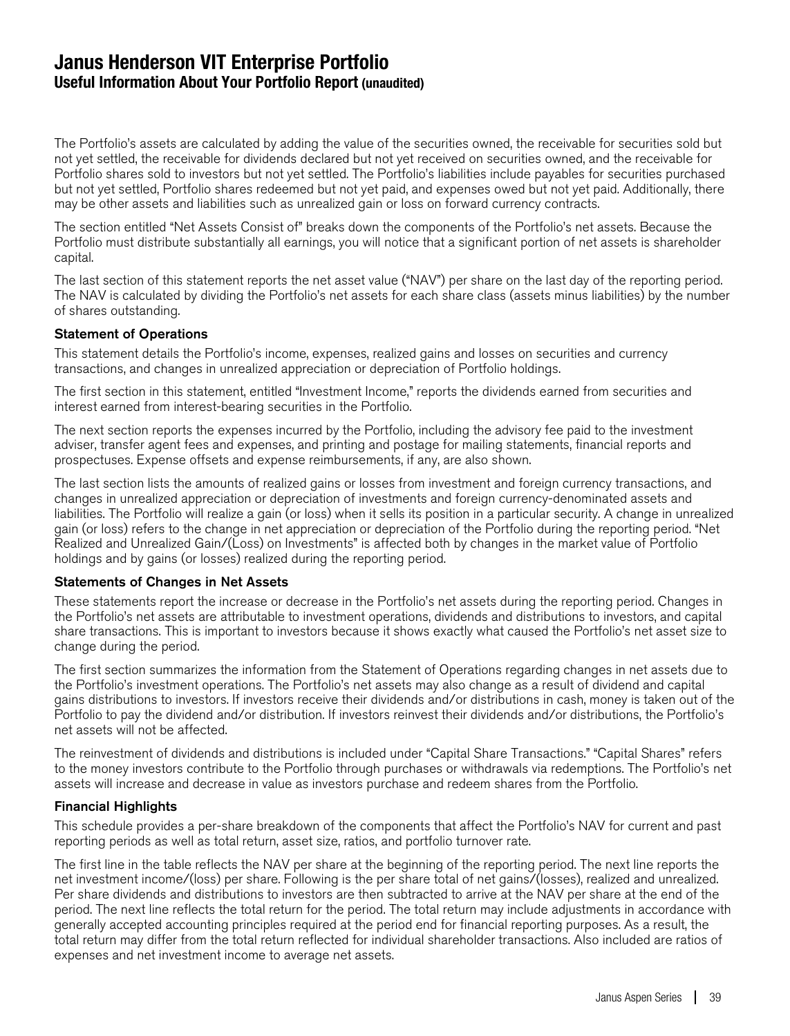# Janus Henderson VIT Enterprise Portfolio
## Useful Information About Your Portfolio Report (unaudited)

The Portfolio's assets are calculated by adding the value of the securities owned, the receivable for securities sold but not yet settled, the receivable for dividends declared but not yet received on securities owned, and the receivable for Portfolio shares sold to investors but not yet settled. The Portfolio's liabilities include payables for securities purchased but not yet settled, Portfolio shares redeemed but not yet paid, and expenses owed but not yet paid. Additionally, there may be other assets and liabilities such as unrealized gain or loss on forward currency contracts.

The section entitled "Net Assets Consist of" breaks down the components of the Portfolio's net assets. Because the Portfolio must distribute substantially all earnings, you will notice that a significant portion of net assets is shareholder capital.

The last section of this statement reports the net asset value ("NAV") per share on the last day of the reporting period. The NAV is calculated by dividing the Portfolio's net assets for each share class (assets minus liabilities) by the number of shares outstanding.

### Statement of Operations

This statement details the Portfolio's income, expenses, realized gains and losses on securities and currency transactions, and changes in unrealized appreciation or depreciation of Portfolio holdings.

The first section in this statement, entitled "Investment Income," reports the dividends earned from securities and interest earned from interest-bearing securities in the Portfolio.

The next section reports the expenses incurred by the Portfolio, including the advisory fee paid to the investment adviser, transfer agent fees and expenses, and printing and postage for mailing statements, financial reports and prospectuses. Expense offsets and expense reimbursements, if any, are also shown.

The last section lists the amounts of realized gains or losses from investment and foreign currency transactions, and changes in unrealized appreciation or depreciation of investments and foreign currency-denominated assets and liabilities. The Portfolio will realize a gain (or loss) when it sells its position in a particular security. A change in unrealized gain (or loss) refers to the change in net appreciation or depreciation of the Portfolio during the reporting period. "Net Realized and Unrealized Gain/(Loss) on Investments" is affected both by changes in the market value of Portfolio holdings and by gains (or losses) realized during the reporting period.

### Statements of Changes in Net Assets

These statements report the increase or decrease in the Portfolio's net assets during the reporting period. Changes in the Portfolio's net assets are attributable to investment operations, dividends and distributions to investors, and capital share transactions. This is important to investors because it shows exactly what caused the Portfolio's net asset size to change during the period.

The first section summarizes the information from the Statement of Operations regarding changes in net assets due to the Portfolio's investment operations. The Portfolio's net assets may also change as a result of dividend and capital gains distributions to investors. If investors receive their dividends and/or distributions in cash, money is taken out of the Portfolio to pay the dividend and/or distribution. If investors reinvest their dividends and/or distributions, the Portfolio's net assets will not be affected.

The reinvestment of dividends and distributions is included under "Capital Share Transactions." "Capital Shares" refers to the money investors contribute to the Portfolio through purchases or withdrawals via redemptions. The Portfolio's net assets will increase and decrease in value as investors purchase and redeem shares from the Portfolio.

### Financial Highlights

This schedule provides a per-share breakdown of the components that affect the Portfolio's NAV for current and past reporting periods as well as total return, asset size, ratios, and portfolio turnover rate.

The first line in the table reflects the NAV per share at the beginning of the reporting period. The next line reports the net investment income/(loss) per share. Following is the per share total of net gains/(losses), realized and unrealized. Per share dividends and distributions to investors are then subtracted to arrive at the NAV per share at the end of the period. The next line reflects the total return for the period. The total return may include adjustments in accordance with generally accepted accounting principles required at the period end for financial reporting purposes. As a result, the total return may differ from the total return reflected for individual shareholder transactions. Also included are ratios of expenses and net investment income to average net assets.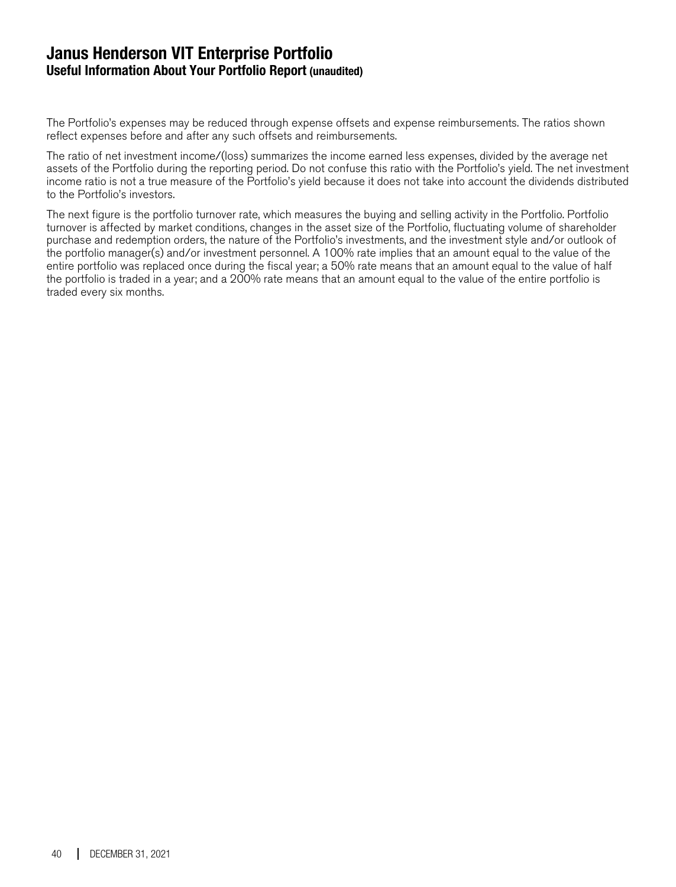# Janus Henderson VIT Enterprise Portfolio
## Useful Information About Your Portfolio Report (unaudited)

The Portfolio's expenses may be reduced through expense offsets and expense reimbursements. The ratios shown reflect expenses before and after any such offsets and reimbursements.

The ratio of net investment income/(loss) summarizes the income earned less expenses, divided by the average net assets of the Portfolio during the reporting period. Do not confuse this ratio with the Portfolio's yield. The net investment income ratio is not a true measure of the Portfolio's yield because it does not take into account the dividends distributed to the Portfolio's investors.

The next figure is the portfolio turnover rate, which measures the buying and selling activity in the Portfolio. Portfolio turnover is affected by market conditions, changes in the asset size of the Portfolio, fluctuating volume of shareholder purchase and redemption orders, the nature of the Portfolio's investments, and the investment style and/or outlook of the portfolio manager(s) and/or investment personnel. A 100% rate implies that an amount equal to the value of the entire portfolio was replaced once during the fiscal year; a 50% rate means that an amount equal to the value of half the portfolio is traded in a year; and a 200% rate means that an amount equal to the value of the entire portfolio is traded every six months.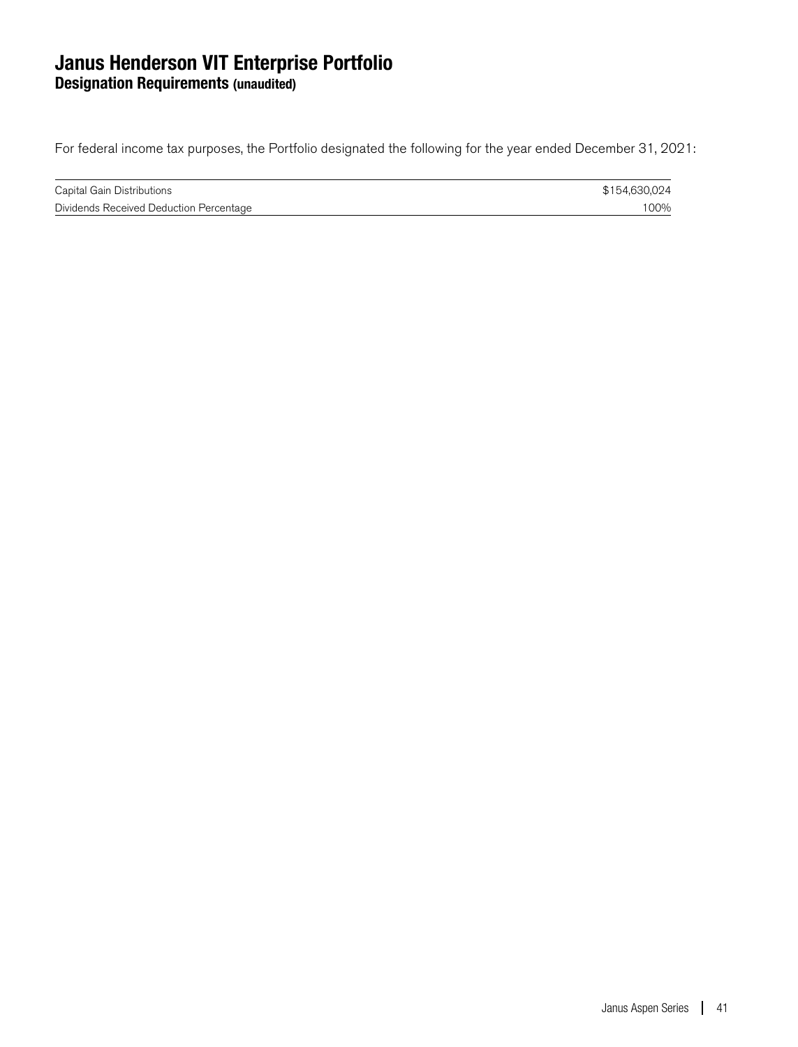# Janus Henderson VIT Enterprise Portfolio
## Designation Requirements (unaudited)

For federal income tax purposes, the Portfolio designated the following for the year ended December 31, 2021:

| | |
|---|---|
| Capital Gain Distributions | $154,630,024 |
| Dividends Received Deduction Percentage | 100% |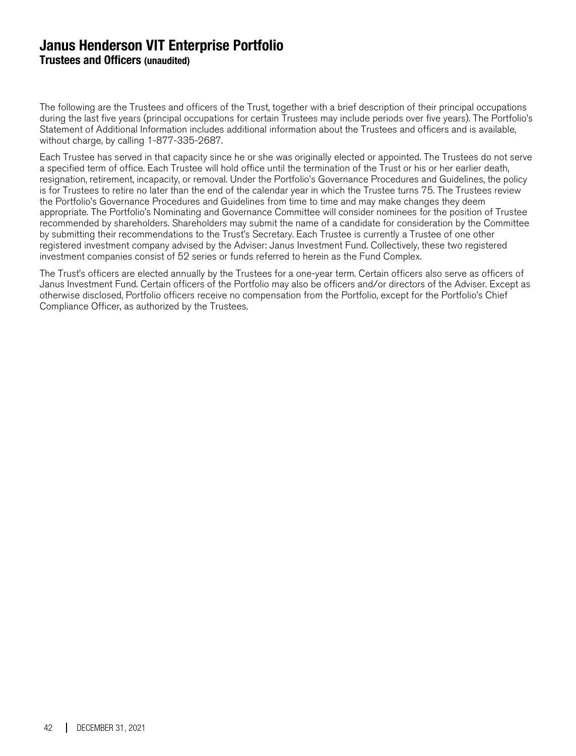# Janus Henderson VIT Enterprise Portfolio

## Trustees and Officers (unaudited)

The following are the Trustees and officers of the Trust, together with a brief description of their principal occupations during the last five years (principal occupations for certain Trustees may include periods over five years). The Portfolio's Statement of Additional Information includes additional information about the Trustees and officers and is available, without charge, by calling 1-877-335-2687.

Each Trustee has served in that capacity since he or she was originally elected or appointed. The Trustees do not serve a specified term of office. Each Trustee will hold office until the termination of the Trust or his or her earlier death, resignation, retirement, incapacity, or removal. Under the Portfolio's Governance Procedures and Guidelines, the policy is for Trustees to retire no later than the end of the calendar year in which the Trustee turns 75. The Trustees review the Portfolio's Governance Procedures and Guidelines from time to time and may make changes they deem appropriate. The Portfolio's Nominating and Governance Committee will consider nominees for the position of Trustee recommended by shareholders. Shareholders may submit the name of a candidate for consideration by the Committee by submitting their recommendations to the Trust's Secretary. Each Trustee is currently a Trustee of one other registered investment company advised by the Adviser: Janus Investment Fund. Collectively, these two registered investment companies consist of 52 series or funds referred to herein as the Fund Complex.

The Trust's officers are elected annually by the Trustees for a one-year term. Certain officers also serve as officers of Janus Investment Fund. Certain officers of the Portfolio may also be officers and/or directors of the Adviser. Except as otherwise disclosed, Portfolio officers receive no compensation from the Portfolio, except for the Portfolio's Chief Compliance Officer, as authorized by the Trustees.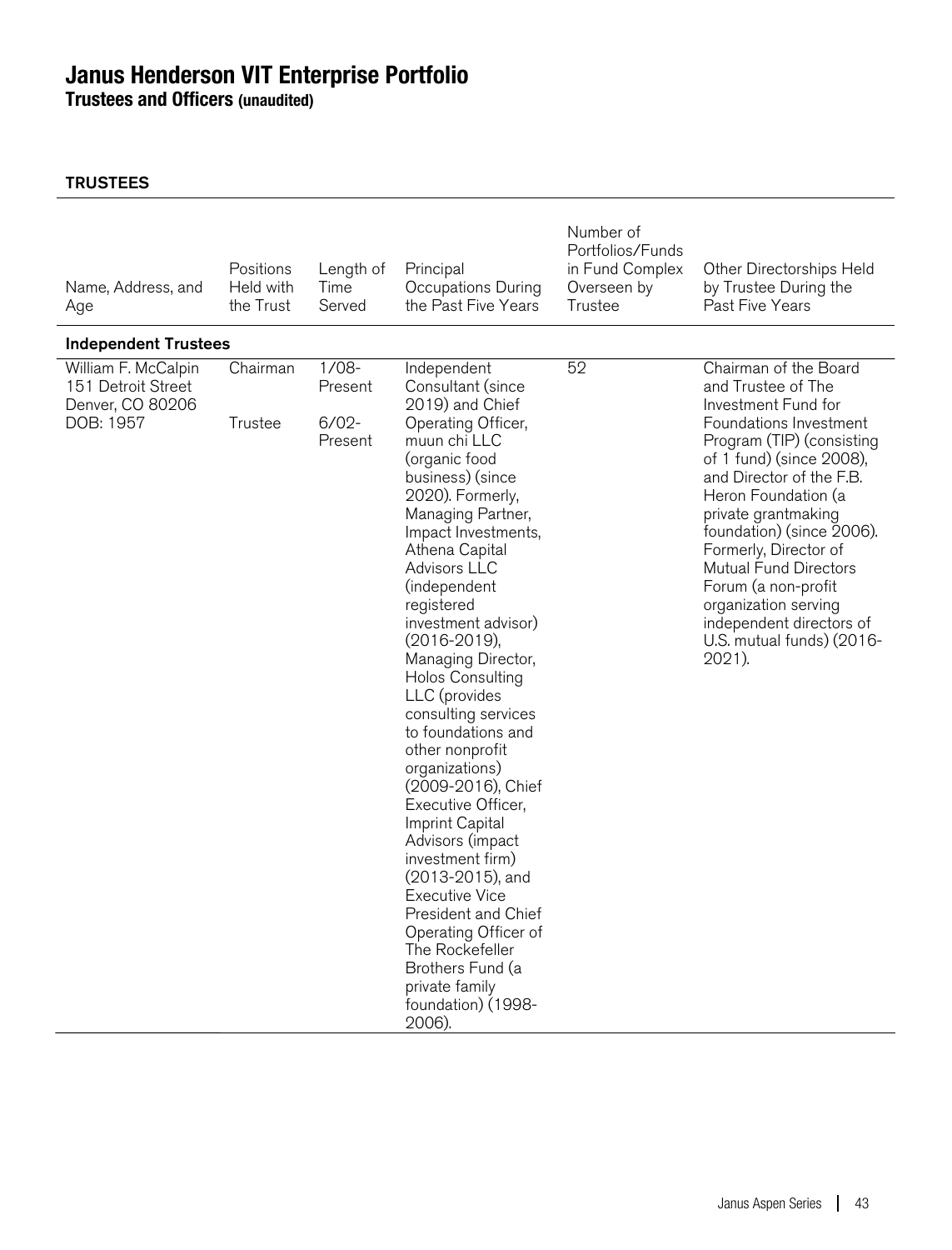# Janus Henderson VIT Enterprise Portfolio
**Trustees and Officers (unaudited)**

**TRUSTEES**

| Name, Address, and Age | Positions Held with the Trust | Length of Time Served | Principal Occupations During the Past Five Years | Number of Portfolios/Funds in Fund Complex Overseen by Trustee | Other Directorships Held by Trustee During the Past Five Years |
|---|---|---|---|---|---|
| **Independent Trustees** | | | | | |
| William F. McCalpin<br>151 Detroit Street<br>Denver, CO 80206<br>DOB: 1957 | Chairman<br><br>Trustee | 1/08-Present<br><br>6/02-Present | Independent Consultant (since 2019) and Chief Operating Officer, muun chi LLC (organic food business) (since 2020). Formerly, Managing Partner, Impact Investments, Athena Capital Advisors LLC (independent registered investment advisor) (2016-2019), Managing Director, Holos Consulting LLC (provides consulting services to foundations and other nonprofit organizations) (2009-2016), Chief Executive Officer, Imprint Capital Advisors (impact investment firm) (2013-2015), and Executive Vice President and Chief Operating Officer of The Rockefeller Brothers Fund (a private family foundation) (1998-2006). | 52 | Chairman of the Board and Trustee of The Investment Fund for Foundations Investment Program (TIP) (consisting of 1 fund) (since 2008), and Director of the F.B. Heron Foundation (a private grantmaking foundation) (since 2006). Formerly, Director of Mutual Fund Directors Forum (a non-profit organization serving independent directors of U.S. mutual funds) (2016-2021). |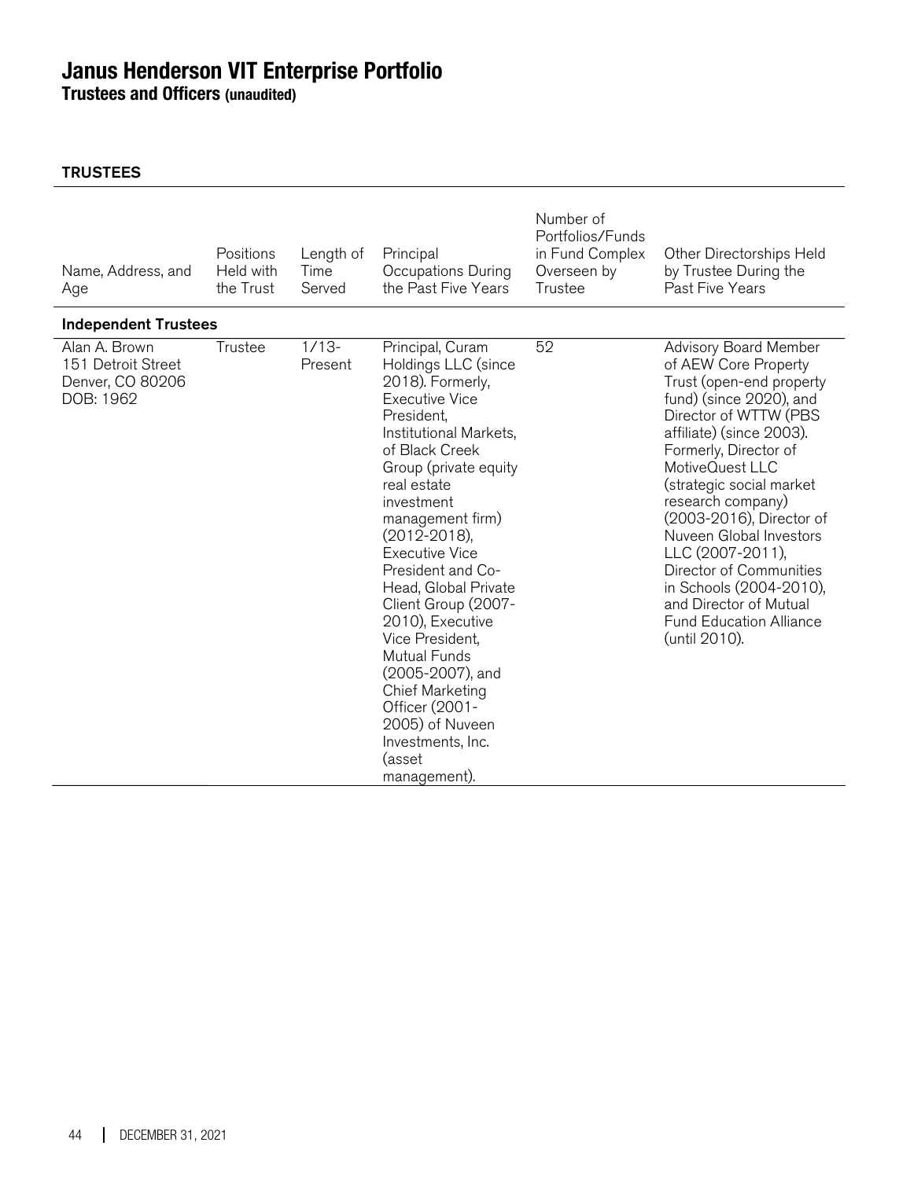# Janus Henderson VIT Enterprise Portfolio

**Trustees and Officers (unaudited)**

**TRUSTEES**

| Name, Address, and Age | Positions Held with the Trust | Length of Time Served | Principal Occupations During the Past Five Years | Number of Portfolios/Funds in Fund Complex Overseen by Trustee | Other Directorships Held by Trustee During the Past Five Years |
|---|---|---|---|---|---|
| **Independent Trustees** | | | | | |
| Alan A. Brown<br>151 Detroit Street<br>Denver, CO 80206<br>DOB: 1962 | Trustee | 1/13-Present | Principal, Curam Holdings LLC (since 2018). Formerly, Executive Vice President, Institutional Markets, of Black Creek Group (private equity real estate investment management firm) (2012-2018), Executive Vice President and Co-Head, Global Private Client Group (2007-2010), Executive Vice President, Mutual Funds (2005-2007), and Chief Marketing Officer (2001-2005) of Nuveen Investments, Inc. (asset management). | 52 | Advisory Board Member of AEW Core Property Trust (open-end property fund) (since 2020), and Director of WTTW (PBS affiliate) (since 2003). Formerly, Director of MotiveQuest LLC (strategic social market research company) (2003-2016), Director of Nuveen Global Investors LLC (2007-2011), Director of Communities in Schools (2004-2010), and Director of Mutual Fund Education Alliance (until 2010). |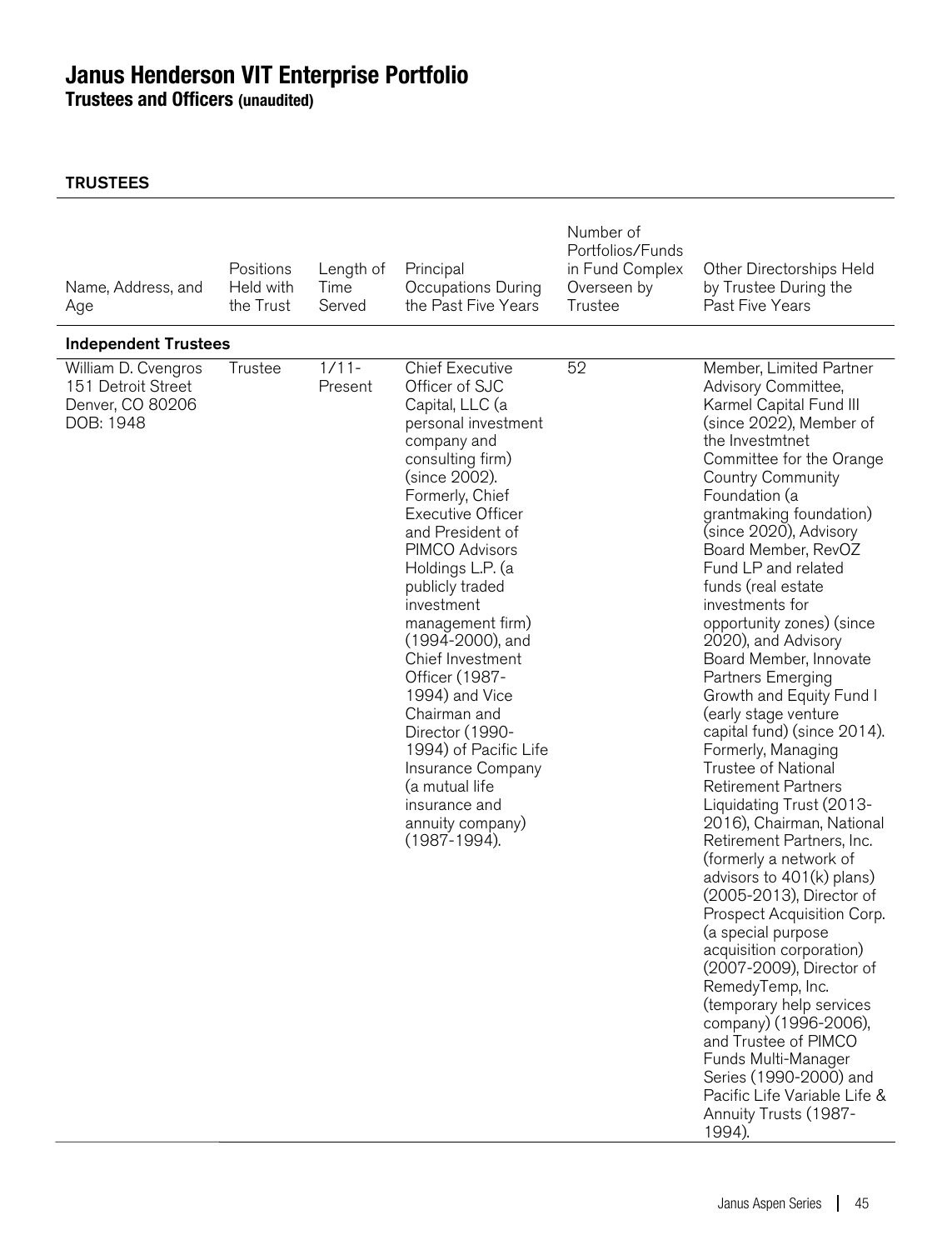# Janus Henderson VIT Enterprise Portfolio

**Trustees and Officers (unaudited)**

**TRUSTEES**

| Name, Address, and Age | Positions Held with the Trust | Length of Time Served | Principal Occupations During the Past Five Years | Number of Portfolios/Funds in Fund Complex Overseen by Trustee | Other Directorships Held by Trustee During the Past Five Years |
|---|---|---|---|---|---|
| **Independent Trustees** | | | | | |
| William D. Cvengros 151 Detroit Street Denver, CO 80206 DOB: 1948 | Trustee | 1/11-Present | Chief Executive Officer of SJC Capital, LLC (a personal investment company and consulting firm) (since 2002). Formerly, Chief Executive Officer and President of PIMCO Advisors Holdings L.P. (a publicly traded investment management firm) (1994-2000), and Chief Investment Officer (1987-1994) and Vice Chairman and Director (1990-1994) of Pacific Life Insurance Company (a mutual life insurance and annuity company) (1987-1994). | 52 | Member, Limited Partner Advisory Committee, Karmel Capital Fund III (since 2022), Member of the Investmtnet Committee for the Orange Country Community Foundation (a grantmaking foundation) (since 2020), Advisory Board Member, RevOZ Fund LP and related funds (real estate investments for opportunity zones) (since 2020), and Advisory Board Member, Innovate Partners Emerging Growth and Equity Fund I (early stage venture capital fund) (since 2014). Formerly, Managing Trustee of National Retirement Partners Liquidating Trust (2013-2016), Chairman, National Retirement Partners, Inc. (formerly a network of advisors to 401(k) plans) (2005-2013), Director of Prospect Acquisition Corp. (a special purpose acquisition corporation) (2007-2009), Director of RemedyTemp, Inc. (temporary help services company) (1996-2006), and Trustee of PIMCO Funds Multi-Manager Series (1990-2000) and Pacific Life Variable Life & Annuity Trusts (1987-1994). |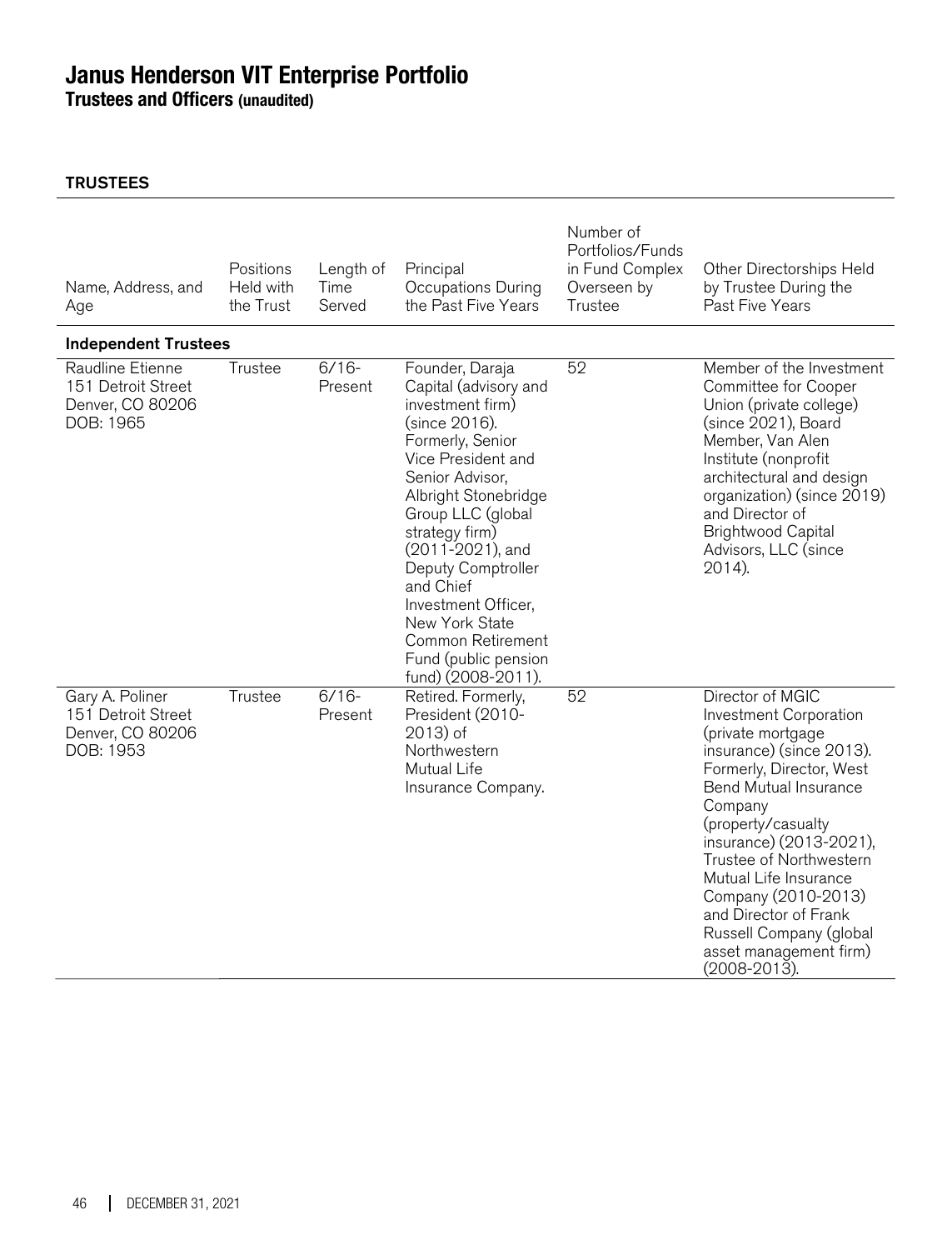# Janus Henderson VIT Enterprise Portfolio

**Trustees and Officers (unaudited)**

**TRUSTEES**

| Name, Address, and Age | Positions Held with the Trust | Length of Time Served | Principal Occupations During the Past Five Years | Number of Portfolios/Funds in Fund Complex Overseen by Trustee | Other Directorships Held by Trustee During the Past Five Years |
|---|---|---|---|---|---|
| **Independent Trustees** | | | | | |
| Raudline Etienne<br>151 Detroit Street<br>Denver, CO 80206<br>DOB: 1965 | Trustee | 6/16-Present | Founder, Daraja Capital (advisory and investment firm) (since 2016). Formerly, Senior Vice President and Senior Advisor, Albright Stonebridge Group LLC (global strategy firm) (2011-2021), and Deputy Comptroller and Chief Investment Officer, New York State Common Retirement Fund (public pension fund) (2008-2011). | 52 | Member of the Investment Committee for Cooper Union (private college) (since 2021), Board Member, Van Alen Institute (nonprofit architectural and design organization) (since 2019) and Director of Brightwood Capital Advisors, LLC (since 2014). |
| Gary A. Poliner<br>151 Detroit Street<br>Denver, CO 80206<br>DOB: 1953 | Trustee | 6/16-Present | Retired. Formerly, President (2010-2013) of Northwestern Mutual Life Insurance Company. | 52 | Director of MGIC Investment Corporation (private mortgage insurance) (since 2013). Formerly, Director, West Bend Mutual Insurance Company (property/casualty insurance) (2013-2021), Trustee of Northwestern Mutual Life Insurance Company (2010-2013) and Director of Frank Russell Company (global asset management firm) (2008-2013). |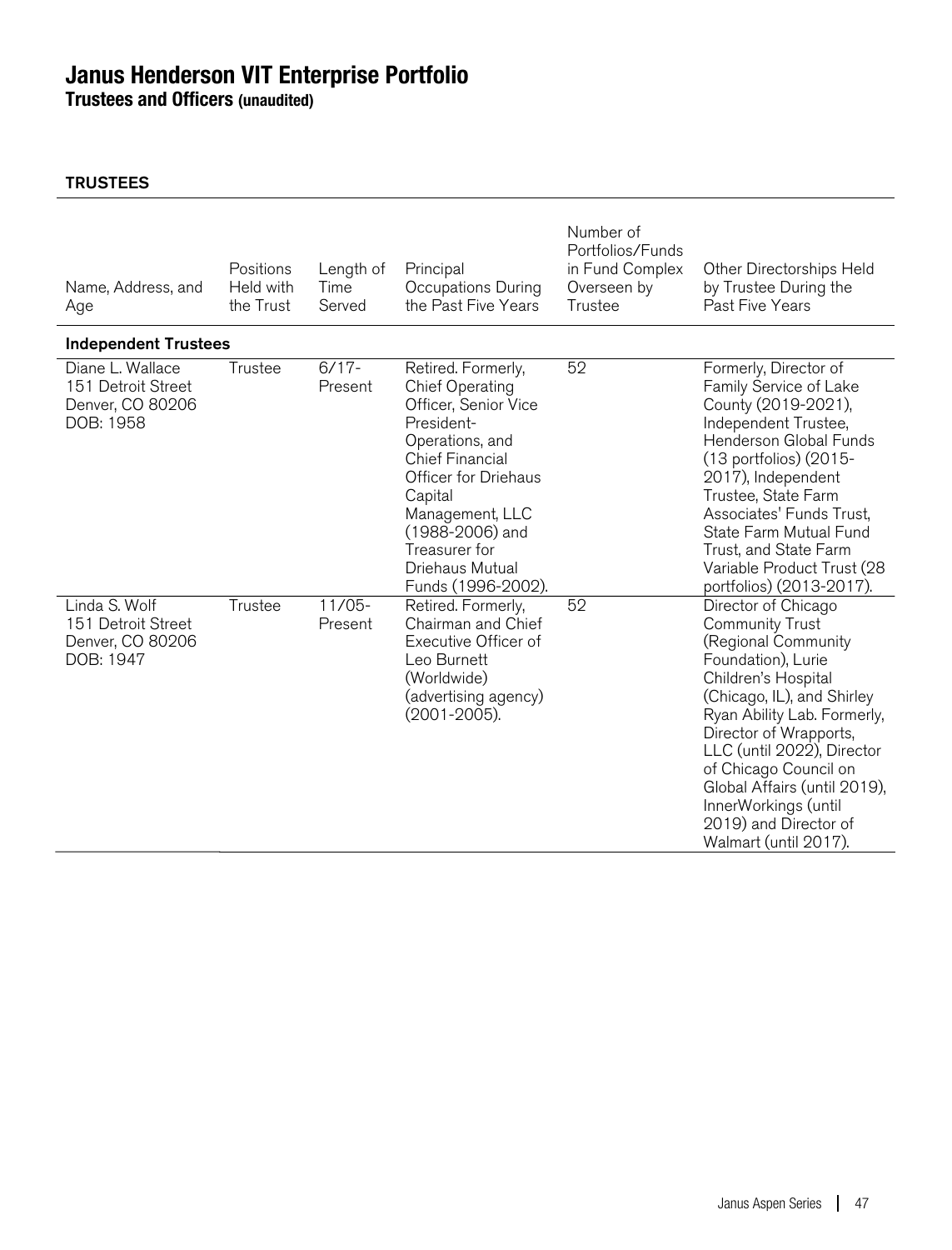# Janus Henderson VIT Enterprise Portfolio

**Trustees and Officers (unaudited)**

**TRUSTEES**

| Name, Address, and Age | Positions Held with the Trust | Length of Time Served | Principal Occupations During the Past Five Years | Number of Portfolios/Funds in Fund Complex Overseen by Trustee | Other Directorships Held by Trustee During the Past Five Years |
|---|---|---|---|---|---|
| **Independent Trustees** | | | | | |
| Diane L. Wallace<br>151 Detroit Street<br>Denver, CO 80206<br>DOB: 1958 | Trustee | 6/17-Present | Retired. Formerly, Chief Operating Officer, Senior Vice President-Operations, and Chief Financial Officer for Driehaus Capital Management, LLC (1988-2006) and Treasurer for Driehaus Mutual Funds (1996-2002). | 52 | Formerly, Director of Family Service of Lake County (2019-2021), Independent Trustee, Henderson Global Funds (13 portfolios) (2015-2017), Independent Trustee, State Farm Associates' Funds Trust, State Farm Mutual Fund Trust, and State Farm Variable Product Trust (28 portfolios) (2013-2017). |
| Linda S. Wolf<br>151 Detroit Street<br>Denver, CO 80206<br>DOB: 1947 | Trustee | 11/05-Present | Retired. Formerly, Chairman and Chief Executive Officer of Leo Burnett (Worldwide) (advertising agency) (2001-2005). | 52 | Director of Chicago Community Trust (Regional Community Foundation), Lurie Children's Hospital (Chicago, IL), and Shirley Ryan Ability Lab. Formerly, Director of Wrapports, LLC (until 2022), Director of Chicago Council on Global Affairs (until 2019), InnerWorkings (until 2019) and Director of Walmart (until 2017). |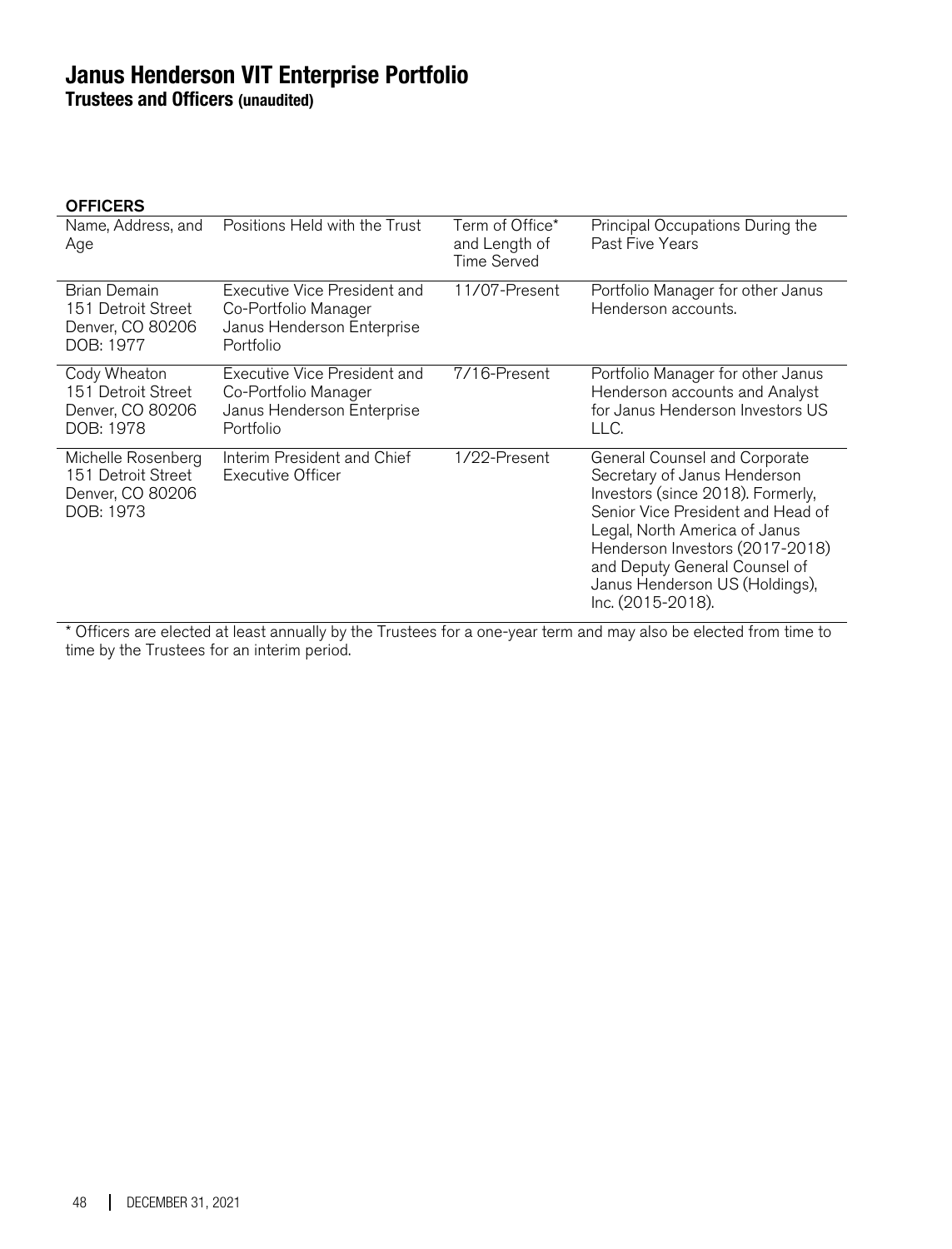# Janus Henderson VIT Enterprise Portfolio

**Trustees and Officers (unaudited)**

**OFFICERS**

| Name, Address, and Age | Positions Held with the Trust | Term of Office* and Length of Time Served | Principal Occupations During the Past Five Years |
|---|---|---|---|
| Brian Demain<br>151 Detroit Street<br>Denver, CO 80206<br>DOB: 1977 | Executive Vice President and Co-Portfolio Manager Janus Henderson Enterprise Portfolio | 11/07-Present | Portfolio Manager for other Janus Henderson accounts. |
| Cody Wheaton<br>151 Detroit Street<br>Denver, CO 80206<br>DOB: 1978 | Executive Vice President and Co-Portfolio Manager Janus Henderson Enterprise Portfolio | 7/16-Present | Portfolio Manager for other Janus Henderson accounts and Analyst for Janus Henderson Investors US LLC. |
| Michelle Rosenberg<br>151 Detroit Street<br>Denver, CO 80206<br>DOB: 1973 | Interim President and Chief Executive Officer | 1/22-Present | General Counsel and Corporate Secretary of Janus Henderson Investors (since 2018). Formerly, Senior Vice President and Head of Legal, North America of Janus Henderson Investors (2017-2018) and Deputy General Counsel of Janus Henderson US (Holdings), Inc. (2015-2018). |

* Officers are elected at least annually by the Trustees for a one-year term and may also be elected from time to time by the Trustees for an interim period.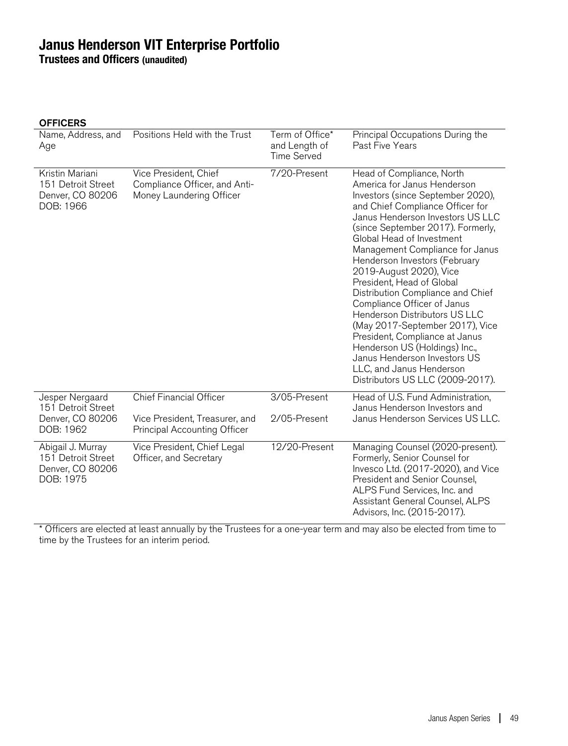# Janus Henderson VIT Enterprise Portfolio

**Trustees and Officers (unaudited)**

**OFFICERS**

| Name, Address, and Age | Positions Held with the Trust | Term of Office* and Length of Time Served | Principal Occupations During the Past Five Years |
|---|---|---|---|
| Kristin Mariani<br>151 Detroit Street<br>Denver, CO 80206<br>DOB: 1966 | Vice President, Chief Compliance Officer, and Anti-Money Laundering Officer | 7/20-Present | Head of Compliance, North America for Janus Henderson Investors (since September 2020), and Chief Compliance Officer for Janus Henderson Investors US LLC (since September 2017). Formerly, Global Head of Investment Management Compliance for Janus Henderson Investors (February 2019-August 2020), Vice President, Head of Global Distribution Compliance and Chief Compliance Officer of Janus Henderson Distributors US LLC (May 2017-September 2017), Vice President, Compliance at Janus Henderson US (Holdings) Inc., Janus Henderson Investors US LLC, and Janus Henderson Distributors US LLC (2009-2017). |
| Jesper Nergaard<br>151 Detroit Street<br>Denver, CO 80206<br>DOB: 1962 | Chief Financial Officer<br><br>Vice President, Treasurer, and Principal Accounting Officer | 3/05-Present<br><br>2/05-Present | Head of U.S. Fund Administration, Janus Henderson Investors and Janus Henderson Services US LLC. |
| Abigail J. Murray<br>151 Detroit Street<br>Denver, CO 80206<br>DOB: 1975 | Vice President, Chief Legal Officer, and Secretary | 12/20-Present | Managing Counsel (2020-present). Formerly, Senior Counsel for Invesco Ltd. (2017-2020), and Vice President and Senior Counsel, ALPS Fund Services, Inc. and Assistant General Counsel, ALPS Advisors, Inc. (2015-2017). |

* Officers are elected at least annually by the Trustees for a one-year term and may also be elected from time to time by the Trustees for an interim period.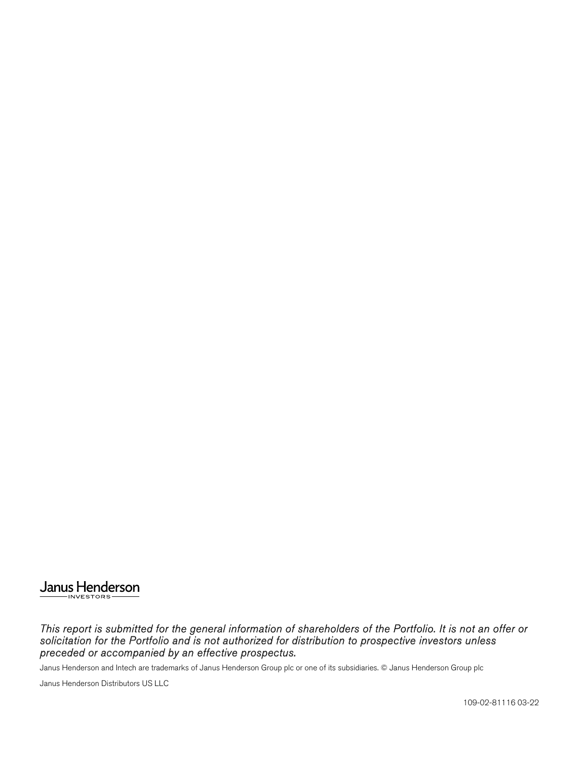Janus Henderson
INVESTORS

*This report is submitted for the general information of shareholders of the Portfolio. It is not an offer or solicitation for the Portfolio and is not authorized for distribution to prospective investors unless preceded or accompanied by an effective prospectus.*

Janus Henderson and Intech are trademarks of Janus Henderson Group plc or one of its subsidiaries. © Janus Henderson Group plc

Janus Henderson Distributors US LLC

109-02-81116 03-22